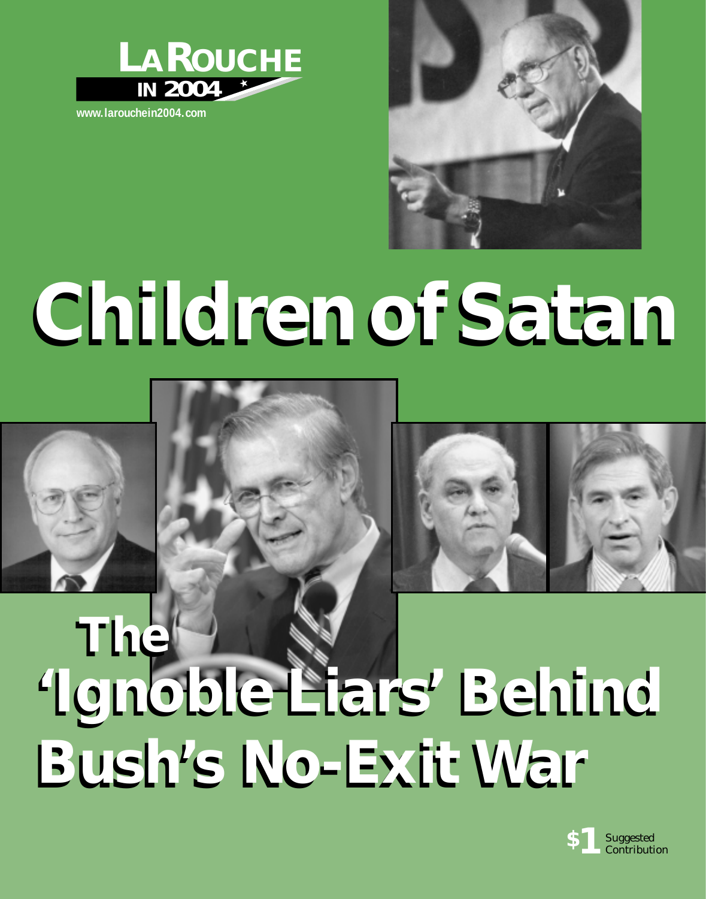LAROUCHE IN 2004

www.larouchein2004.com

# Children of Satan

# The 'Ignoble Liars' Behind Bush's No-Exit War

$1 Suggested Contribution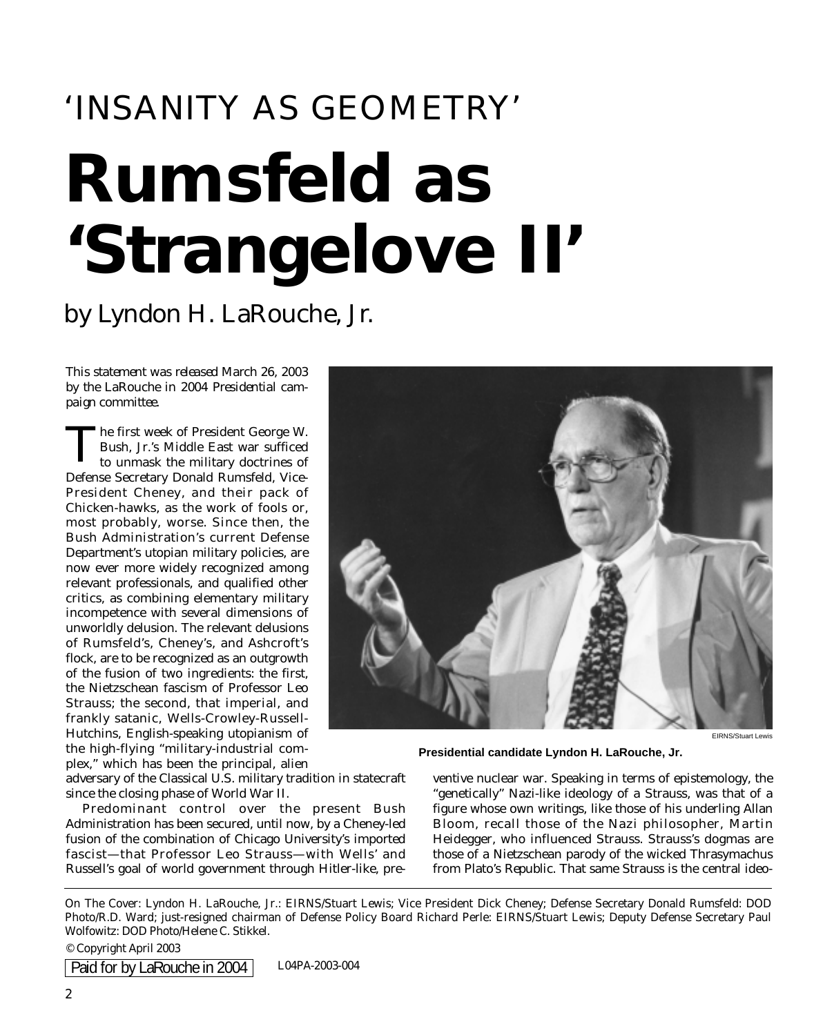# 'INSANITY AS GEOMETRY'

# Rumsfeld as 'Strangelove II'

by Lyndon H. LaRouche, Jr.

*This statement was released March 26, 2003 by the LaRouche in 2004 Presidential campaign committee.*

The first week of President George W. Bush, Jr.'s Middle East war sufficed to unmask the military doctrines of Defense Secretary Donald Rumsfeld, Vice-President Cheney, and their pack of Chicken-hawks, as the work of fools or, most probably, worse. Since then, the Bush Administration's current Defense Department's utopian military policies, are now ever more widely recognized among relevant professionals, and qualified other critics, as combining elementary military incompetence with several dimensions of unworldly delusion. The relevant delusions of Rumsfeld's, Cheney's, and Ashcroft's flock, are to be recognized as an outgrowth of the fusion of two ingredients: the first, the Nietzschean fascism of Professor Leo Strauss; the second, that imperial, and frankly satanic, Wells-Crowley-Russell-Hutchins, English-speaking utopianism of the high-flying "military-industrial complex," which has been the principal, alien adversary of the Classical U.S. military tradition in statecraft since the closing phase of World War II.

EIRNS/Stuart Lewis

**Presidential candidate Lyndon H. LaRouche, Jr.**

Predominant control over the present Bush Administration has been secured, until now, by a Cheney-led fusion of the combination of Chicago University's imported fascist—that Professor Leo Strauss—with Wells' and Russell's goal of world government through Hitler-like, preventive nuclear war. Speaking in terms of epistemology, the "genetically" Nazi-like ideology of a Strauss, was that of a figure whose own writings, like those of his underling Allan Bloom, recall those of the Nazi philosopher, Martin Heidegger, who influenced Strauss. Strauss's dogmas are those of a Nietzschean parody of the wicked Thrasymachus from Plato's *Republic*. That same Strauss is the central ideo-

---

On The Cover: Lyndon H. LaRouche, Jr.: EIRNS/Stuart Lewis; Vice President Dick Cheney; Defense Secretary Donald Rumsfeld: DOD Photo/R.D. Ward; just-resigned chairman of Defense Policy Board Richard Perle: EIRNS/Stuart Lewis; Deputy Defense Secretary Paul Wolfowitz: DOD Photo/Helene C. Stikkel.

© Copyright April 2003

Paid for by LaRouche in 2004 L04PA-2003-004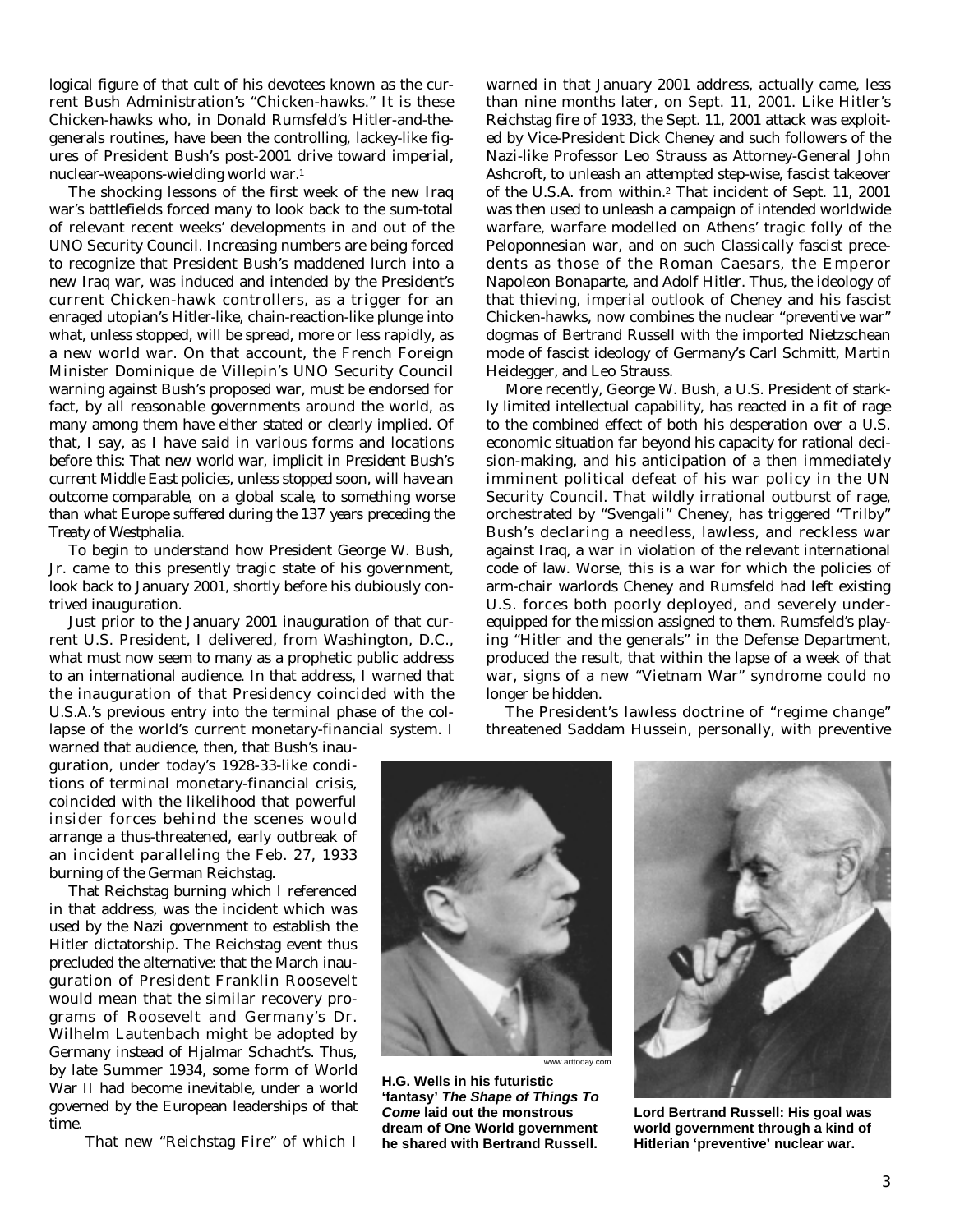logical figure of that cult of his devotees known as the current Bush Administration's "Chicken-hawks." It is these Chicken-hawks who, in Donald Rumsfeld's Hitler-and-the-generals routines, have been the controlling, lackey-like figures of President Bush's post-2001 drive toward imperial, nuclear-weapons-wielding world war.[1]

The shocking lessons of the first week of the new Iraq war's battlefields forced many to look back to the sum-total of relevant recent weeks' developments in and out of the UNO Security Council. Increasing numbers are being forced to recognize that President Bush's maddened lurch into a new Iraq war, was induced and intended by the President's current Chicken-hawk controllers, as a trigger for an enraged utopian's Hitler-like, chain-reaction-like plunge into what, unless stopped, will be spread, more or less rapidly, as a new world war. On that account, the French Foreign Minister Dominique de Villepin's UNO Security Council warning against Bush's proposed war, must be endorsed for fact, by all reasonable governments around the world, as many among them have either stated or clearly implied. Of that, I say, as I have said in various forms and locations before this: *That new world war, implicit in President Bush's current Middle East policies, unless stopped soon, will have an outcome comparable, on a global scale, to something worse than what Europe suffered during the 137 years preceding the Treaty of Westphalia.*

To begin to understand how President George W. Bush, Jr. came to this presently tragic state of his government, look back to January 2001, shortly before his dubiously contrived inauguration.

Just prior to the January 2001 inauguration of that current U.S. President, I delivered, from Washington, D.C., what must now seem to many as a prophetic public address to an international audience. In that address, I warned that the inauguration of that Presidency coincided with the U.S.A.'s previous entry into the terminal phase of the collapse of the world's current monetary-financial system. I warned that audience, then, that Bush's inauguration, under today's 1928-33-like conditions of terminal monetary-financial crisis, coincided with the likelihood that powerful insider forces behind the scenes would arrange a thus-threatened, early outbreak of an incident paralleling the Feb. 27, 1933 burning of the German Reichstag.

That Reichstag burning which I referenced in that address, was the incident which was used by the Nazi government to establish the Hitler dictatorship. The Reichstag event thus precluded the alternative: that the March inauguration of President Franklin Roosevelt would mean that the similar recovery programs of Roosevelt and Germany's Dr. Wilhelm Lautenbach might be adopted by Germany instead of Hjalmar Schacht's. Thus, by late Summer 1934, some form of World War II had become inevitable, under a world governed by the European leaderships of that time.

That new "Reichstag Fire" of which I warned in that January 2001 address, actually came, less than nine months later, on Sept. 11, 2001. Like Hitler's Reichstag fire of 1933, the Sept. 11, 2001 attack was exploited by Vice-President Dick Cheney and such followers of the Nazi-like Professor Leo Strauss as Attorney-General John Ashcroft, to unleash an attempted step-wise, fascist takeover of the U.S.A. from within.[2] That incident of Sept. 11, 2001 was then used to unleash a campaign of intended worldwide warfare, warfare modelled on Athens' tragic folly of the Peloponnesian war, and on such Classically fascist precedents as those of the Roman Caesars, the Emperor Napoleon Bonaparte, and Adolf Hitler. Thus, the ideology of that thieving, imperial outlook of Cheney and his fascist Chicken-hawks, now combines the nuclear "preventive war" dogmas of Bertrand Russell with the imported Nietzschean mode of fascist ideology of Germany's Carl Schmitt, Martin Heidegger, and Leo Strauss.

More recently, George W. Bush, a U.S. President of starkly limited intellectual capability, has reacted in a fit of rage to the combined effect of both his desperation over a U.S. economic situation far beyond his capacity for rational decision-making, and his anticipation of a then immediately imminent political defeat of his war policy in the UN Security Council. That wildly irrational outburst of rage, orchestrated by "Svengali" Cheney, has triggered "Trilby" Bush's declaring a needless, lawless, and reckless war against Iraq, a war in violation of the relevant international code of law. Worse, this is a war for which the policies of arm-chair warlords Cheney and Rumsfeld had left existing U.S. forces both poorly deployed, and severely underequipped for the mission assigned to them. Rumsfeld's playing "Hitler and the generals" in the Defense Department, produced the result, that within the lapse of a week of that war, signs of a new "Vietnam War" syndrome could no longer be hidden.

The President's lawless doctrine of "regime change" threatened Saddam Hussein, personally, with preventive

www.arttoday.com

**H.G. Wells in his futuristic 'fantasy' *The Shape of Things To Come* laid out the monstrous dream of One World government he shared with Bertrand Russell.**

**Lord Bertrand Russell: His goal was world government through a kind of Hitlerian 'preventive' nuclear war.**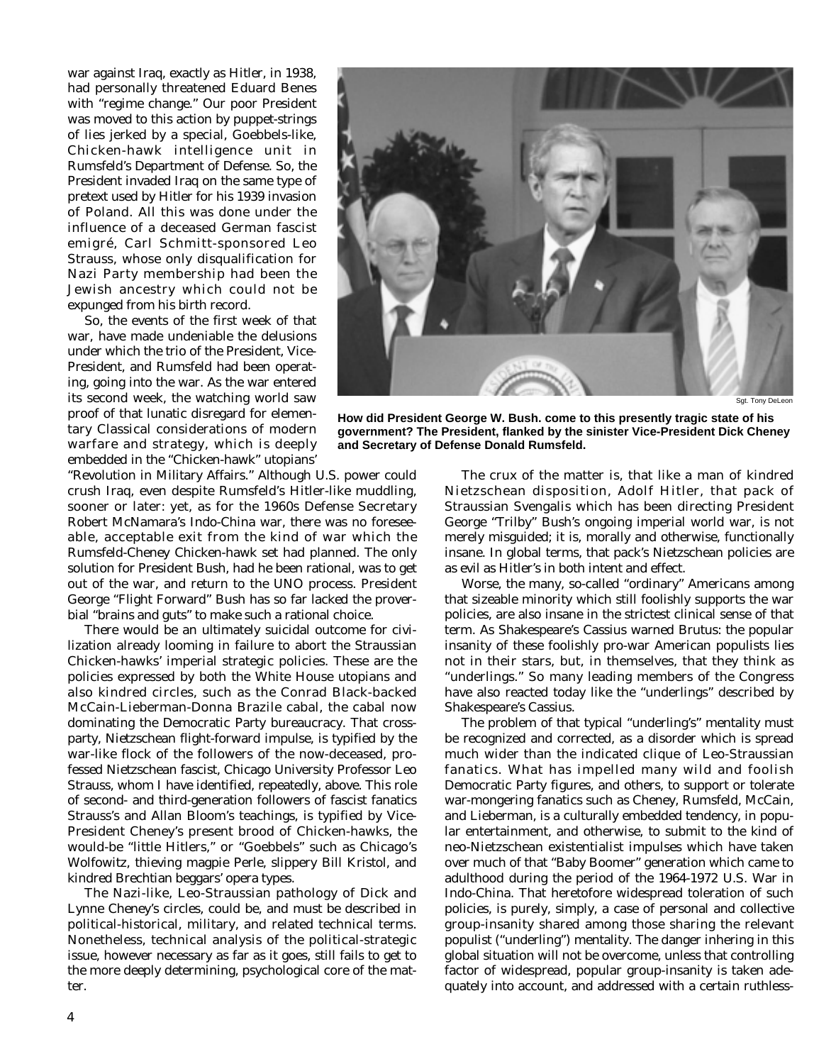war against Iraq, exactly as Hitler, in 1938, had personally threatened Eduard Benes with "regime change." Our poor President was moved to this action by puppet-strings of lies jerked by a special, Goebbels-like, Chicken-hawk intelligence unit in Rumsfeld's Department of Defense. So, the President invaded Iraq on the same type of pretext used by Hitler for his 1939 invasion of Poland. All this was done under the influence of a deceased German fascist emigré, Carl Schmitt-sponsored Leo Strauss, whose only disqualification for Nazi Party membership had been the Jewish ancestry which could not be expunged from his birth record.

So, the events of the first week of that war, have made undeniable the delusions under which the trio of the President, Vice-President, and Rumsfeld had been operating, going into the war. As the war entered its second week, the watching world saw proof of that lunatic disregard for elementary Classical considerations of modern warfare and strategy, which is deeply embedded in the "Chicken-hawk" utopians' "Revolution in Military Affairs." Although U.S. power could crush Iraq, even despite Rumsfeld's Hitler-like muddling, sooner or later: yet, as for the 1960s Defense Secretary Robert McNamara's Indo-China war, there was no foreseeable, acceptable exit from the kind of war which the Rumsfeld-Cheney Chicken-hawk set had planned. The only solution for President Bush, had he been rational, was to get out of the war, and return to the UNO process. President George "Flight Forward" Bush has so far lacked the proverbial "brains and guts" to make such a rational choice.

There would be an ultimately suicidal outcome for civilization already looming in failure to abort the Straussian Chicken-hawks' imperial strategic policies. These are the policies expressed by both the White House utopians and also kindred circles, such as the Conrad Black-backed McCain-Lieberman-Donna Brazile cabal, the cabal now dominating the Democratic Party bureaucracy. That cross-party, Nietzschean flight-forward impulse, is typified by the war-like flock of the followers of the now-deceased, professed Nietzschean fascist, Chicago University Professor Leo Strauss, whom I have identified, repeatedly, above. This role of second- and third-generation followers of fascist fanatics Strauss's and Allan Bloom's teachings, is typified by Vice-President Cheney's present brood of Chicken-hawks, the would-be "little Hitlers," or "Goebbels" such as Chicago's Wolfowitz, thieving magpie Perle, slippery Bill Kristol, and kindred Brechtian beggars' opera types.

The Nazi-like, Leo-Straussian pathology of Dick and Lynne Cheney's circles, could be, and must be described in political-historical, military, and related technical terms. Nonetheless, technical analysis of the political-strategic issue, however necessary as far as it goes, still fails to get to the more deeply determining, psychological core of the matter.

Sgt. Tony DeLeon

**How did President George W. Bush. come to this presently tragic state of his government? The President, flanked by the sinister Vice-President Dick Cheney and Secretary of Defense Donald Rumsfeld.**

The crux of the matter is, that like a man of kindred Nietzschean disposition, Adolf Hitler, that pack of Straussian Svengalis which has been directing President George "Trilby" Bush's ongoing imperial world war, is not merely misguided; it is, morally and otherwise, functionally insane. In global terms, that pack's Nietzschean policies are as evil as Hitler's in both intent and effect.

Worse, the many, so-called "ordinary" Americans among that sizeable minority which still foolishly supports the war policies, are also insane in the strictest clinical sense of that term. As Shakespeare's Cassius warned Brutus: the popular insanity of these foolishly pro-war American populists lies not in their stars, but, in themselves, that they think as "underlings." So many leading members of the Congress have also reacted today like the "underlings" described by Shakespeare's Cassius.

The problem of that typical "underling's" mentality must be recognized and corrected, as a disorder which is spread much wider than the indicated clique of Leo-Straussian fanatics. What has impelled many wild and foolish Democratic Party figures, and others, to support or tolerate war-mongering fanatics such as Cheney, Rumsfeld, McCain, and Lieberman, is a culturally embedded tendency, in popular entertainment, and otherwise, to submit to the kind of neo-Nietzschean existentialist impulses which have taken over much of that "Baby Boomer" generation which came to adulthood during the period of the 1964-1972 U.S. War in Indo-China. That heretofore widespread toleration of such policies, is purely, simply, a case of personal and collective group-insanity shared among those sharing the relevant populist ("underling") mentality. The danger inhering in this global situation will not be overcome, unless that controlling factor of widespread, popular group-insanity is taken adequately into account, and addressed with a certain ruthless-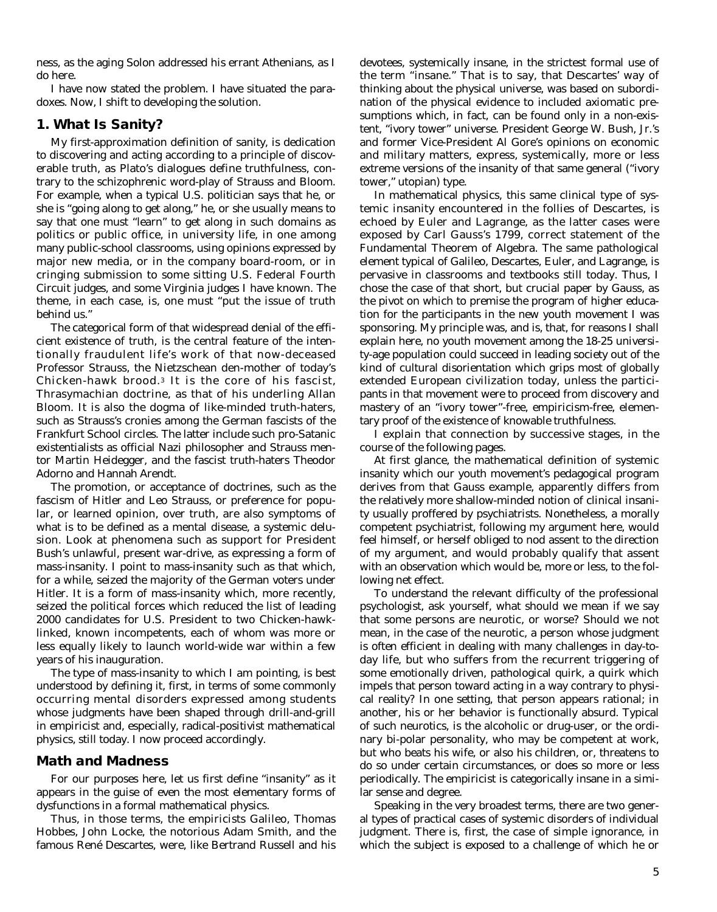ness, as the aging Solon addressed his errant Athenians, as I do here.

I have now stated the problem. I have situated the paradoxes. Now, I shift to developing the solution.

## 1. What Is Sanity?

My first-approximation definition of sanity, is dedication to discovering and acting according to a principle of discoverable truth, as Plato's dialogues define truthfulness, contrary to the schizophrenic word-play of Strauss and Bloom. For example, when a typical U.S. politician says that he, or she is "going along to get along," he, or she usually means to say that one must "learn" to get along in such domains as politics or public office, in university life, in one among many public-school classrooms, using opinions expressed by major new media, or in the company board-room, or in cringing submission to some sitting U.S. Federal Fourth Circuit judges, and some Virginia judges I have known. The theme, in each case, is, one must "put the issue of truth behind us."

The categorical form of that widespread denial of the efficient existence of truth, is the central feature of the intentionally fraudulent life's work of that now-deceased Professor Strauss, the Nietzschean den-mother of today's Chicken-hawk brood.[3] It is the core of his fascist, Thrasymachian doctrine, as that of his underling Allan Bloom. It is also the dogma of like-minded truth-haters, such as Strauss's cronies among the German fascists of the Frankfurt School circles. The latter include such pro-Satanic existentialists as official Nazi philosopher and Strauss mentor Martin Heidegger, and the fascist truth-haters Theodor Adorno and Hannah Arendt.

The promotion, or acceptance of doctrines, such as the fascism of Hitler and Leo Strauss, or preference for popular, or learned opinion, over truth, are also symptoms of what is to be defined as a mental disease, a systemic delusion. Look at phenomena such as support for President Bush's unlawful, present war-drive, as expressing a form of mass-insanity. I point to mass-insanity such as that which, for a while, seized the majority of the German voters under Hitler. It is a form of mass-insanity which, more recently, seized the political forces which reduced the list of leading 2000 candidates for U.S. President to two Chicken-hawk-linked, known incompetents, each of whom was more or less equally likely to launch world-wide war within a few years of his inauguration.

The type of mass-insanity to which I am pointing, is best understood by defining it, first, in terms of some commonly occurring mental disorders expressed among students whose judgments have been shaped through drill-and-grill in empiricist and, especially, radical-positivist mathematical physics, still today. I now proceed accordingly.

### Math and Madness

For our purposes here, let us first define "insanity" as it appears in the guise of even the most elementary forms of dysfunctions in a formal mathematical physics.

Thus, in those terms, the empiricists Galileo, Thomas Hobbes, John Locke, the notorious Adam Smith, and the famous René Descartes, were, like Bertrand Russell and his devotees, systemically insane, in the strictest formal use of the term "insane." That is to say, that Descartes' way of thinking about the physical universe, was based on subordination of the physical evidence to included axiomatic presumptions which, in fact, can be found only in a non-existent, "ivory tower" universe. President George W. Bush, Jr.'s and former Vice-President Al Gore's opinions on economic and military matters, express, systemically, more or less extreme versions of the insanity of that same general ("ivory tower," utopian) type.

In mathematical physics, this same clinical type of systemic insanity encountered in the follies of Descartes, is echoed by Euler and Lagrange, as the latter cases were exposed by Carl Gauss's 1799, correct statement of the Fundamental Theorem of Algebra. The same pathological element typical of Galileo, Descartes, Euler, and Lagrange, is pervasive in classrooms and textbooks still today. Thus, I chose the case of that short, but crucial paper by Gauss, as the pivot on which to premise the program of higher education for the participants in the new youth movement I was sponsoring. My principle was, and is, that, for reasons I shall explain here, no youth movement among the 18-25 university-age population could succeed in leading society out of the kind of cultural disorientation which grips most of globally extended European civilization today, unless the participants in that movement were to proceed from discovery and mastery of an "ivory tower"-free, empiricism-free, elementary proof of the existence of knowable truthfulness.

I explain that connection by successive stages, in the course of the following pages.

At first glance, the mathematical definition of systemic insanity which our youth movement's pedagogical program derives from that Gauss example, apparently differs from the relatively more shallow-minded notion of clinical insanity usually proffered by psychiatrists. Nonetheless, a morally competent psychiatrist, following my argument here, would feel himself, or herself obliged to nod assent to the direction of my argument, and would probably qualify that assent with an observation which would be, more or less, to the following net effect.

To understand the relevant difficulty of the professional psychologist, ask yourself, what should we mean if we say that some persons are neurotic, or worse? Should we not mean, in the case of the neurotic, a person whose judgment is often efficient in dealing with many challenges in day-to-day life, but who suffers from the recurrent triggering of some emotionally driven, pathological quirk, a quirk which impels that person toward acting in a way contrary to physical reality? In one setting, that person appears rational; in another, his or her behavior is functionally absurd. Typical of such neurotics, is the alcoholic or drug-user, or the ordinary bi-polar personality, who may be competent at work, but who beats his wife, or also his children, or, threatens to do so under certain circumstances, or does so more or less periodically. The empiricist is categorically insane in a similar sense and degree.

Speaking in the very broadest terms, there are two general types of practical cases of systemic disorders of individual judgment. There is, first, the case of simple ignorance, in which the subject is exposed to a challenge of which he or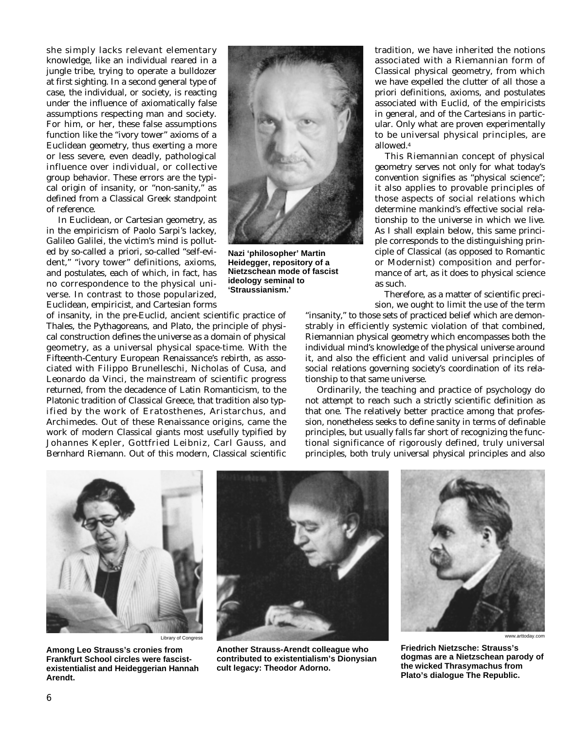she simply lacks relevant elementary knowledge, like an individual reared in a jungle tribe, trying to operate a bulldozer at first sighting. In a second general type of case, the individual, or society, is reacting under the influence of axiomatically false assumptions respecting man and society. For him, or her, these false assumptions function like the "ivory tower" axioms of a Euclidean geometry, thus exerting a more or less severe, even deadly, pathological influence over individual, or collective group behavior. These errors are the typical origin of insanity, or "non-sanity," as defined from a Classical Greek standpoint of reference.

In Euclidean, or Cartesian geometry, as in the empiricism of Paolo Sarpi's lackey, Galileo Galilei, the victim's mind is polluted by so-called a priori, so-called "self-evident," "ivory tower" definitions, axioms, and postulates, each of which, in fact, has no correspondence to the physical universe. In contrast to those popularized, Euclidean, empiricist, and Cartesian forms of insanity, in the pre-Euclid, ancient scientific practice of Thales, the Pythagoreans, and Plato, the principle of physical construction defines the universe as a domain of physical geometry, as a universal physical space-time. With the Fifteenth-Century European Renaissance's rebirth, as associated with Filippo Brunelleschi, Nicholas of Cusa, and Leonardo da Vinci, the mainstream of scientific progress returned, from the decadence of Latin Romanticism, to the Platonic tradition of Classical Greece, that tradition also typified by the work of Eratosthenes, Aristarchus, and Archimedes. Out of these Renaissance origins, came the work of modern Classical giants most usefully typified by Johannes Kepler, Gottfried Leibniz, Carl Gauss, and Bernhard Riemann. Out of this modern, Classical scientific tradition, we have inherited the notions associated with a Riemannian form of Classical physical geometry, from which we have expelled the clutter of all those a priori definitions, axioms, and postulates associated with Euclid, of the empiricists in general, and of the Cartesians in particular. Only what are proven experimentally to be universal physical principles, are allowed.[4]

Nazi 'philosopher' Martin Heidegger, repository of a Nietzschean mode of fascist ideology seminal to 'Straussianism.'

This Riemannian concept of physical geometry serves not only for what today's convention signifies as "physical science"; it also applies to provable principles of those aspects of social relations which determine mankind's effective social relationship to the universe in which we live. As I shall explain below, this same principle corresponds to the distinguishing principle of Classical (as opposed to Romantic or Modernist) composition and performance of art, as it does to physical science as such.

Therefore, as a matter of scientific precision, we ought to limit the use of the term "insanity," to those sets of practiced belief which are demonstrably in efficiently systemic violation of that combined, Riemannian physical geometry which encompasses both the individual mind's knowledge of the physical universe around it, and also the efficient and valid universal principles of social relations governing society's coordination of its relationship to that same universe.

Ordinarily, the teaching and practice of psychology do not attempt to reach such a strictly scientific definition as that one. The relatively better practice among that profession, nonetheless seeks to define sanity in terms of definable principles, but usually falls far short of recognizing the functional significance of rigorously defined, truly universal principles, both truly universal physical principles and also

Library of Congress

**Among Leo Strauss's cronies from Frankfurt School circles were fascist-existentialist and Heideggerian Hannah Arendt.**

**Another Strauss-Arendt colleague who contributed to existentialism's Dionysian cult legacy: Theodor Adorno.**

www.arttoday.com

**Friedrich Nietzsche: Strauss's dogmas are a Nietzschean parody of the wicked Thrasymachus from Plato's dialogue The Republic.**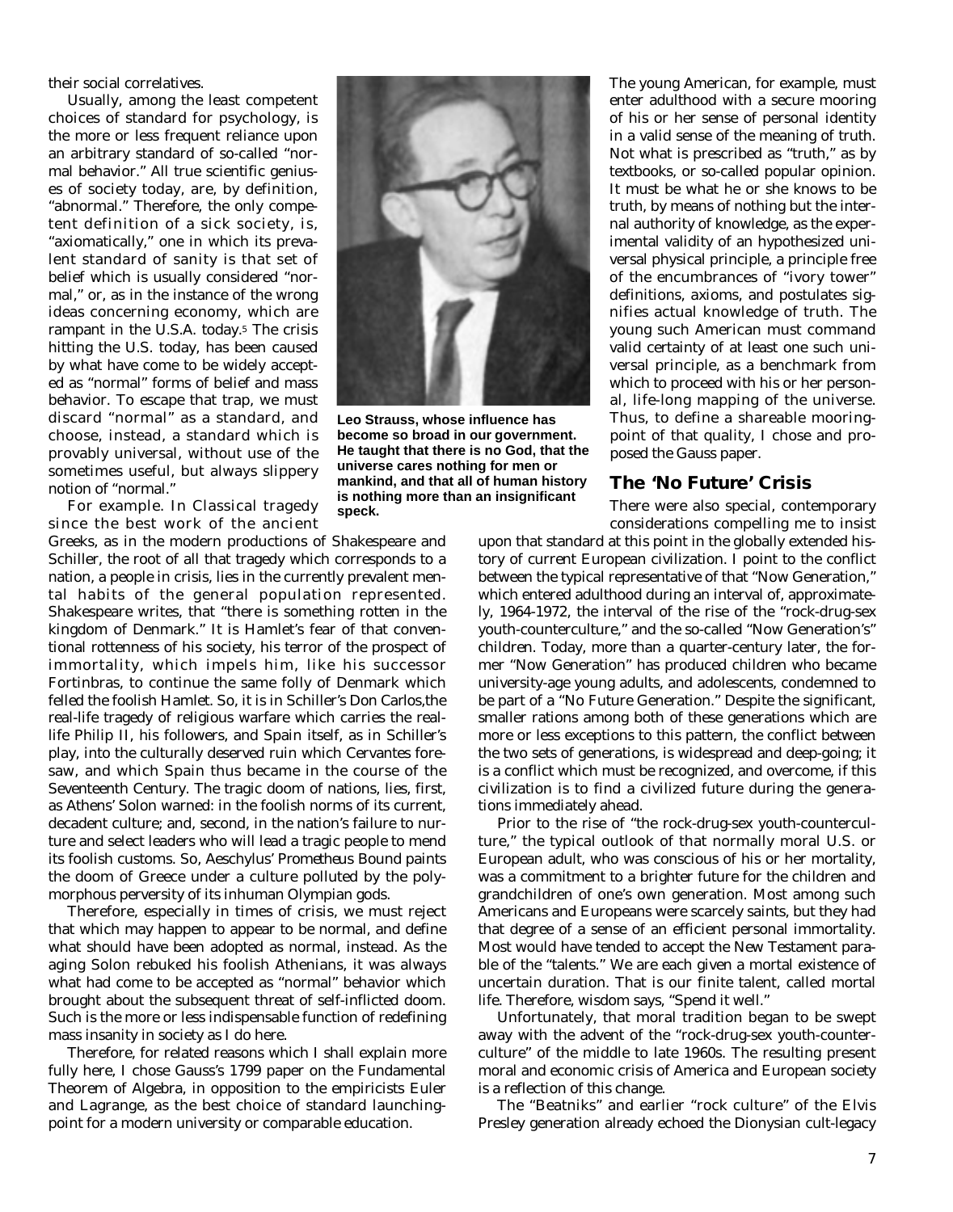their social correlatives.

Usually, among the least competent choices of standard for psychology, is the more or less frequent reliance upon an arbitrary standard of so-called "normal behavior." All true scientific geniuses of society today, are, by definition, "abnormal." Therefore, the only competent definition of a sick society, is, "axiomatically," one in which its prevalent standard of sanity is that set of belief which is usually considered "normal," or, as in the instance of the wrong ideas concerning economy, which are rampant in the U.S.A. today.[5] The crisis hitting the U.S. today, has been caused by what have come to be widely accepted as "normal" forms of belief and mass behavior. To escape that trap, we must discard "normal" as a standard, and choose, instead, a standard which is provably universal, without use of the sometimes useful, but always slippery notion of "normal."

For example. In Classical tragedy since the best work of the ancient Greeks, as in the modern productions of Shakespeare and Schiller, the root of all that tragedy which corresponds to a nation, a people in crisis, lies in the currently prevalent mental habits of the general population represented. Shakespeare writes, that "there is something rotten in the kingdom of Denmark." It is Hamlet's fear of that conventional rottenness of his society, his terror of the prospect of immortality, which impels him, like his successor Fortinbras, to continue the same folly of Denmark which felled the foolish Hamlet. So, it is in Schiller's *Don Carlos*, the real-life tragedy of religious warfare which carries the real-life Philip II, his followers, and Spain itself, as in Schiller's play, into the culturally deserved ruin which Cervantes foresaw, and which Spain thus became in the course of the Seventeenth Century. The tragic doom of nations, lies, first, as Athens' Solon warned: in the foolish norms of its current, decadent culture; and, second, in the nation's failure to nurture and select leaders who will lead a tragic people to mend its foolish customs. So, Aeschylus' *Prometheus Bound* paints the doom of Greece under a culture polluted by the polymorphous perversity of its inhuman Olympian gods.

Therefore, especially in times of crisis, we must reject that which may happen to appear to be normal, and define what should have been adopted as normal, instead. As the aging Solon rebuked his foolish Athenians, it was always what had come to be accepted as "normal" behavior which brought about the subsequent threat of self-inflicted doom. Such is the more or less indispensable function of redefining mass insanity in society as I do here.

Therefore, for related reasons which I shall explain more fully here, I chose Gauss's 1799 paper on the Fundamental Theorem of Algebra, in opposition to the empiricists Euler and Lagrange, as the best choice of standard launching-point for a modern university or comparable education.

**Leo Strauss, whose influence has become so broad in our government. He taught that there is no God, that the universe cares nothing for men or mankind, and that all of human history is nothing more than an insignificant speck.**

The young American, for example, must enter adulthood with a secure mooring of his or her sense of personal identity in a valid sense of the meaning of truth. Not what is prescribed as "truth," as by textbooks, or so-called popular opinion. It must be what he or she knows to be truth, by means of nothing but the internal authority of knowledge, as the experimental validity of an hypothesized universal physical principle, a principle free of the encumbrances of "ivory tower" definitions, axioms, and postulates signifies actual knowledge of truth. The young such American must command valid certainty of at least one such universal principle, as a benchmark from which to proceed with his or her personal, life-long mapping of the universe. Thus, to define a shareable mooring-point of that quality, I chose and proposed the Gauss paper.

## The 'No Future' Crisis

There were also special, contemporary considerations compelling me to insist upon that standard at this point in the globally extended history of current European civilization. I point to the conflict between the typical representative of that "Now Generation," which entered adulthood during an interval of, approximately, 1964-1972, the interval of the rise of the "rock-drug-sex youth-counterculture," and the so-called "Now Generation's" children. Today, more than a quarter-century later, the former "Now Generation" has produced children who became university-age young adults, and adolescents, condemned to be part of a "No Future Generation." Despite the significant, smaller rations among both of these generations which are more or less exceptions to this pattern, the conflict between the two sets of generations, is widespread and deep-going; it is a conflict which must be recognized, and overcome, if this civilization is to find a civilized future during the generations immediately ahead.

Prior to the rise of "the rock-drug-sex youth-counterculture," the typical outlook of that normally moral U.S. or European adult, who was conscious of his or her mortality, was a commitment to a brighter future for the children and grandchildren of one's own generation. Most among such Americans and Europeans were scarcely saints, but they had that degree of a sense of an efficient personal immortality. Most would have tended to accept the New Testament parable of the "talents." We are each given a mortal existence of uncertain duration. That is our finite talent, called mortal life. Therefore, wisdom says, "Spend it well."

Unfortunately, that moral tradition began to be swept away with the advent of the "rock-drug-sex youth-counterculture" of the middle to late 1960s. The resulting present moral and economic crisis of America and European society is a reflection of this change.

The "Beatniks" and earlier "rock culture" of the Elvis Presley generation already echoed the Dionysian cult-legacy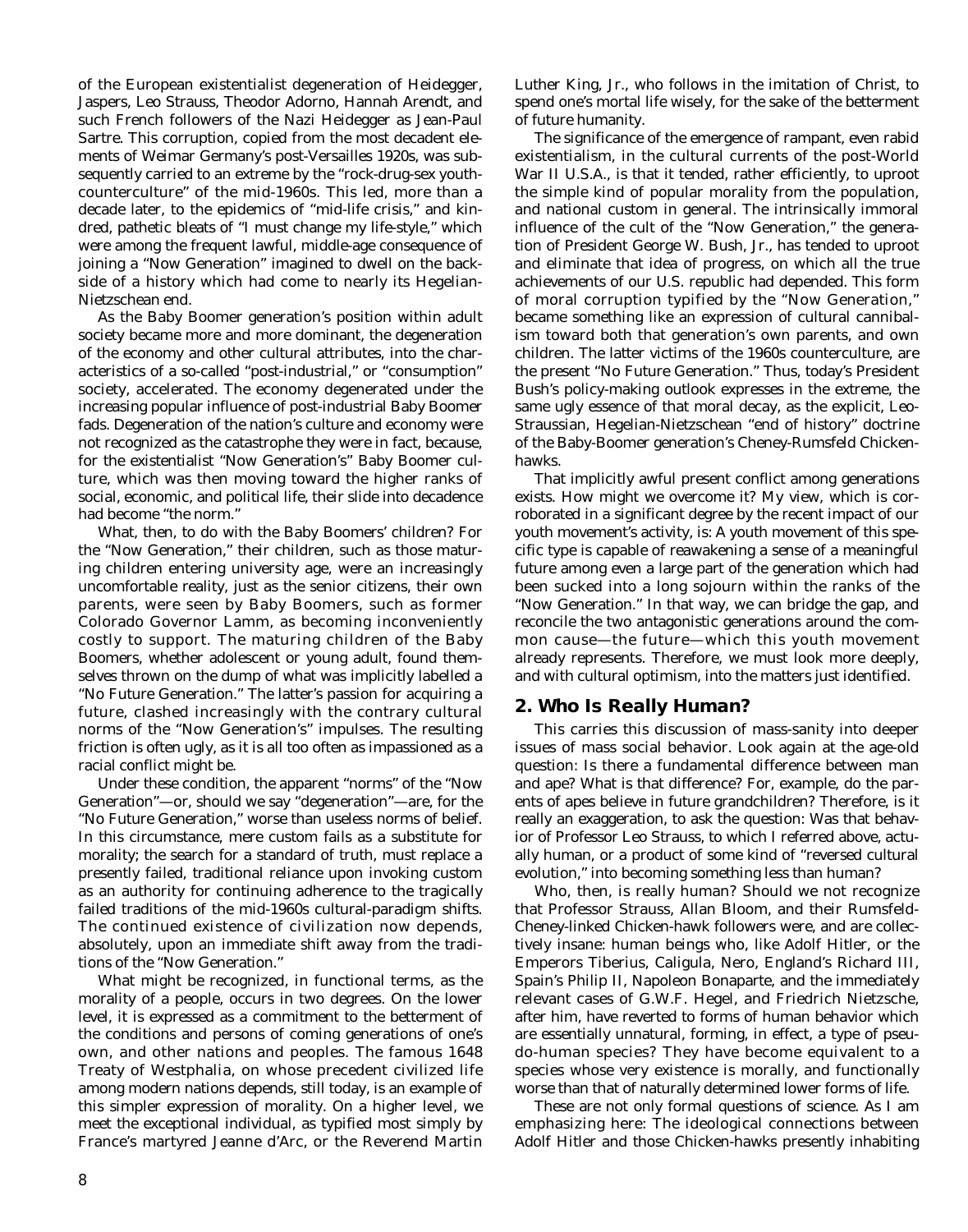of the European existentialist degeneration of Heidegger, Jaspers, Leo Strauss, Theodor Adorno, Hannah Arendt, and such French followers of the Nazi Heidegger as Jean-Paul Sartre. This corruption, copied from the most decadent elements of Weimar Germany's post-Versailles 1920s, was subsequently carried to an extreme by the "rock-drug-sex youth-counterculture" of the mid-1960s. This led, more than a decade later, to the epidemics of "mid-life crisis," and kindred, pathetic bleats of "I must change my life-style," which were among the frequent lawful, middle-age consequence of joining a "Now Generation" imagined to dwell on the backside of a history which had come to nearly its Hegelian-Nietzschean end.

As the Baby Boomer generation's position within adult society became more and more dominant, the degeneration of the economy and other cultural attributes, into the characteristics of a so-called "post-industrial," or "consumption" society, accelerated. The economy degenerated under the increasing popular influence of post-industrial Baby Boomer fads. Degeneration of the nation's culture and economy were not recognized as the catastrophe they were in fact, because, for the existentialist "Now Generation's" Baby Boomer culture, which was then moving toward the higher ranks of social, economic, and political life, their slide into decadence had become "the norm."

What, then, to do with the Baby Boomers' children? For the "Now Generation," their children, such as those maturing children entering university age, were an increasingly uncomfortable reality, just as the senior citizens, their own parents, were seen by Baby Boomers, such as former Colorado Governor Lamm, as becoming inconveniently costly to support. The maturing children of the Baby Boomers, whether adolescent or young adult, found themselves thrown on the dump of what was implicitly labelled a "No Future Generation." The latter's passion for acquiring a future, clashed increasingly with the contrary cultural norms of the "Now Generation's" impulses. The resulting friction is often ugly, as it is all too often as impassioned as a racial conflict might be.

Under these condition, the apparent "norms" of the "Now Generation"—or, should we say "degeneration"—are, for the "No Future Generation," worse than useless norms of belief. In this circumstance, mere custom fails as a substitute for morality; the search for a standard of truth, must replace a presently failed, traditional reliance upon invoking custom as an authority for continuing adherence to the tragically failed traditions of the mid-1960s cultural-paradigm shifts. The continued existence of civilization now depends, absolutely, upon an immediate shift away from the traditions of the "Now Generation."

What might be recognized, in functional terms, as the morality of a people, occurs in two degrees. On the lower level, it is expressed as a commitment to the betterment of the conditions and persons of coming generations of one's own, and other nations and peoples. The famous 1648 Treaty of Westphalia, on whose precedent civilized life among modern nations depends, still today, is an example of this simpler expression of morality. On a higher level, we meet the exceptional individual, as typified most simply by France's martyred Jeanne d'Arc, or the Reverend Martin Luther King, Jr., who follows in the imitation of Christ, to spend one's mortal life wisely, for the sake of the betterment of future humanity.

The significance of the emergence of rampant, even rabid existentialism, in the cultural currents of the post-World War II U.S.A., is that it tended, rather efficiently, to uproot the simple kind of popular morality from the population, and national custom in general. The intrinsically immoral influence of the cult of the "Now Generation," the generation of President George W. Bush, Jr., has tended to uproot and eliminate that idea of progress, on which all the true achievements of our U.S. republic had depended. This form of moral corruption typified by the "Now Generation," became something like an expression of cultural cannibalism toward both that generation's own parents, and own children. The latter victims of the 1960s counterculture, are the present "No Future Generation." Thus, today's President Bush's policy-making outlook expresses in the extreme, the same ugly essence of that moral decay, as the explicit, Leo-Straussian, Hegelian-Nietzschean "end of history" doctrine of the Baby-Boomer generation's Cheney-Rumsfeld Chicken-hawks.

That implicitly awful present conflict among generations exists. How might we overcome it? My view, which is corroborated in a significant degree by the recent impact of our youth movement's activity, is: A youth movement of this specific type is capable of reawakening a sense of a meaningful future among even a large part of the generation which had been sucked into a long sojourn within the ranks of the "Now Generation." In that way, we can bridge the gap, and reconcile the two antagonistic generations around the common cause—the future—which this youth movement already represents. Therefore, we must look more deeply, and with cultural optimism, into the matters just identified.

## 2. Who Is Really Human?

This carries this discussion of mass-sanity into deeper issues of mass social behavior. Look again at the age-old question: Is there a fundamental difference between man and ape? What is that difference? For, example, do the parents of apes believe in future grandchildren? Therefore, is it really an exaggeration, to ask the question: Was that behavior of Professor Leo Strauss, to which I referred above, actually human, or a product of some kind of "reversed cultural evolution," into becoming something less than human?

Who, then, is really human? Should we not recognize that Professor Strauss, Allan Bloom, and their Rumsfeld-Cheney-linked Chicken-hawk followers were, and are collectively insane: human beings who, like Adolf Hitler, or the Emperors Tiberius, Caligula, Nero, England's Richard III, Spain's Philip II, Napoleon Bonaparte, and the immediately relevant cases of G.W.F. Hegel, and Friedrich Nietzsche, after him, have reverted to forms of human behavior which are essentially unnatural, forming, in effect, a type of pseudo-human species? They have become equivalent to a species whose very existence is morally, and functionally worse than that of naturally determined lower forms of life.

These are not only formal questions of science. As I am emphasizing here: The ideological connections between Adolf Hitler and those Chicken-hawks presently inhabiting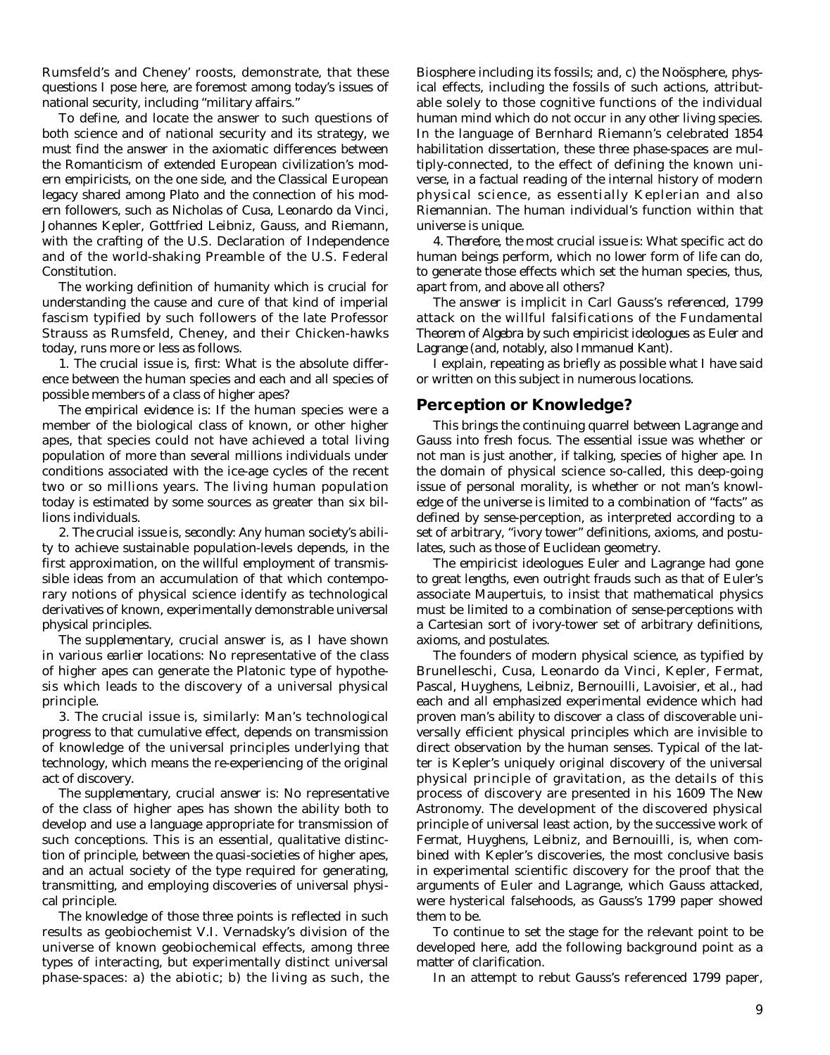Rumsfeld's and Cheney' roosts, demonstrate, that these questions I pose here, are foremost among today's issues of national security, including "military affairs."

To define, and locate the answer to such questions of both science and of national security and its strategy, we must find the answer in the axiomatic differences between the Romanticism of extended European civilization's modern empiricists, on the one side, and the Classical European legacy shared among Plato and the connection of his modern followers, such as Nicholas of Cusa, Leonardo da Vinci, Johannes Kepler, Gottfried Leibniz, Gauss, and Riemann, with the crafting of the U.S. Declaration of Independence and of the world-shaking Preamble of the U.S. Federal Constitution.

The working definition of humanity which is crucial for understanding the cause and cure of that kind of imperial fascism typified by such followers of the late Professor Strauss as Rumsfeld, Cheney, and their Chicken-hawks today, runs more or less as follows.

1. The crucial issue is, first: What is the absolute difference between the human species and each and all species of possible members of a class of higher apes?

*The empirical evidence is:* If the human species were a member of the biological class of known, or other higher apes, that species could not have achieved a total living population of more than several millions individuals under conditions associated with the ice-age cycles of the recent two or so millions years. The living human population today is estimated by some sources as greater than six billions individuals.

2. *The crucial issue is, secondly:* Any human society's ability to achieve sustainable population-levels depends, in the first approximation, on the willful employment of transmissible ideas from an accumulation of that which contemporary notions of physical science identify as technological derivatives of known, experimentally demonstrable universal physical principles.

*The supplementary, crucial answer is,* as I have shown in various earlier locations: No representative of the class of higher apes can generate the Platonic type of hypothesis which leads to the discovery of a universal physical principle.

3. The crucial issue is, similarly: Man's technological progress to that cumulative effect, depends on transmission of knowledge of the universal principles underlying that technology, which means the re-experiencing of the original act of discovery.

*The supplementary, crucial answer is:* No representative of the class of higher apes has shown the ability both to develop and use a language appropriate for transmission of such conceptions. This is an essential, qualitative distinction of principle, between the quasi-societies of higher apes, and an actual society of the type required for generating, transmitting, and employing discoveries of universal physical principle.

The knowledge of those three points is reflected in such results as geobiochemist V.I. Vernadsky's division of the universe of known geobiochemical effects, among three types of interacting, but experimentally distinct universal phase-spaces: a) the abiotic; b) the living as such, the Biosphere including its fossils; and, c) the Noösphere, physical effects, including the fossils of such actions, attributable solely to those cognitive functions of the individual human mind which do not occur in any other living species. In the language of Bernhard Riemann's celebrated 1854 habilitation dissertation, these three phase-spaces are multiply-connected, to the effect of defining the known universe, in a factual reading of the internal history of modern physical science, as essentially Keplerian and also Riemannian. The human individual's function within that universe is unique.

4. *Therefore, the most crucial issue is: What specific act do human beings perform, which no lower form of life can do, to generate those effects which set the human species, thus, apart from, and above all others?*

*The answer is implicit in Carl Gauss's referenced, 1799 attack on the willful falsifications of the Fundamental Theorem of Algebra by such empiricist ideologues as Euler and Lagrange (and, notably, also Immanuel Kant).*

I explain, repeating as briefly as possible what I have said or written on this subject in numerous locations.

## Perception or Knowledge?

This brings the continuing quarrel between Lagrange and Gauss into fresh focus. The essential issue was whether or not man is just another, if talking, species of higher ape. In the domain of physical science so-called, this deep-going issue of personal morality, is whether or not man's knowledge of the universe is limited to a combination of "facts" as defined by sense-perception, as interpreted according to a set of arbitrary, "ivory tower" definitions, axioms, and postulates, such as those of Euclidean geometry.

The empiricist ideologues Euler and Lagrange had gone to great lengths, even outright frauds such as that of Euler's associate Maupertuis, to insist that mathematical physics must be limited to a combination of sense-perceptions with a Cartesian sort of ivory-tower set of arbitrary definitions, axioms, and postulates.

The founders of modern physical science, as typified by Brunelleschi, Cusa, Leonardo da Vinci, Kepler, Fermat, Pascal, Huyghens, Leibniz, Bernouilli, Lavoisier, et al., had each and all emphasized experimental evidence which had proven man's ability to discover a class of discoverable universally efficient physical principles which are invisible to direct observation by the human senses. Typical of the latter is Kepler's uniquely original discovery of the universal physical principle of gravitation, as the details of this process of discovery are presented in his 1609 *The New Astronomy.* The development of the discovered physical principle of universal least action, by the successive work of Fermat, Huyghens, Leibniz, and Bernouilli, is, when combined with Kepler's discoveries, the most conclusive basis in experimental scientific discovery for the proof that the arguments of Euler and Lagrange, which Gauss attacked, were hysterical falsehoods, as Gauss's 1799 paper showed them to be.

To continue to set the stage for the relevant point to be developed here, add the following background point as a matter of clarification.

In an attempt to rebut Gauss's referenced 1799 paper,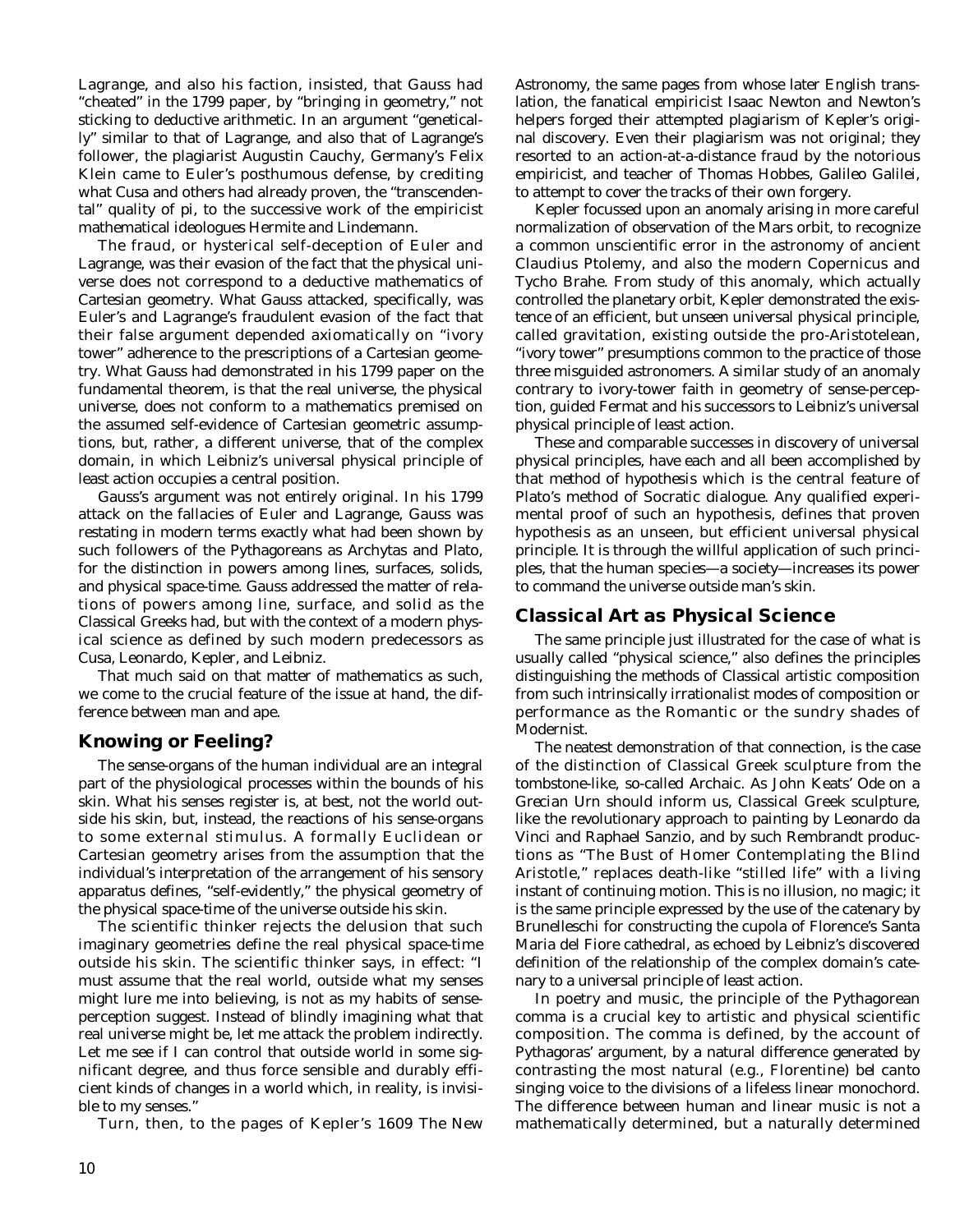Lagrange, and also his faction, insisted, that Gauss had "cheated" in the 1799 paper, by "bringing in geometry," not sticking to deductive arithmetic. In an argument "genetically" similar to that of Lagrange, and also that of Lagrange's follower, the plagiarist Augustin Cauchy, Germany's Felix Klein came to Euler's posthumous defense, by crediting what Cusa and others had already proven, the "transcendental" quality of pi, to the successive work of the empiricist mathematical ideologues Hermite and Lindemann.

The fraud, or hysterical self-deception of Euler and Lagrange, was their evasion of the fact that the physical universe does not correspond to a deductive mathematics of Cartesian geometry. What Gauss attacked, specifically, was Euler's and Lagrange's fraudulent evasion of the fact that their false argument depended axiomatically on "ivory tower" adherence to the prescriptions of a Cartesian geometry. What Gauss had demonstrated in his 1799 paper on the fundamental theorem, is that the real universe, the physical universe, does not conform to a mathematics premised on the assumed self-evidence of Cartesian geometric assumptions, but, rather, a different universe, that of the complex domain, in which Leibniz's universal physical principle of least action occupies a central position.

Gauss's argument was not entirely original. In his 1799 attack on the fallacies of Euler and Lagrange, Gauss was restating in modern terms exactly what had been shown by such followers of the Pythagoreans as Archytas and Plato, for the distinction in powers among lines, surfaces, solids, and physical space-time. Gauss addressed the matter of relations of powers among line, surface, and solid as the Classical Greeks had, but with the context of a modern physical science as defined by such modern predecessors as Cusa, Leonardo, Kepler, and Leibniz.

That much said on that matter of mathematics as such, we come to the crucial feature of the issue at hand, the difference between man and ape.

## Knowing or Feeling?

The sense-organs of the human individual are an integral part of the physiological processes within the bounds of his skin. What his senses register is, at best, not the world outside his skin, but, instead, the reactions of his sense-organs to some external stimulus. A formally Euclidean or Cartesian geometry arises from the assumption that the individual's interpretation of the arrangement of his sensory apparatus defines, "self-evidently," the physical geometry of the physical space-time of the universe outside his skin.

The scientific thinker rejects the delusion that such imaginary geometries define the real physical space-time outside his skin. The scientific thinker says, in effect: "I must assume that the real world, outside what my senses might lure me into believing, is not as my habits of sense-perception suggest. Instead of blindly imagining what that real universe might be, let me attack the problem indirectly. Let me see if I can control that outside world in some significant degree, and thus force sensible and durably efficient kinds of changes in a world which, in reality, is invisible to my senses."

Turn, then, to the pages of Kepler's 1609 The New Astronomy, the same pages from whose later English translation, the fanatical empiricist Isaac Newton and Newton's helpers forged their attempted plagiarism of Kepler's original discovery. Even their plagiarism was not original; they resorted to an action-at-a-distance fraud by the notorious empiricist, and teacher of Thomas Hobbes, Galileo Galilei, to attempt to cover the tracks of their own forgery.

Kepler focussed upon an anomaly arising in more careful normalization of observation of the Mars orbit, to recognize a common unscientific error in the astronomy of ancient Claudius Ptolemy, and also the modern Copernicus and Tycho Brahe. From study of this anomaly, which actually controlled the planetary orbit, Kepler demonstrated the existence of an efficient, but unseen universal physical principle, called gravitation, existing outside the pro-Aristotelean, "ivory tower" presumptions common to the practice of those three misguided astronomers. A similar study of an anomaly contrary to ivory-tower faith in geometry of sense-perception, guided Fermat and his successors to Leibniz's universal physical principle of least action.

These and comparable successes in discovery of universal physical principles, have each and all been accomplished by that method of hypothesis which is the central feature of Plato's method of Socratic dialogue. Any qualified experimental proof of such an hypothesis, defines that proven hypothesis as an unseen, but efficient universal physical principle. It is through the willful application of such principles, that the human species—a society—increases its power to command the universe outside man's skin.

## Classical Art as Physical Science

The same principle just illustrated for the case of what is usually called "physical science," also defines the principles distinguishing the methods of Classical artistic composition from such intrinsically irrationalist modes of composition or performance as the Romantic or the sundry shades of Modernist.

The neatest demonstration of that connection, is the case of the distinction of Classical Greek sculpture from the tombstone-like, so-called Archaic. As John Keats' Ode on a Grecian Urn should inform us, Classical Greek sculpture, like the revolutionary approach to painting by Leonardo da Vinci and Raphael Sanzio, and by such Rembrandt productions as "The Bust of Homer Contemplating the Blind Aristotle," replaces death-like "stilled life" with a living instant of continuing motion. This is no illusion, no magic; it is the same principle expressed by the use of the catenary by Brunelleschi for constructing the cupola of Florence's Santa Maria del Fiore cathedral, as echoed by Leibniz's discovered definition of the relationship of the complex domain's catenary to a universal principle of least action.

In poetry and music, the principle of the Pythagorean comma is a crucial key to artistic and physical scientific composition. The comma is defined, by the account of Pythagoras' argument, by a natural difference generated by contrasting the most natural (e.g., Florentine) bel canto singing voice to the divisions of a lifeless linear monochord. The difference between human and linear music is not a mathematically determined, but a naturally determined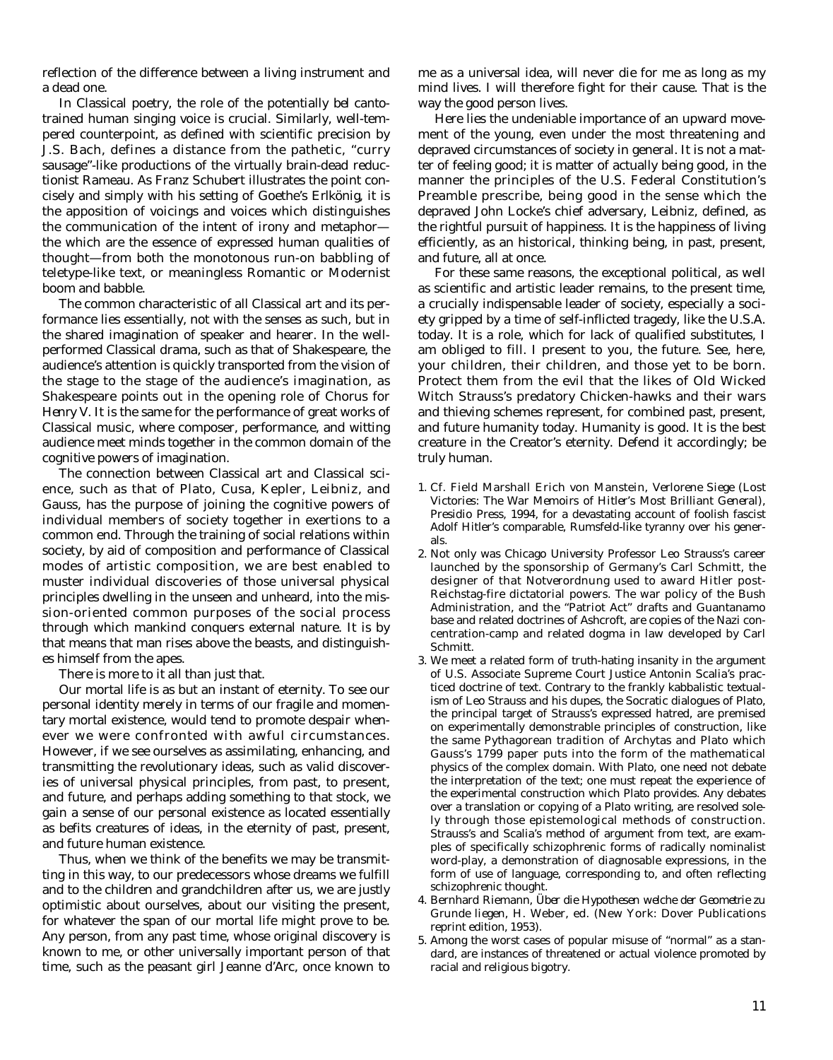reflection of the difference between a living instrument and a dead one.

In Classical poetry, the role of the potentially *bel canto*-trained human singing voice is crucial. Similarly, well-tempered counterpoint, as defined with scientific precision by J.S. Bach, defines a distance from the pathetic, "curry sausage"-like productions of the virtually brain-dead reductionist Rameau. As Franz Schubert illustrates the point concisely and simply with his setting of Goethe's *Erlkönig*, it is the apposition of voicings and voices which distinguishes the communication of the intent of irony and metaphor—the which are the essence of expressed human qualities of thought—from both the monotonous run-on babbling of teletype-like text, or meaningless Romantic or Modernist boom and babble.

The common characteristic of all Classical art and its performance lies essentially, not with the senses as such, but in the shared imagination of speaker and hearer. In the well-performed Classical drama, such as that of Shakespeare, the audience's attention is quickly transported from the vision of the stage to the stage of the audience's imagination, as Shakespeare points out in the opening role of Chorus for *Henry V*. It is the same for the performance of great works of Classical music, where composer, performance, and witting audience meet minds together in the common domain of the cognitive powers of imagination.

The connection between Classical art and Classical science, such as that of Plato, Cusa, Kepler, Leibniz, and Gauss, has the purpose of joining the cognitive powers of individual members of society together in exertions to a common end. Through the training of social relations within society, by aid of composition and performance of Classical modes of artistic composition, we are best enabled to muster individual discoveries of those universal physical principles dwelling in the unseen and unheard, into the mission-oriented common purposes of the social process through which mankind conquers external nature. It is by that means that man rises above the beasts, and distinguishes himself from the apes.

There is more to it all than just that.

Our mortal life is as but an instant of eternity. To see our personal identity merely in terms of our fragile and momentary mortal existence, would tend to promote despair whenever we were confronted with awful circumstances. However, if we see ourselves as assimilating, enhancing, and transmitting the revolutionary ideas, such as valid discoveries of universal physical principles, from past, to present, and future, and perhaps adding something to that stock, we gain a sense of our personal existence as located essentially as befits creatures of ideas, in the eternity of past, present, and future human existence.

Thus, when we think of the benefits we may be transmitting in this way, to our predecessors whose dreams we fulfill and to the children and grandchildren after us, we are justly optimistic about ourselves, about our visiting the present, for whatever the span of our mortal life might prove to be. Any person, from any past time, whose original discovery is known to me, or other universally important person of that time, such as the peasant girl Jeanne d'Arc, once known to me as a universal idea, will never die for me as long as my mind lives. I will therefore fight for their cause. That is the way the good person lives.

Here lies the undeniable importance of an upward movement of the young, even under the most threatening and depraved circumstances of society in general. It is not a matter of feeling good; it is matter of actually being good, in the manner the principles of the U.S. Federal Constitution's Preamble prescribe, being good in the sense which the depraved John Locke's chief adversary, Leibniz, defined, as the rightful pursuit of happiness. It is the happiness of living efficiently, as an historical, thinking being, in past, present, and future, all at once.

For these same reasons, the exceptional political, as well as scientific and artistic leader remains, to the present time, a crucially indispensable leader of society, especially a society gripped by a time of self-inflicted tragedy, like the U.S.A. today. It is a role, which for lack of qualified substitutes, I am obliged to fill. I present to you, the future. See, here, your children, their children, and those yet to be born. Protect them from the evil that the likes of Old Wicked Witch Strauss's predatory Chicken-hawks and their wars and thieving schemes represent, for combined past, present, and future humanity today. Humanity is good. It is the best creature in the Creator's eternity. Defend it accordingly; be truly human.

1. Cf. Field Marshall Erich von Manstein, *Verlorene Siege* (*Lost Victories: The War Memoirs of Hitler's Most Brilliant General*), Presidio Press, 1994, for a devastating account of foolish fascist Adolf Hitler's comparable, Rumsfeld-like tyranny over his generals.
2. Not only was Chicago University Professor Leo Strauss's career launched by the sponsorship of Germany's Carl Schmitt, the designer of that Notverordnung used to award Hitler post-Reichstag-fire dictatorial powers. The war policy of the Bush Administration, and the "Patriot Act" drafts and Guantanamo base and related doctrines of Ashcroft, are copies of the Nazi concentration-camp and related dogma in law developed by Carl Schmitt.
3. We meet a related form of truth-hating insanity in the argument of U.S. Associate Supreme Court Justice Antonin Scalia's practiced doctrine of text. Contrary to the frankly kabbalistic textualism of Leo Strauss and his dupes, the Socratic dialogues of Plato, the principal target of Strauss's expressed hatred, are premised on experimentally demonstrable principles of construction, like the same Pythagorean tradition of Archytas and Plato which Gauss's 1799 paper puts into the form of the mathematical physics of the complex domain. With Plato, one need not debate the interpretation of the text; one must repeat the experience of the experimental construction which Plato provides. Any debates over a translation or copying of a Plato writing, are resolved solely through those epistemological methods of construction. Strauss's and Scalia's method of argument from text, are examples of specifically schizophrenic forms of radically nominalist word-play, a demonstration of diagnosable expressions, in the form of use of language, corresponding to, and often reflecting schizophrenic thought.
4. Bernhard Riemann, *Über die Hypothesen welche der Geometrie zu Grunde liegen*, H. Weber, ed. (New York: Dover Publications reprint edition, 1953).
5. Among the worst cases of popular misuse of "normal" as a standard, are instances of threatened or actual violence promoted by racial and religious bigotry.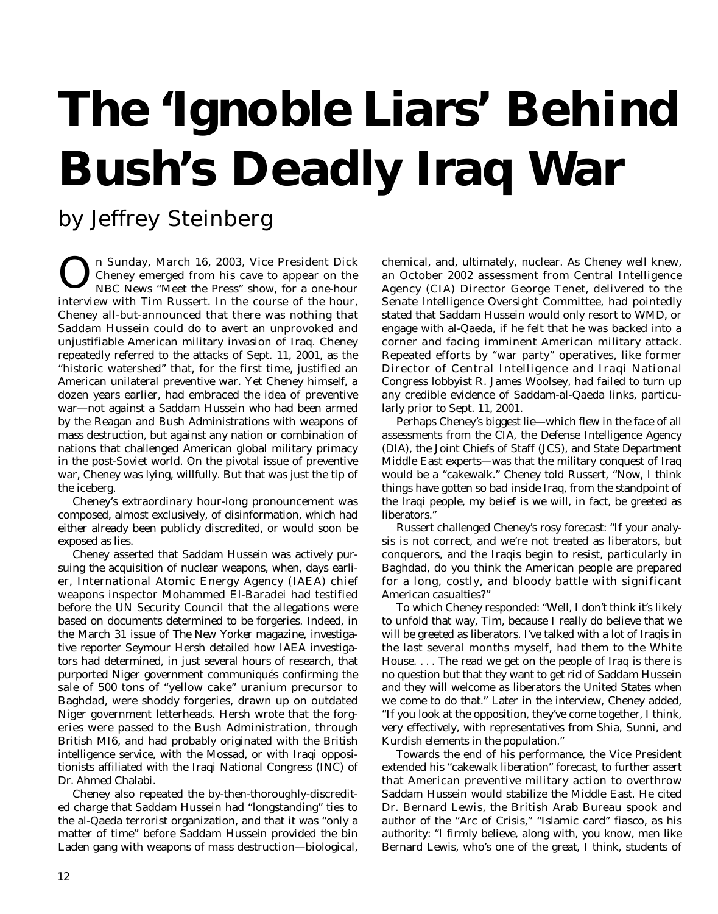# The 'Ignoble Liars' Behind Bush's Deadly Iraq War

by Jeffrey Steinberg

On Sunday, March 16, 2003, Vice President Dick Cheney emerged from his cave to appear on the NBC News "Meet the Press" show, for a one-hour interview with Tim Russert. In the course of the hour, Cheney all-but-announced that there was nothing that Saddam Hussein could do to avert an unprovoked and unjustifiable American military invasion of Iraq. Cheney repeatedly referred to the attacks of Sept. 11, 2001, as the "historic watershed" that, for the first time, justified an American unilateral preventive war. Yet Cheney himself, a dozen years earlier, had embraced the idea of preventive war—not against a Saddam Hussein who had been armed by the Reagan and Bush Administrations with weapons of mass destruction, but against any nation or combination of nations that challenged American global military primacy in the post-Soviet world. On the pivotal issue of preventive war, Cheney was lying, willfully. But that was just the tip of the iceberg.

Cheney's extraordinary hour-long pronouncement was composed, almost exclusively, of disinformation, which had either already been publicly discredited, or would soon be exposed as lies.

Cheney asserted that Saddam Hussein was actively pursuing the acquisition of nuclear weapons, when, days earlier, International Atomic Energy Agency (IAEA) chief weapons inspector Mohammed El-Baradei had testified before the UN Security Council that the allegations were based on documents determined to be forgeries. Indeed, in the March 31 issue of *The New Yorker* magazine, investigative reporter Seymour Hersh detailed how IAEA investigators had determined, in just several hours of research, that purported Niger government communiqués confirming the sale of 500 tons of "yellow cake" uranium precursor to Baghdad, were shoddy forgeries, drawn up on outdated Niger government letterheads. Hersh wrote that the forgeries were passed to the Bush Administration, through British MI6, and had probably originated with the British intelligence service, with the Mossad, or with Iraqi oppositionists affiliated with the Iraqi National Congress (INC) of Dr. Ahmed Chalabi.

Cheney also repeated the by-then-thoroughly-discredited charge that Saddam Hussein had "longstanding" ties to the al-Qaeda terrorist organization, and that it was "only a matter of time" before Saddam Hussein provided the bin Laden gang with weapons of mass destruction—biological, chemical, and, ultimately, nuclear. As Cheney well knew, an October 2002 assessment from Central Intelligence Agency (CIA) Director George Tenet, delivered to the Senate Intelligence Oversight Committee, had pointedly stated that Saddam Hussein would only resort to WMD, or engage with al-Qaeda, if he felt that he was backed into a corner and facing imminent American military attack. Repeated efforts by "war party" operatives, like former Director of Central Intelligence and Iraqi National Congress lobbyist R. James Woolsey, had failed to turn up any credible evidence of Saddam-al-Qaeda links, particularly prior to Sept. 11, 2001.

Perhaps Cheney's biggest lie—which flew in the face of all assessments from the CIA, the Defense Intelligence Agency (DIA), the Joint Chiefs of Staff (JCS), and State Department Middle East experts—was that the military conquest of Iraq would be a "cakewalk." Cheney told Russert, "Now, I think things have gotten so bad inside Iraq, from the standpoint of the Iraqi people, my belief is we will, in fact, be greeted as liberators."

Russert challenged Cheney's rosy forecast: "If your analysis is not correct, and we're not treated as liberators, but conquerors, and the Iraqis begin to resist, particularly in Baghdad, do you think the American people are prepared for a long, costly, and bloody battle with significant American casualties?"

To which Cheney responded: "Well, I don't think it's likely to unfold that way, Tim, because I really do believe that we will be greeted as liberators. I've talked with a lot of Iraqis in the last several months myself, had them to the White House. . . . The read we get on the people of Iraq is there is no question but that they want to get rid of Saddam Hussein and they will welcome as liberators the United States when we come to do that." Later in the interview, Cheney added, "If you look at the opposition, they've come together, I think, very effectively, with representatives from Shia, Sunni, and Kurdish elements in the population."

Towards the end of his performance, the Vice President extended his "cakewalk liberation" forecast, to further assert that American preventive military action to overthrow Saddam Hussein would stabilize the Middle East. He cited Dr. Bernard Lewis, the British Arab Bureau spook and author of the "Arc of Crisis," "Islamic card" fiasco, as his authority: "I firmly believe, along with, you know, men like Bernard Lewis, who's one of the great, I think, students of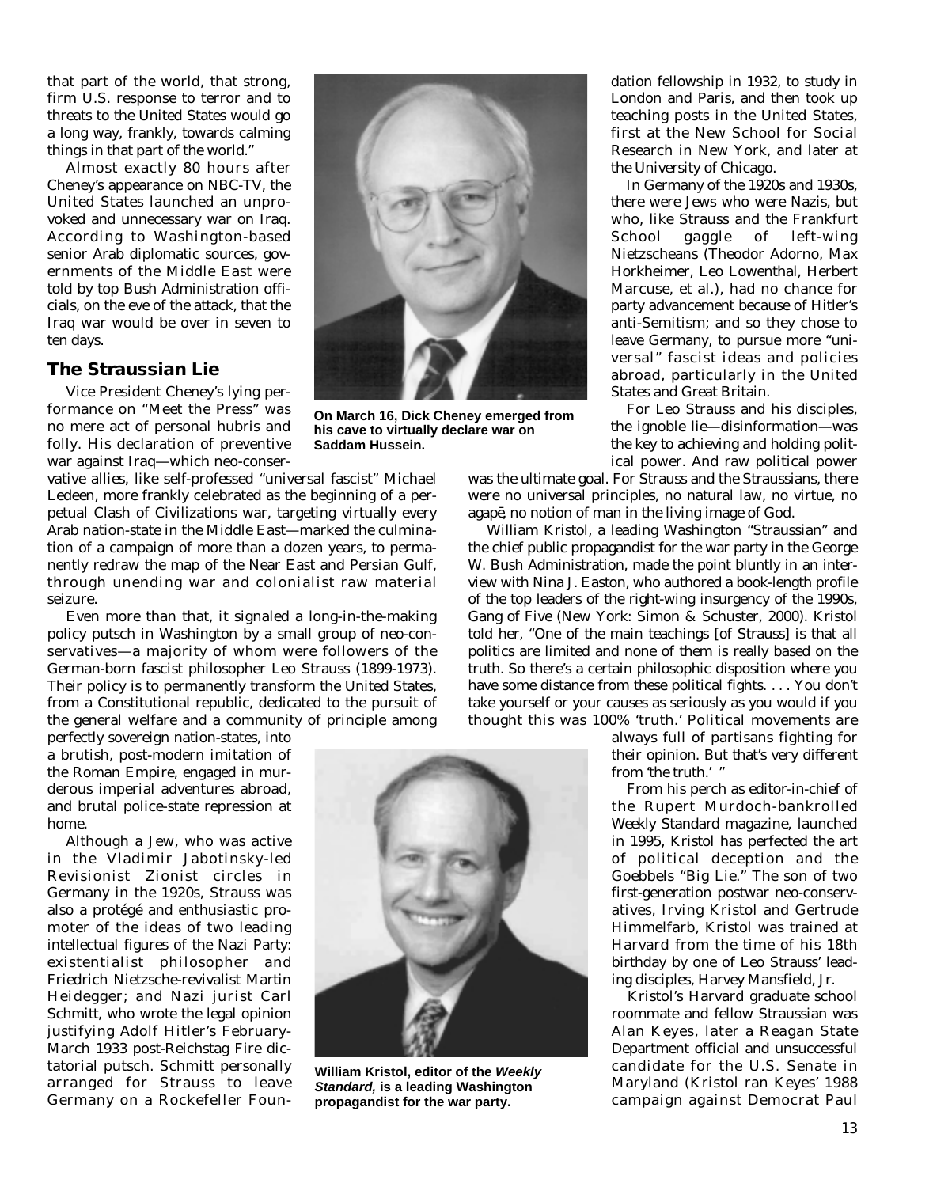that part of the world, that strong, firm U.S. response to terror and to threats to the United States would go a long way, frankly, towards calming things in that part of the world."

Almost exactly 80 hours after Cheney's appearance on NBC-TV, the United States launched an unprovoked and unnecessary war on Iraq. According to Washington-based senior Arab diplomatic sources, governments of the Middle East were told by top Bush Administration officials, on the eve of the attack, that the Iraq war would be over in seven to ten days.

## The Straussian Lie

Vice President Cheney's lying performance on "Meet the Press" was no mere act of personal hubris and folly. His declaration of preventive war against Iraq—which neo-conservative allies, like self-professed "universal fascist" Michael Ledeen, more frankly celebrated as the beginning of a perpetual Clash of Civilizations war, targeting virtually every Arab nation-state in the Middle East—marked the culmination of a campaign of more than a dozen years, to permanently redraw the map of the Near East and Persian Gulf, through unending war and colonialist raw material seizure.

Even more than that, it signaled a long-in-the-making policy putsch in Washington by a small group of neo-conservatives—a majority of whom were followers of the German-born fascist philosopher Leo Strauss (1899-1973). Their policy is to permanently transform the United States, from a Constitutional republic, dedicated to the pursuit of the general welfare and a community of principle among perfectly sovereign nation-states, into a brutish, post-modern imitation of the Roman Empire, engaged in murderous imperial adventures abroad, and brutal police-state repression at home.

Although a Jew, who was active in the Vladimir Jabotinsky-led Revisionist Zionist circles in Germany in the 1920s, Strauss was also a protégé and enthusiastic promoter of the ideas of two leading intellectual figures of the Nazi Party: existentialist philosopher and Friedrich Nietzsche-revivalist Martin Heidegger; and Nazi jurist Carl Schmitt, who wrote the legal opinion justifying Adolf Hitler's February-March 1933 post-Reichstag Fire dictatorial putsch. Schmitt personally arranged for Strauss to leave Germany on a Rockefeller Foundation fellowship in 1932, to study in London and Paris, and then took up teaching posts in the United States, first at the New School for Social Research in New York, and later at the University of Chicago.

In Germany of the 1920s and 1930s, there were Jews who were Nazis, but who, like Strauss and the Frankfurt School gaggle of left-wing Nietzscheans (Theodor Adorno, Max Horkheimer, Leo Lowenthal, Herbert Marcuse, et al.), had no chance for party advancement because of Hitler's anti-Semitism; and so they chose to leave Germany, to pursue more "universal" fascist ideas and policies abroad, particularly in the United States and Great Britain.

For Leo Strauss and his disciples, the ignoble lie—disinformation—was the key to achieving and holding political power. And raw political power was the ultimate goal. For Strauss and the Straussians, there were no universal principles, no natural law, no virtue, no agapē, no notion of man in the living image of God.

William Kristol, a leading Washington "Straussian" and the chief public propagandist for the war party in the George W. Bush Administration, made the point bluntly in an interview with Nina J. Easton, who authored a book-length profile of the top leaders of the right-wing insurgency of the 1990s, Gang of Five (New York: Simon & Schuster, 2000). Kristol told her, "One of the main teachings [of Strauss] is that all politics are limited and none of them is really based on the truth. So there's a certain philosophic disposition where you have some distance from these political fights. . . . You don't take yourself or your causes as seriously as you would if you thought this was 100% 'truth.' Political movements are always full of partisans fighting for their opinion. But that's very different from 'the truth.' "

From his perch as editor-in-chief of the Rupert Murdoch-bankrolled Weekly Standard magazine, launched in 1995, Kristol has perfected the art of political deception and the Goebbels "Big Lie." The son of two first-generation postwar neo-conservatives, Irving Kristol and Gertrude Himmelfarb, Kristol was trained at Harvard from the time of his 18th birthday by one of Leo Strauss' leading disciples, Harvey Mansfield, Jr.

Kristol's Harvard graduate school roommate and fellow Straussian was Alan Keyes, later a Reagan State Department official and unsuccessful candidate for the U.S. Senate in Maryland (Kristol ran Keyes' 1988 campaign against Democrat Paul

**On March 16, Dick Cheney emerged from his cave to virtually declare war on Saddam Hussein.**

**William Kristol, editor of the *Weekly Standard*, is a leading Washington propagandist for the war party.**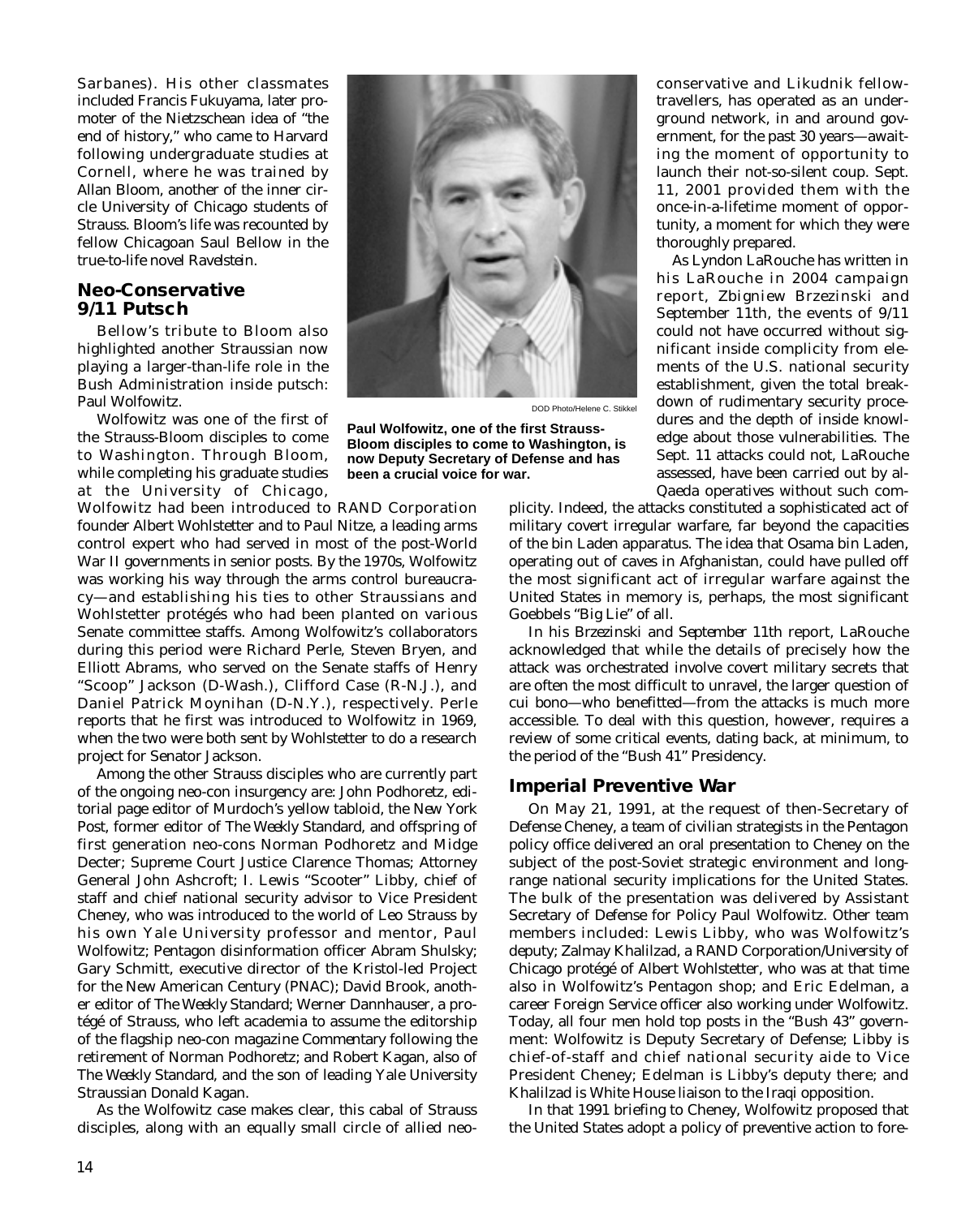Sarbanes). His other classmates included Francis Fukuyama, later promoter of the Nietzschean idea of "the end of history," who came to Harvard following undergraduate studies at Cornell, where he was trained by Allan Bloom, another of the inner circle University of Chicago students of Strauss. Bloom's life was recounted by fellow Chicagoan Saul Bellow in the true-to-life novel *Ravelstein.*

## Neo-Conservative 9/11 Putsch

Bellow's tribute to Bloom also highlighted another Straussian now playing a larger-than-life role in the Bush Administration inside putsch: Paul Wolfowitz.

Wolfowitz was one of the first of the Strauss-Bloom disciples to come to Washington. Through Bloom, while completing his graduate studies at the University of Chicago, Wolfowitz had been introduced to RAND Corporation founder Albert Wohlstetter and to Paul Nitze, a leading arms control expert who had served in most of the post-World War II governments in senior posts. By the 1970s, Wolfowitz was working his way through the arms control bureaucracy—and establishing his ties to other Straussians and Wohlstetter protégés who had been planted on various Senate committee staffs. Among Wolfowitz's collaborators during this period were Richard Perle, Steven Bryen, and Elliott Abrams, who served on the Senate staffs of Henry "Scoop" Jackson (D-Wash.), Clifford Case (R-N.J.), and Daniel Patrick Moynihan (D-N.Y.), respectively. Perle reports that he first was introduced to Wolfowitz in 1969, when the two were both sent by Wohlstetter to do a research project for Senator Jackson.

DOD Photo/Helene C. Stikkel

**Paul Wolfowitz, one of the first Strauss-Bloom disciples to come to Washington, is now Deputy Secretary of Defense and has been a crucial voice for war.**

Among the other Strauss disciples who are currently part of the ongoing neo-con insurgency are: John Podhoretz, editorial page editor of Murdoch's yellow tabloid, the *New York Post*, former editor of *The Weekly Standard*, and offspring of first generation neo-cons Norman Podhoretz and Midge Decter; Supreme Court Justice Clarence Thomas; Attorney General John Ashcroft; I. Lewis "Scooter" Libby, chief of staff and chief national security advisor to Vice President Cheney, who was introduced to the world of Leo Strauss by his own Yale University professor and mentor, Paul Wolfowitz; Pentagon disinformation officer Abram Shulsky; Gary Schmitt, executive director of the Kristol-led Project for the New American Century (PNAC); David Brook, another editor of *The Weekly Standard*; Werner Dannhauser, a protégé of Strauss, who left academia to assume the editorship of the flagship neo-con magazine *Commentary* following the retirement of Norman Podhoretz; and Robert Kagan, also of *The Weekly Standard*, and the son of leading Yale University Straussian Donald Kagan.

As the Wolfowitz case makes clear, this cabal of Strauss disciples, along with an equally small circle of allied neo-conservative and Likudnik fellow-travellers, has operated as an underground network, in and around government, for the past 30 years—awaiting the moment of opportunity to launch their not-so-silent coup. Sept. 11, 2001 provided them with the once-in-a-lifetime moment of opportunity, a moment for which they were thoroughly prepared.

As Lyndon LaRouche has written in his LaRouche in 2004 campaign report, *Zbigniew Brzezinski and September 11th*, the events of 9/11 could not have occurred without significant inside complicity from elements of the U.S. national security establishment, given the total breakdown of rudimentary security procedures and the depth of inside knowledge about those vulnerabilities. The Sept. 11 attacks could not, LaRouche assessed, have been carried out by al-Qaeda operatives without such complicity. Indeed, the attacks constituted a sophisticated act of military covert irregular warfare, far beyond the capacities of the bin Laden apparatus. The idea that Osama bin Laden, operating out of caves in Afghanistan, could have pulled off the most significant act of irregular warfare against the United States in memory is, perhaps, the most significant Goebbels "Big Lie" of all.

In his *Brzezinski and September 11th* report, LaRouche acknowledged that while the details of precisely how the attack was orchestrated involve covert military secrets that are often the most difficult to unravel, the larger question of cui bono—who benefitted—from the attacks is much more accessible. To deal with this question, however, requires a review of some critical events, dating back, at minimum, to the period of the "Bush 41" Presidency.

## Imperial Preventive War

On May 21, 1991, at the request of then-Secretary of Defense Cheney, a team of civilian strategists in the Pentagon policy office delivered an oral presentation to Cheney on the subject of the post-Soviet strategic environment and long-range national security implications for the United States. The bulk of the presentation was delivered by Assistant Secretary of Defense for Policy Paul Wolfowitz. Other team members included: Lewis Libby, who was Wolfowitz's deputy; Zalmay Khalilzad, a RAND Corporation/University of Chicago protégé of Albert Wohlstetter, who was at that time also in Wolfowitz's Pentagon shop; and Eric Edelman, a career Foreign Service officer also working under Wolfowitz. Today, all four men hold top posts in the "Bush 43" government: Wolfowitz is Deputy Secretary of Defense; Libby is chief-of-staff and chief national security aide to Vice President Cheney; Edelman is Libby's deputy there; and Khalilzad is White House liaison to the Iraqi opposition.

In that 1991 briefing to Cheney, Wolfowitz proposed that the United States adopt a policy of preventive action to fore-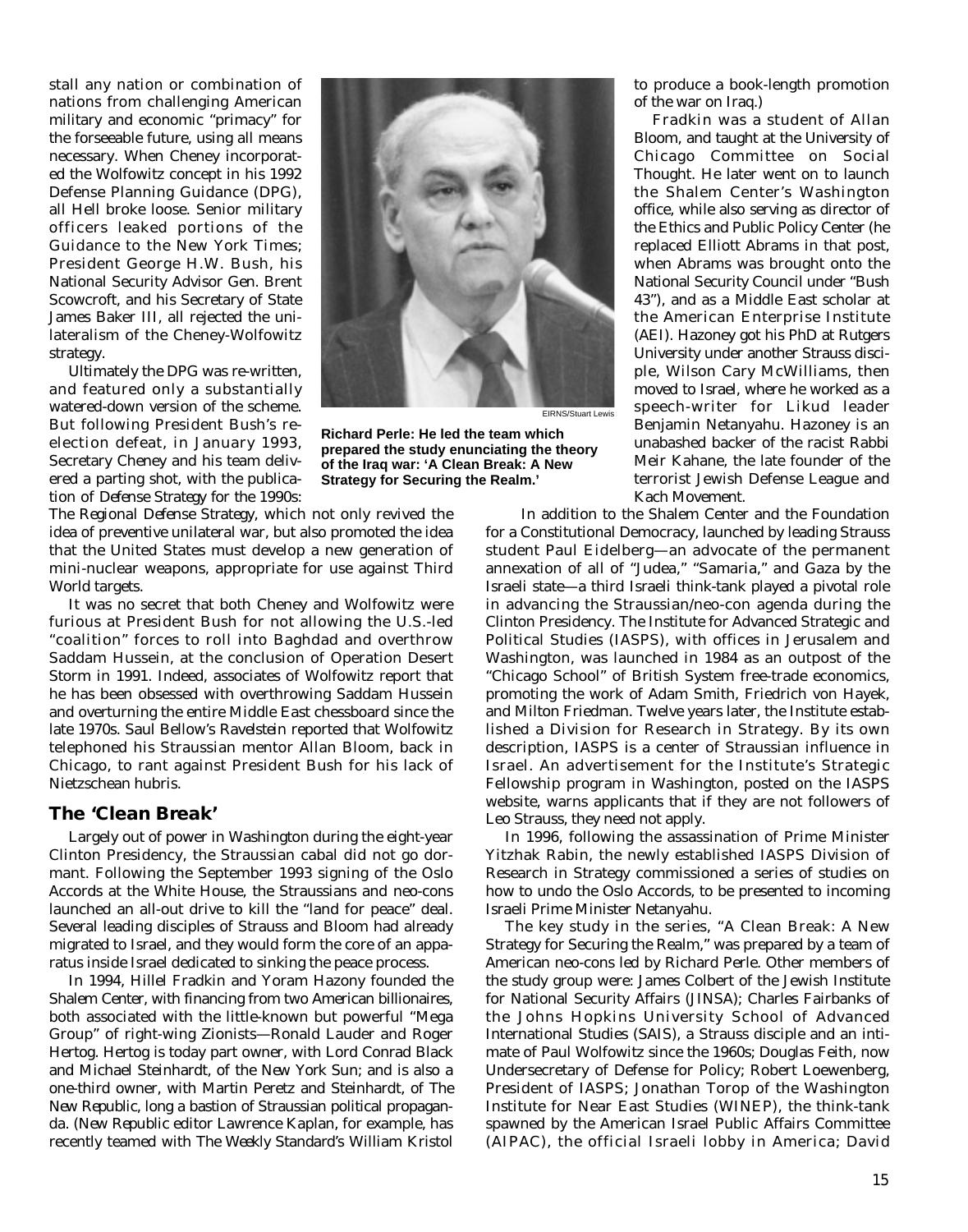stall any nation or combination of nations from challenging American military and economic "primacy" for the forseeable future, using all means necessary. When Cheney incorporated the Wolfowitz concept in his 1992 Defense Planning Guidance (DPG), all Hell broke loose. Senior military officers leaked portions of the Guidance to the New York Times; President George H.W. Bush, his National Security Advisor Gen. Brent Scowcroft, and his Secretary of State James Baker III, all rejected the unilateralism of the Cheney-Wolfowitz strategy.

Ultimately the DPG was re-written, and featured only a substantially watered-down version of the scheme. But following President Bush's re-election defeat, in January 1993, Secretary Cheney and his team delivered a parting shot, with the publication of *Defense Strategy for the 1990s: The Regional Defense Strategy*, which not only revived the idea of preventive unilateral war, but also promoted the idea that the United States must develop a new generation of mini-nuclear weapons, appropriate for use against Third World targets.

It was no secret that both Cheney and Wolfowitz were furious at President Bush for not allowing the U.S.-led "coalition" forces to roll into Baghdad and overthrow Saddam Hussein, at the conclusion of Operation Desert Storm in 1991. Indeed, associates of Wolfowitz report that he has been obsessed with overthrowing Saddam Hussein and overturning the entire Middle East chessboard since the late 1970s. Saul Bellow's *Ravelstein* reported that Wolfowitz telephoned his Straussian mentor Allan Bloom, back in Chicago, to rant against President Bush for his lack of Nietzschean hubris.

EIRNS/Stuart Lewis

**Richard Perle: He led the team which prepared the study enunciating the theory of the Iraq war: 'A Clean Break: A New Strategy for Securing the Realm.'**

## The 'Clean Break'

Largely out of power in Washington during the eight-year Clinton Presidency, the Straussian cabal did not go dormant. Following the September 1993 signing of the Oslo Accords at the White House, the Straussians and neo-cons launched an all-out drive to kill the "land for peace" deal. Several leading disciples of Strauss and Bloom had already migrated to Israel, and they would form the core of an apparatus inside Israel dedicated to sinking the peace process.

In 1994, Hillel Fradkin and Yoram Hazony founded the Shalem Center, with financing from two American billionaires, both associated with the little-known but powerful "Mega Group" of right-wing Zionists—Ronald Lauder and Roger Hertog. Hertog is today part owner, with Lord Conrad Black and Michael Steinhardt, of the *New York Sun*; and is also a one-third owner, with Martin Peretz and Steinhardt, of *The New Republic*, long a bastion of Straussian political propaganda. (*New Republic* editor Lawrence Kaplan, for example, has recently teamed with *The Weekly Standard*'s William Kristol to produce a book-length promotion of the war on Iraq.)

Fradkin was a student of Allan Bloom, and taught at the University of Chicago Committee on Social Thought. He later went on to launch the Shalem Center's Washington office, while also serving as director of the Ethics and Public Policy Center (he replaced Elliott Abrams in that post, when Abrams was brought onto the National Security Council under "Bush 43"), and as a Middle East scholar at the American Enterprise Institute (AEI). Hazoney got his PhD at Rutgers University under another Strauss disciple, Wilson Cary McWilliams, then moved to Israel, where he worked as a speech-writer for Likud leader Benjamin Netanyahu. Hazoney is an unabashed backer of the racist Rabbi Meir Kahane, the late founder of the terrorist Jewish Defense League and Kach Movement.

In addition to the Shalem Center and the Foundation for a Constitutional Democracy, launched by leading Strauss student Paul Eidelberg—an advocate of the permanent annexation of all of "Judea," "Samaria," and Gaza by the Israeli state—a third Israeli think-tank played a pivotal role in advancing the Straussian/neo-con agenda during the Clinton Presidency. The Institute for Advanced Strategic and Political Studies (IASPS), with offices in Jerusalem and Washington, was launched in 1984 as an outpost of the "Chicago School" of British System free-trade economics, promoting the work of Adam Smith, Friedrich von Hayek, and Milton Friedman. Twelve years later, the Institute established a Division for Research in Strategy. By its own description, IASPS is a center of Straussian influence in Israel. An advertisement for the Institute's Strategic Fellowship program in Washington, posted on the IASPS website, warns applicants that if they are not followers of Leo Strauss, they need not apply.

In 1996, following the assassination of Prime Minister Yitzhak Rabin, the newly established IASPS Division of Research in Strategy commissioned a series of studies on how to undo the Oslo Accords, to be presented to incoming Israeli Prime Minister Netanyahu.

The key study in the series, "A Clean Break: A New Strategy for Securing the Realm," was prepared by a team of American neo-cons led by Richard Perle. Other members of the study group were: James Colbert of the Jewish Institute for National Security Affairs (JINSA); Charles Fairbanks of the Johns Hopkins University School of Advanced International Studies (SAIS), a Strauss disciple and an intimate of Paul Wolfowitz since the 1960s; Douglas Feith, now Undersecretary of Defense for Policy; Robert Loewenberg, President of IASPS; Jonathan Torop of the Washington Institute for Near East Studies (WINEP), the think-tank spawned by the American Israel Public Affairs Committee (AIPAC), the official Israeli lobby in America; David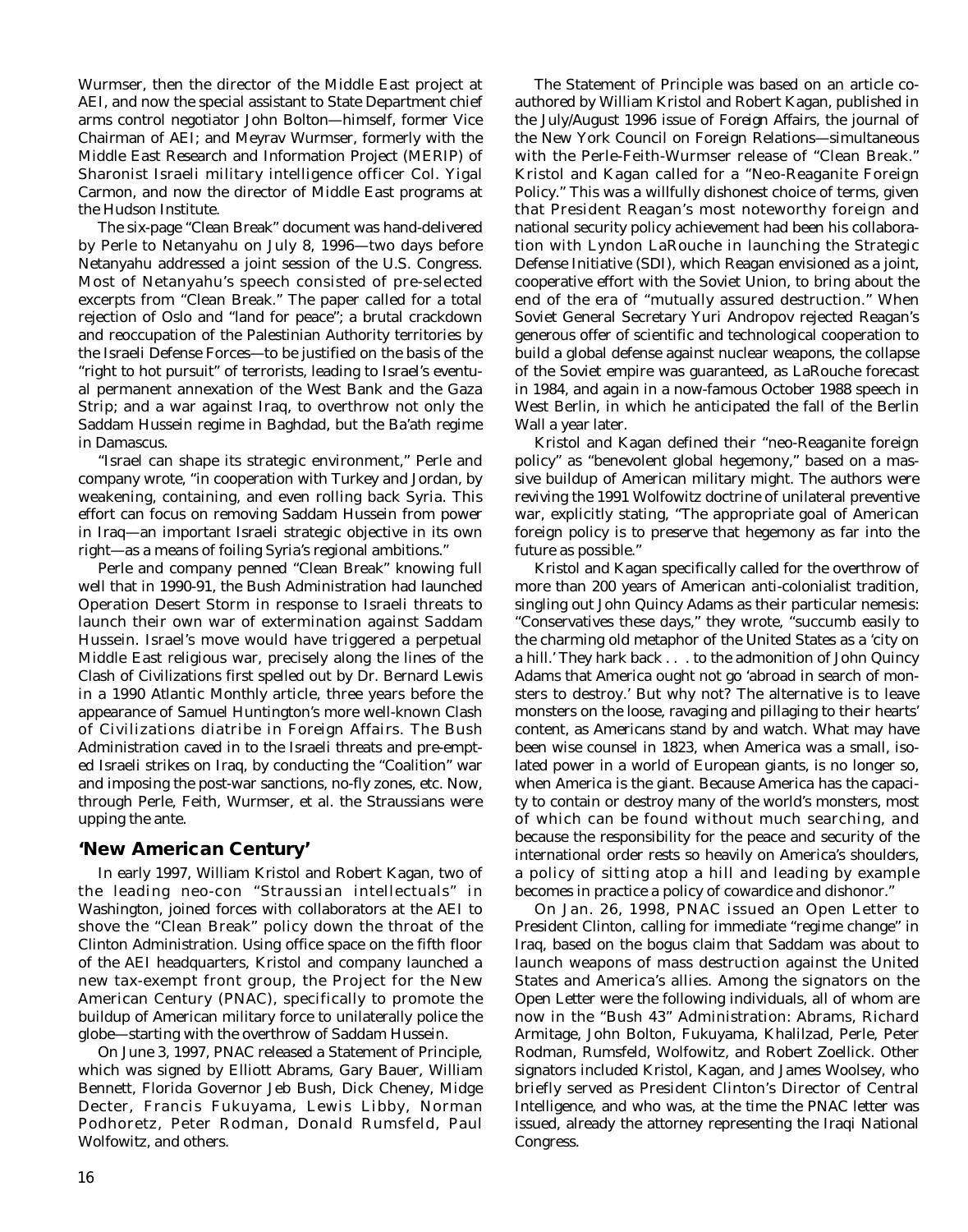Wurmser, then the director of the Middle East project at AEI, and now the special assistant to State Department chief arms control negotiator John Bolton—himself, former Vice Chairman of AEI; and Meyrav Wurmser, formerly with the Middle East Research and Information Project (MERIP) of Sharonist Israeli military intelligence officer Col. Yigal Carmon, and now the director of Middle East programs at the Hudson Institute.

The six-page "Clean Break" document was hand-delivered by Perle to Netanyahu on July 8, 1996—two days before Netanyahu addressed a joint session of the U.S. Congress. Most of Netanyahu's speech consisted of pre-selected excerpts from "Clean Break." The paper called for a total rejection of Oslo and "land for peace"; a brutal crackdown and reoccupation of the Palestinian Authority territories by the Israeli Defense Forces—to be justified on the basis of the "right to hot pursuit" of terrorists, leading to Israel's eventual permanent annexation of the West Bank and the Gaza Strip; and a war against Iraq, to overthrow not only the Saddam Hussein regime in Baghdad, but the Ba'ath regime in Damascus.

"Israel can shape its strategic environment," Perle and company wrote, "in cooperation with Turkey and Jordan, by weakening, containing, and even rolling back Syria. This effort can focus on removing Saddam Hussein from power in Iraq—an important Israeli strategic objective in its own right—as a means of foiling Syria's regional ambitions."

Perle and company penned "Clean Break" knowing full well that in 1990-91, the Bush Administration had launched Operation Desert Storm in response to Israeli threats to launch their own war of extermination against Saddam Hussein. Israel's move would have triggered a perpetual Middle East religious war, precisely along the lines of the Clash of Civilizations first spelled out by Dr. Bernard Lewis in a 1990 Atlantic Monthly article, three years before the appearance of Samuel Huntington's more well-known Clash of Civilizations diatribe in Foreign Affairs. The Bush Administration caved in to the Israeli threats and pre-empted Israeli strikes on Iraq, by conducting the "Coalition" war and imposing the post-war sanctions, no-fly zones, etc. Now, through Perle, Feith, Wurmser, et al. the Straussians were upping the ante.

## 'New American Century'

In early 1997, William Kristol and Robert Kagan, two of the leading neo-con "Straussian intellectuals" in Washington, joined forces with collaborators at the AEI to shove the "Clean Break" policy down the throat of the Clinton Administration. Using office space on the fifth floor of the AEI headquarters, Kristol and company launched a new tax-exempt front group, the Project for the New American Century (PNAC), specifically to promote the buildup of American military force to unilaterally police the globe—starting with the overthrow of Saddam Hussein.

On June 3, 1997, PNAC released a Statement of Principle, which was signed by Elliott Abrams, Gary Bauer, William Bennett, Florida Governor Jeb Bush, Dick Cheney, Midge Decter, Francis Fukuyama, Lewis Libby, Norman Podhoretz, Peter Rodman, Donald Rumsfeld, Paul Wolfowitz, and others.

The Statement of Principle was based on an article co-authored by William Kristol and Robert Kagan, published in the July/August 1996 issue of *Foreign Affairs*, the journal of the New York Council on Foreign Relations—simultaneous with the Perle-Feith-Wurmser release of "Clean Break." Kristol and Kagan called for a "Neo-Reaganite Foreign Policy." This was a willfully dishonest choice of terms, given that President Reagan's most noteworthy foreign and national security policy achievement had been his collaboration with Lyndon LaRouche in launching the Strategic Defense Initiative (SDI), which Reagan envisioned as a joint, cooperative effort with the Soviet Union, to bring about the end of the era of "mutually assured destruction." When Soviet General Secretary Yuri Andropov rejected Reagan's generous offer of scientific and technological cooperation to build a global defense against nuclear weapons, the collapse of the Soviet empire was guaranteed, as LaRouche forecast in 1984, and again in a now-famous October 1988 speech in West Berlin, in which he anticipated the fall of the Berlin Wall a year later.

Kristol and Kagan defined their "neo-Reaganite foreign policy" as "benevolent global hegemony," based on a massive buildup of American military might. The authors were reviving the 1991 Wolfowitz doctrine of unilateral preventive war, explicitly stating, "The appropriate goal of American foreign policy is to preserve that hegemony as far into the future as possible."

Kristol and Kagan specifically called for the overthrow of more than 200 years of American anti-colonialist tradition, singling out John Quincy Adams as their particular nemesis: "Conservatives these days," they wrote, "succumb easily to the charming old metaphor of the United States as a 'city on a hill.' They hark back . . . to the admonition of John Quincy Adams that America ought not go 'abroad in search of monsters to destroy.' But why not? The alternative is to leave monsters on the loose, ravaging and pillaging to their hearts' content, as Americans stand by and watch. What may have been wise counsel in 1823, when America was a small, isolated power in a world of European giants, is no longer so, when America is the giant. Because America has the capacity to contain or destroy many of the world's monsters, most of which can be found without much searching, and because the responsibility for the peace and security of the international order rests so heavily on America's shoulders, a policy of sitting atop a hill and leading by example becomes in practice a policy of cowardice and dishonor."

On Jan. 26, 1998, PNAC issued an Open Letter to President Clinton, calling for immediate "regime change" in Iraq, based on the bogus claim that Saddam was about to launch weapons of mass destruction against the United States and America's allies. Among the signators on the Open Letter were the following individuals, all of whom are now in the "Bush 43" Administration: Abrams, Richard Armitage, John Bolton, Fukuyama, Khalilzad, Perle, Peter Rodman, Rumsfeld, Wolfowitz, and Robert Zoellick. Other signators included Kristol, Kagan, and James Woolsey, who briefly served as President Clinton's Director of Central Intelligence, and who was, at the time the PNAC letter was issued, already the attorney representing the Iraqi National Congress.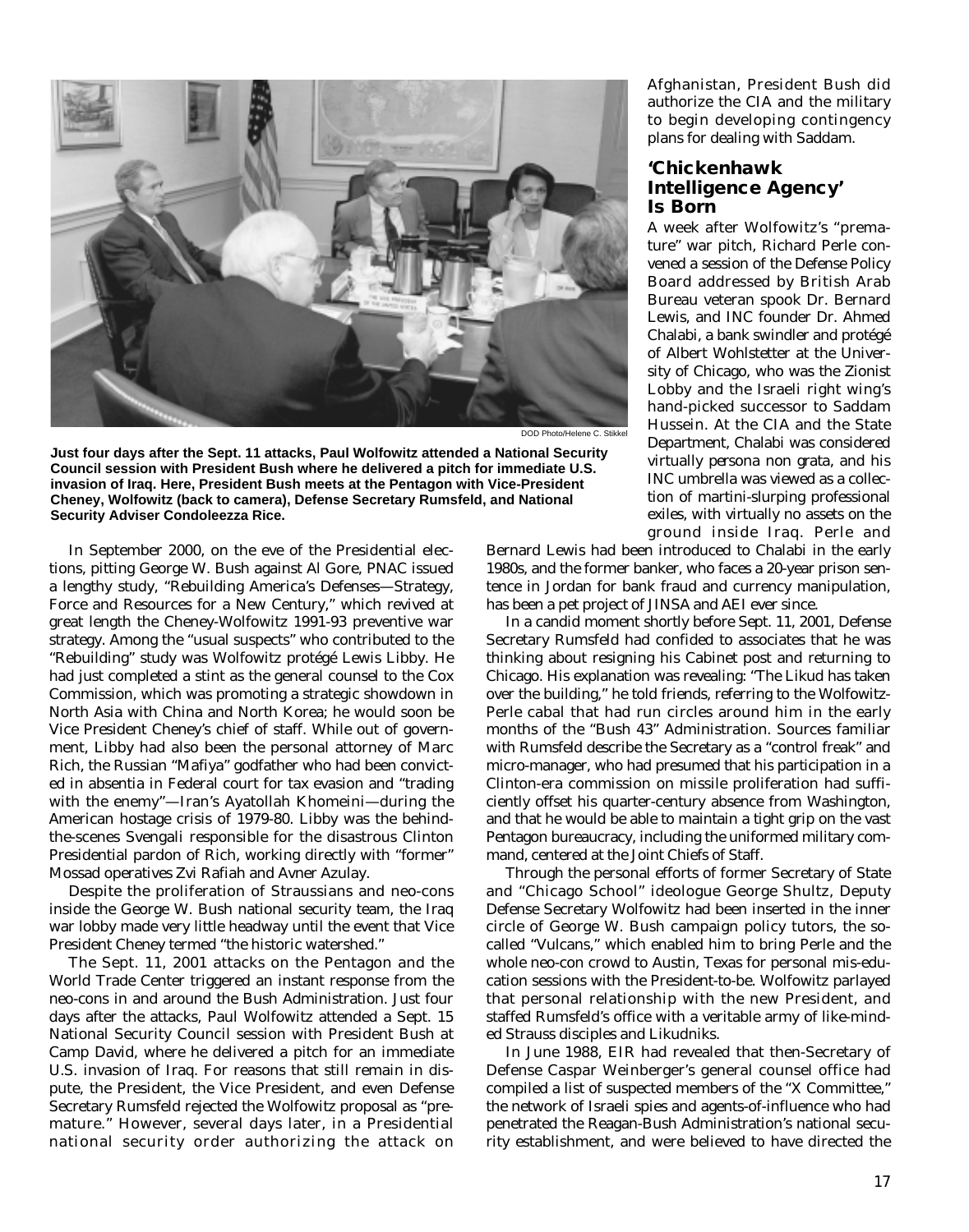DOD Photo/Helene C. Stikkel

**Just four days after the Sept. 11 attacks, Paul Wolfowitz attended a National Security Council session with President Bush where he delivered a pitch for immediate U.S. invasion of Iraq. Here, President Bush meets at the Pentagon with Vice-President Cheney, Wolfowitz (back to camera), Defense Secretary Rumsfeld, and National Security Adviser Condoleezza Rice.**

In September 2000, on the eve of the Presidential elections, pitting George W. Bush against Al Gore, PNAC issued a lengthy study, "Rebuilding America's Defenses—Strategy, Force and Resources for a New Century," which revived at great length the Cheney-Wolfowitz 1991-93 preventive war strategy. Among the "usual suspects" who contributed to the "Rebuilding" study was Wolfowitz protégé Lewis Libby. He had just completed a stint as the general counsel to the Cox Commission, which was promoting a strategic showdown in North Asia with China and North Korea; he would soon be Vice President Cheney's chief of staff. While out of government, Libby had also been the personal attorney of Marc Rich, the Russian "Mafiya" godfather who had been convicted in absentia in Federal court for tax evasion and "trading with the enemy"—Iran's Ayatollah Khomeini—during the American hostage crisis of 1979-80. Libby was the behind-the-scenes Svengali responsible for the disastrous Clinton Presidential pardon of Rich, working directly with "former" Mossad operatives Zvi Rafiah and Avner Azulay.

Despite the proliferation of Straussians and neo-cons inside the George W. Bush national security team, the Iraq war lobby made very little headway until the event that Vice President Cheney termed "the historic watershed."

The Sept. 11, 2001 attacks on the Pentagon and the World Trade Center triggered an instant response from the neo-cons in and around the Bush Administration. Just four days after the attacks, Paul Wolfowitz attended a Sept. 15 National Security Council session with President Bush at Camp David, where he delivered a pitch for an immediate U.S. invasion of Iraq. For reasons that still remain in dispute, the President, the Vice President, and even Defense Secretary Rumsfeld rejected the Wolfowitz proposal as "premature." However, several days later, in a Presidential national security order authorizing the attack on Afghanistan, President Bush did authorize the CIA and the military to begin developing contingency plans for dealing with Saddam.

## 'Chickenhawk Intelligence Agency' Is Born

A week after Wolfowitz's "premature" war pitch, Richard Perle convened a session of the Defense Policy Board addressed by British Arab Bureau veteran spook Dr. Bernard Lewis, and INC founder Dr. Ahmed Chalabi, a bank swindler and protégé of Albert Wohlstetter at the University of Chicago, who was the Zionist Lobby and the Israeli right wing's hand-picked successor to Saddam Hussein. At the CIA and the State Department, Chalabi was considered virtually *persona non grata*, and his INC umbrella was viewed as a collection of martini-slurping professional exiles, with virtually no assets on the ground inside Iraq. Perle and Bernard Lewis had been introduced to Chalabi in the early 1980s, and the former banker, who faces a 20-year prison sentence in Jordan for bank fraud and currency manipulation, has been a pet project of JINSA and AEI ever since.

In a candid moment shortly before Sept. 11, 2001, Defense Secretary Rumsfeld had confided to associates that he was thinking about resigning his Cabinet post and returning to Chicago. His explanation was revealing: "The Likud has taken over the building," he told friends, referring to the Wolfowitz-Perle cabal that had run circles around him in the early months of the "Bush 43" Administration. Sources familiar with Rumsfeld describe the Secretary as a "control freak" and micro-manager, who had presumed that his participation in a Clinton-era commission on missile proliferation had sufficiently offset his quarter-century absence from Washington, and that he would be able to maintain a tight grip on the vast Pentagon bureaucracy, including the uniformed military command, centered at the Joint Chiefs of Staff.

Through the personal efforts of former Secretary of State and "Chicago School" ideologue George Shultz, Deputy Defense Secretary Wolfowitz had been inserted in the inner circle of George W. Bush campaign policy tutors, the so-called "Vulcans," which enabled him to bring Perle and the whole neo-con crowd to Austin, Texas for personal mis-education sessions with the President-to-be. Wolfowitz parlayed that personal relationship with the new President, and staffed Rumsfeld's office with a veritable army of like-minded Strauss disciples and Likudniks.

In June 1988, EIR had revealed that then-Secretary of Defense Caspar Weinberger's general counsel office had compiled a list of suspected members of the "X Committee," the network of Israeli spies and agents-of-influence who had penetrated the Reagan-Bush Administration's national security establishment, and were believed to have directed the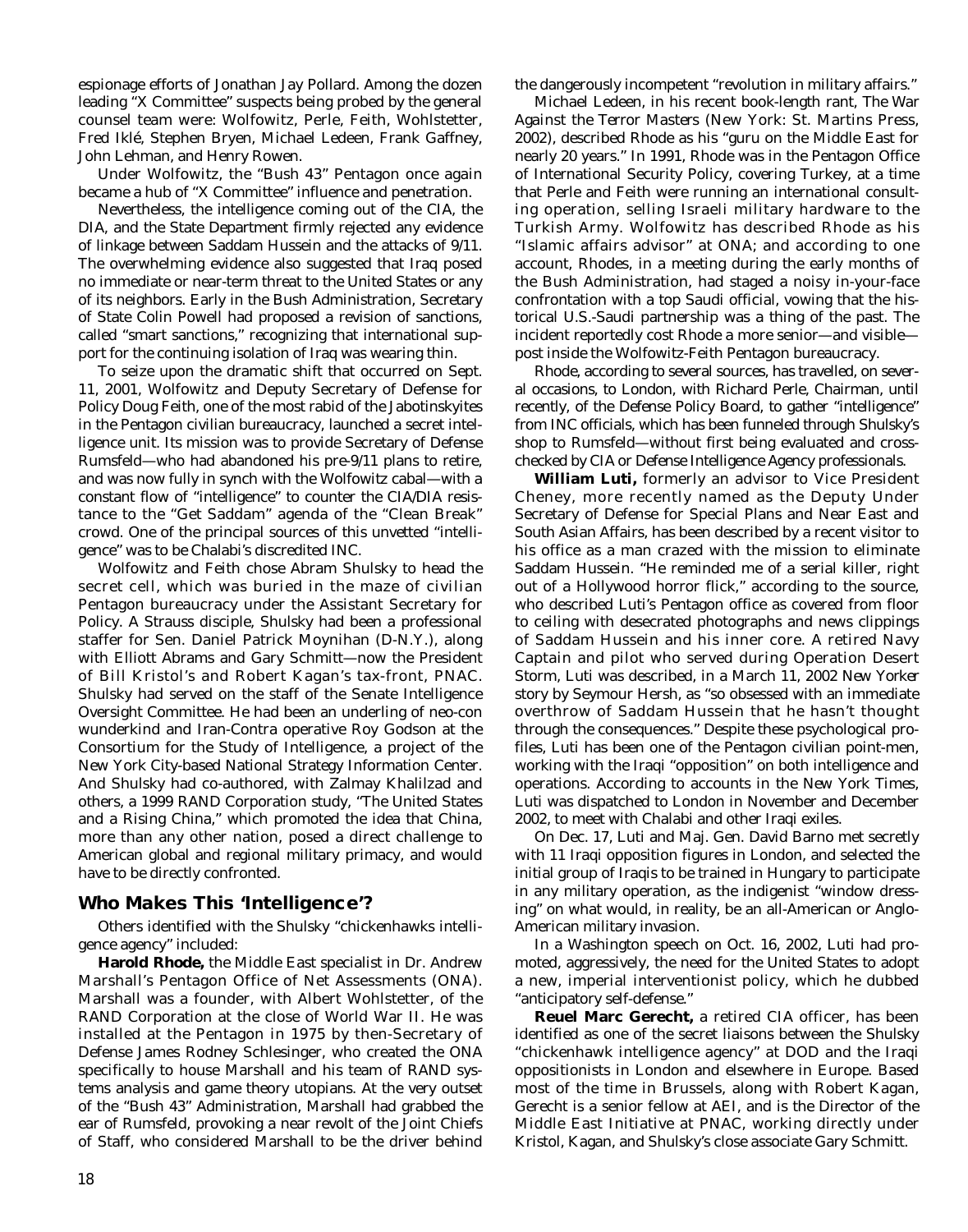espionage efforts of Jonathan Jay Pollard. Among the dozen leading "X Committee" suspects being probed by the general counsel team were: Wolfowitz, Perle, Feith, Wohlstetter, Fred Iklé, Stephen Bryen, Michael Ledeen, Frank Gaffney, John Lehman, and Henry Rowen.

Under Wolfowitz, the "Bush 43" Pentagon once again became a hub of "X Committee" influence and penetration.

Nevertheless, the intelligence coming out of the CIA, the DIA, and the State Department firmly rejected any evidence of linkage between Saddam Hussein and the attacks of 9/11. The overwhelming evidence also suggested that Iraq posed no immediate or near-term threat to the United States or any of its neighbors. Early in the Bush Administration, Secretary of State Colin Powell had proposed a revision of sanctions, called "smart sanctions," recognizing that international support for the continuing isolation of Iraq was wearing thin.

To seize upon the dramatic shift that occurred on Sept. 11, 2001, Wolfowitz and Deputy Secretary of Defense for Policy Doug Feith, one of the most rabid of the Jabotinskyites in the Pentagon civilian bureaucracy, launched a secret intelligence unit. Its mission was to provide Secretary of Defense Rumsfeld—who had abandoned his pre-9/11 plans to retire, and was now fully in synch with the Wolfowitz cabal—with a constant flow of "intelligence" to counter the CIA/DIA resistance to the "Get Saddam" agenda of the "Clean Break" crowd. One of the principal sources of this unvetted "intelligence" was to be Chalabi's discredited INC.

Wolfowitz and Feith chose Abram Shulsky to head the secret cell, which was buried in the maze of civilian Pentagon bureaucracy under the Assistant Secretary for Policy. A Strauss disciple, Shulsky had been a professional staffer for Sen. Daniel Patrick Moynihan (D-N.Y.), along with Elliott Abrams and Gary Schmitt—now the President of Bill Kristol's and Robert Kagan's tax-front, PNAC. Shulsky had served on the staff of the Senate Intelligence Oversight Committee. He had been an underling of neo-con wunderkind and Iran-Contra operative Roy Godson at the Consortium for the Study of Intelligence, a project of the New York City-based National Strategy Information Center. And Shulsky had co-authored, with Zalmay Khalilzad and others, a 1999 RAND Corporation study, "The United States and a Rising China," which promoted the idea that China, more than any other nation, posed a direct challenge to American global and regional military primacy, and would have to be directly confronted.

## Who Makes This 'Intelligence'?

Others identified with the Shulsky "chickenhawks intelligence agency" included:

**Harold Rhode,** the Middle East specialist in Dr. Andrew Marshall's Pentagon Office of Net Assessments (ONA). Marshall was a founder, with Albert Wohlstetter, of the RAND Corporation at the close of World War II. He was installed at the Pentagon in 1975 by then-Secretary of Defense James Rodney Schlesinger, who created the ONA specifically to house Marshall and his team of RAND systems analysis and game theory utopians. At the very outset of the "Bush 43" Administration, Marshall had grabbed the ear of Rumsfeld, provoking a near revolt of the Joint Chiefs of Staff, who considered Marshall to be the driver behind the dangerously incompetent "revolution in military affairs."

Michael Ledeen, in his recent book-length rant, *The War Against the Terror Masters* (New York: St. Martins Press, 2002), described Rhode as his "guru on the Middle East for nearly 20 years." In 1991, Rhode was in the Pentagon Office of International Security Policy, covering Turkey, at a time that Perle and Feith were running an international consulting operation, selling Israeli military hardware to the Turkish Army. Wolfowitz has described Rhode as his "Islamic affairs advisor" at ONA; and according to one account, Rhodes, in a meeting during the early months of the Bush Administration, had staged a noisy in-your-face confrontation with a top Saudi official, vowing that the historical U.S.-Saudi partnership was a thing of the past. The incident reportedly cost Rhode a more senior—and visible—post inside the Wolfowitz-Feith Pentagon bureaucracy.

Rhode, according to several sources, has travelled, on several occasions, to London, with Richard Perle, Chairman, until recently, of the Defense Policy Board, to gather "intelligence" from INC officials, which has been funneled through Shulsky's shop to Rumsfeld—without first being evaluated and cross-checked by CIA or Defense Intelligence Agency professionals.

**William Luti,** formerly an advisor to Vice President Cheney, more recently named as the Deputy Under Secretary of Defense for Special Plans and Near East and South Asian Affairs, has been described by a recent visitor to his office as a man crazed with the mission to eliminate Saddam Hussein. "He reminded me of a serial killer, right out of a Hollywood horror flick," according to the source, who described Luti's Pentagon office as covered from floor to ceiling with desecrated photographs and news clippings of Saddam Hussein and his inner core. A retired Navy Captain and pilot who served during Operation Desert Storm, Luti was described, in a March 11, 2002 *New Yorker* story by Seymour Hersh, as "so obsessed with an immediate overthrow of Saddam Hussein that he hasn't thought through the consequences." Despite these psychological profiles, Luti has been one of the Pentagon civilian point-men, working with the Iraqi "opposition" on both intelligence and operations. According to accounts in the *New York Times*, Luti was dispatched to London in November and December 2002, to meet with Chalabi and other Iraqi exiles.

On Dec. 17, Luti and Maj. Gen. David Barno met secretly with 11 Iraqi opposition figures in London, and selected the initial group of Iraqis to be trained in Hungary to participate in any military operation, as the indigenist "window dressing" on what would, in reality, be an all-American or Anglo-American military invasion.

In a Washington speech on Oct. 16, 2002, Luti had promoted, aggressively, the need for the United States to adopt a new, imperial interventionist policy, which he dubbed "anticipatory self-defense."

**Reuel Marc Gerecht,** a retired CIA officer, has been identified as one of the secret liaisons between the Shulsky "chickenhawk intelligence agency" at DOD and the Iraqi oppositionists in London and elsewhere in Europe. Based most of the time in Brussels, along with Robert Kagan, Gerecht is a senior fellow at AEI, and is the Director of the Middle East Initiative at PNAC, working directly under Kristol, Kagan, and Shulsky's close associate Gary Schmitt.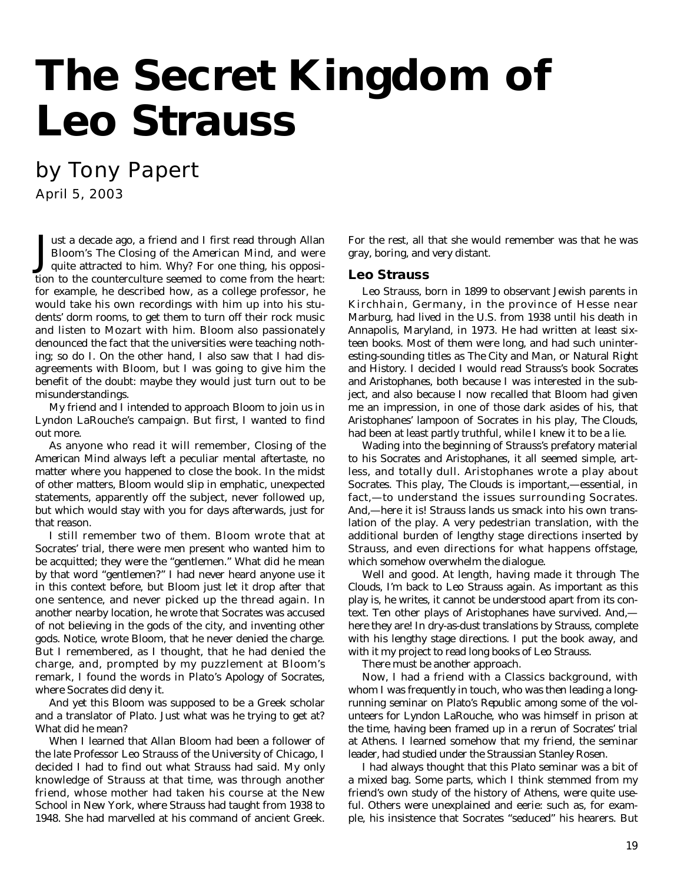# The Secret Kingdom of Leo Strauss

## by Tony Papert

April 5, 2003

Just a decade ago, a friend and I first read through Allan Bloom's The Closing of the American Mind, and were quite attracted to him. Why? For one thing, his opposition to the counterculture seemed to come from the heart: for example, he described how, as a college professor, he would take his own recordings with him up into his students' dorm rooms, to get them to turn off their rock music and listen to Mozart with him. Bloom also passionately denounced the fact that the universities were teaching nothing; so do I. On the other hand, I also saw that I had disagreements with Bloom, but I was going to give him the benefit of the doubt: maybe they would just turn out to be misunderstandings.

My friend and I intended to approach Bloom to join us in Lyndon LaRouche's campaign. But first, I wanted to find out more.

As anyone who read it will remember, Closing of the American Mind always left a peculiar mental aftertaste, no matter where you happened to close the book. In the midst of other matters, Bloom would slip in emphatic, unexpected statements, apparently off the subject, never followed up, but which would stay with you for days afterwards, just for that reason.

I still remember two of them. Bloom wrote that at Socrates' trial, there were men present who wanted him to be acquitted; they were the "gentlemen." What did he mean by that word "gentlemen?" I had never heard anyone use it in this context before, but Bloom just let it drop after that one sentence, and never picked up the thread again. In another nearby location, he wrote that Socrates was accused of not believing in the gods of the city, and inventing other gods. Notice, wrote Bloom, that he never denied the charge. But I remembered, as I thought, that he had denied the charge, and, prompted by my puzzlement at Bloom's remark, I found the words in Plato's Apology of Socrates, where Socrates did deny it.

And yet this Bloom was supposed to be a Greek scholar and a translator of Plato. Just what was he trying to get at? What did he mean?

When I learned that Allan Bloom had been a follower of the late Professor Leo Strauss of the University of Chicago, I decided I had to find out what Strauss had said. My only knowledge of Strauss at that time, was through another friend, whose mother had taken his course at the New School in New York, where Strauss had taught from 1938 to 1948. She had marvelled at his command of ancient Greek. For the rest, all that she would remember was that he was gray, boring, and very distant.

### Leo Strauss

Leo Strauss, born in 1899 to observant Jewish parents in Kirchhain, Germany, in the province of Hesse near Marburg, had lived in the U.S. from 1938 until his death in Annapolis, Maryland, in 1973. He had written at least sixteen books. Most of them were long, and had such uninteresting-sounding titles as The City and Man, or Natural Right and History. I decided I would read Strauss's book Socrates and Aristophanes, both because I was interested in the subject, and also because I now recalled that Bloom had given me an impression, in one of those dark asides of his, that Aristophanes' lampoon of Socrates in his play, The Clouds, had been at least partly truthful, while I knew it to be a lie.

Wading into the beginning of Strauss's prefatory material to his Socrates and Aristophanes, it all seemed simple, artless, and totally dull. Aristophanes wrote a play about Socrates. This play, The Clouds is important,—essential, in fact,—to understand the issues surrounding Socrates. And,—here it is! Strauss lands us smack into his own translation of the play. A very pedestrian translation, with the additional burden of lengthy stage directions inserted by Strauss, and even directions for what happens offstage, which somehow overwhelm the dialogue.

Well and good. At length, having made it through The Clouds, I'm back to Leo Strauss again. As important as this play is, he writes, it cannot be understood apart from its context. Ten other plays of Aristophanes have survived. And,—here they are! In dry-as-dust translations by Strauss, complete with his lengthy stage directions. I put the book away, and with it my project to read long books of Leo Strauss.

There must be another approach.

Now, I had a friend with a Classics background, with whom I was frequently in touch, who was then leading a long-running seminar on Plato's Republic among some of the volunteers for Lyndon LaRouche, who was himself in prison at the time, having been framed up in a rerun of Socrates' trial at Athens. I learned somehow that my friend, the seminar leader, had studied under the Straussian Stanley Rosen.

I had always thought that this Plato seminar was a bit of a mixed bag. Some parts, which I think stemmed from my friend's own study of the history of Athens, were quite useful. Others were unexplained and eerie: such as, for example, his insistence that Socrates "seduced" his hearers. But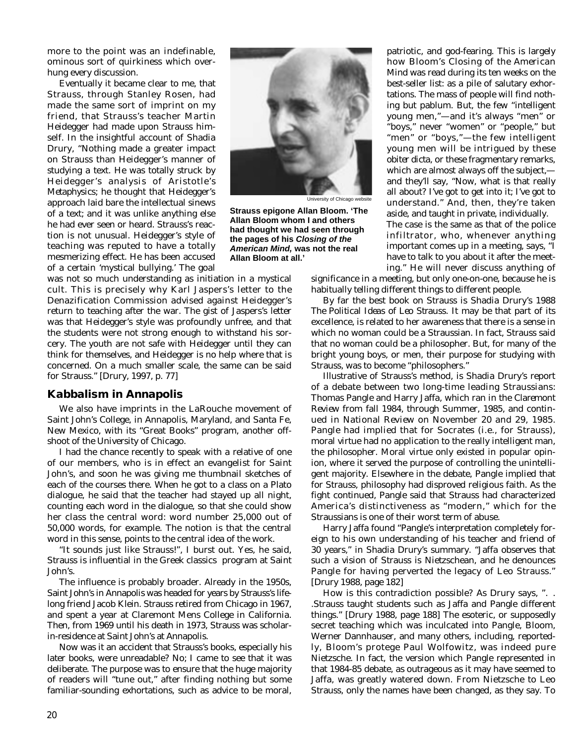more to the point was an indefinable, ominous sort of quirkiness which overhung every discussion.

Eventually it became clear to me, that Strauss, through Stanley Rosen, had made the same sort of imprint on my friend, that Strauss's teacher Martin Heidegger had made upon Strauss himself. In the insightful account of Shadia Drury, "Nothing made a greater impact on Strauss than Heidegger's manner of studying a text. He was totally struck by Heidegger's analysis of Aristotle's *Metaphysics*; he thought that Heidegger's approach laid bare the intellectual sinews of a text; and it was unlike anything else he had ever seen or heard. Strauss's reaction is not unusual. Heidegger's style of teaching was reputed to have a totally mesmerizing effect. He has been accused of a certain 'mystical bullying.' The goal was not so much understanding as initiation in a mystical cult. This is precisely why Karl Jaspers's letter to the Denazification Commission advised against Heidegger's return to teaching after the war. The gist of Jaspers's letter was that Heidegger's style was profoundly unfree, and that the students were not strong enough to withstand his sorcery. The youth are not safe with Heidegger until they can think for themselves, and Heidegger is no help where that is concerned. On a much smaller scale, the same can be said for Strauss." [Drury, 1997, p. 77]

University of Chicago website

**Strauss epigone Allan Bloom. 'The Allan Bloom whom I and others had thought we had seen through the pages of his *Closing of the American Mind*, was not the real Allan Bloom at all.'**

## Kabbalism in Annapolis

We also have imprints in the LaRouche movement of Saint John's College, in Annapolis, Maryland, and Santa Fe, New Mexico, with its "Great Books" program, another offshoot of the University of Chicago.

I had the chance recently to speak with a relative of one of our members, who is in effect an evangelist for Saint John's, and soon he was giving me thumbnail sketches of each of the courses there. When he got to a class on a Plato dialogue, he said that the teacher had stayed up all night, counting each word in the dialogue, so that she could show her class the central word: word number 25,000 out of 50,000 words, for example. The notion is that the central word in this sense, points to the central idea of the work.

"It sounds just like Strauss!", I burst out. Yes, he said, Strauss is influential in the Greek classics program at Saint John's.

The influence is probably broader. Already in the 1950s, Saint John's in Annapolis was headed for years by Strauss's lifelong friend Jacob Klein. Strauss retired from Chicago in 1967, and spent a year at Claremont Mens College in California. Then, from 1969 until his death in 1973, Strauss was scholar-in-residence at Saint John's at Annapolis.

Now was it an accident that Strauss's books, especially his later books, were unreadable? No; I came to see that it was deliberate. The purpose was to ensure that the huge majority of readers will "tune out," after finding nothing but some familiar-sounding exhortations, such as advice to be moral, patriotic, and god-fearing. This is largely how Bloom's Closing of the American Mind was read during its ten weeks on the best-seller list: as a pile of salutary exhortations. The mass of people will find nothing but pablum. But, the few "intelligent young men,"—and it's always "men" or "boys," never "women" or "people," but "men" or "boys,"—the few intelligent young men will be intrigued by these *obiter dicta*, or these fragmentary remarks, which are almost always off the subject,—and they'll say, "Now, what is that really all about? I've got to get into it; I've got to understand." And, then, they're taken aside, and taught in private, individually.

The case is the same as that of the police infiltrator, who, whenever anything important comes up in a meeting, says, "I have to talk to you about it after the meeting." He will never discuss anything of significance in a meeting, but only one-on-one, because he is habitually telling different things to different people.

By far the best book on Strauss is Shadia Drury's 1988 *The Political Ideas of Leo Strauss*. It may be that part of its excellence, is related to her awareness that there is a sense in which no woman could be a Straussian. In fact, Strauss said that no woman could be a philosopher. But, for many of the bright young boys, or men, their purpose for studying with Strauss, was to become "philosophers."

Illustrative of Strauss's method, is Shadia Drury's report of a debate between two long-time leading Straussians: Thomas Pangle and Harry Jaffa, which ran in the *Claremont Review* from fall 1984, through Summer, 1985, and continued in *National Review* on November 20 and 29, 1985. Pangle had implied that for Socrates (i.e., for Strauss), moral virtue had no application to the really intelligent man, the philosopher. Moral virtue only existed in popular opinion, where it served the purpose of controlling the unintelligent majority. Elsewhere in the debate, Pangle implied that for Strauss, philosophy had disproved religious faith. As the fight continued, Pangle said that Strauss had characterized America's distinctiveness as "modern," which for the Straussians is one of their worst term of abuse.

Harry Jaffa found "Pangle's interpretation completely foreign to his own understanding of his teacher and friend of 30 years," in Shadia Drury's summary. "Jaffa observes that such a vision of Strauss is Nietzschean, and he denounces Pangle for having perverted the legacy of Leo Strauss." [Drury 1988, page 182]

How is this contradiction possible? As Drury says, ". . .Strauss taught students such as Jaffa and Pangle different things." [Drury 1988, page 188] The esoteric, or supposedly secret teaching which was inculcated into Pangle, Bloom, Werner Dannhauser, and many others, including, reportedly, Bloom's protege Paul Wolfowitz, was indeed pure Nietzsche. In fact, the version which Pangle represented in that 1984-85 debate, as outrageous as it may have seemed to Jaffa, was greatly watered down. From Nietzsche to Leo Strauss, only the names have been changed, as they say. To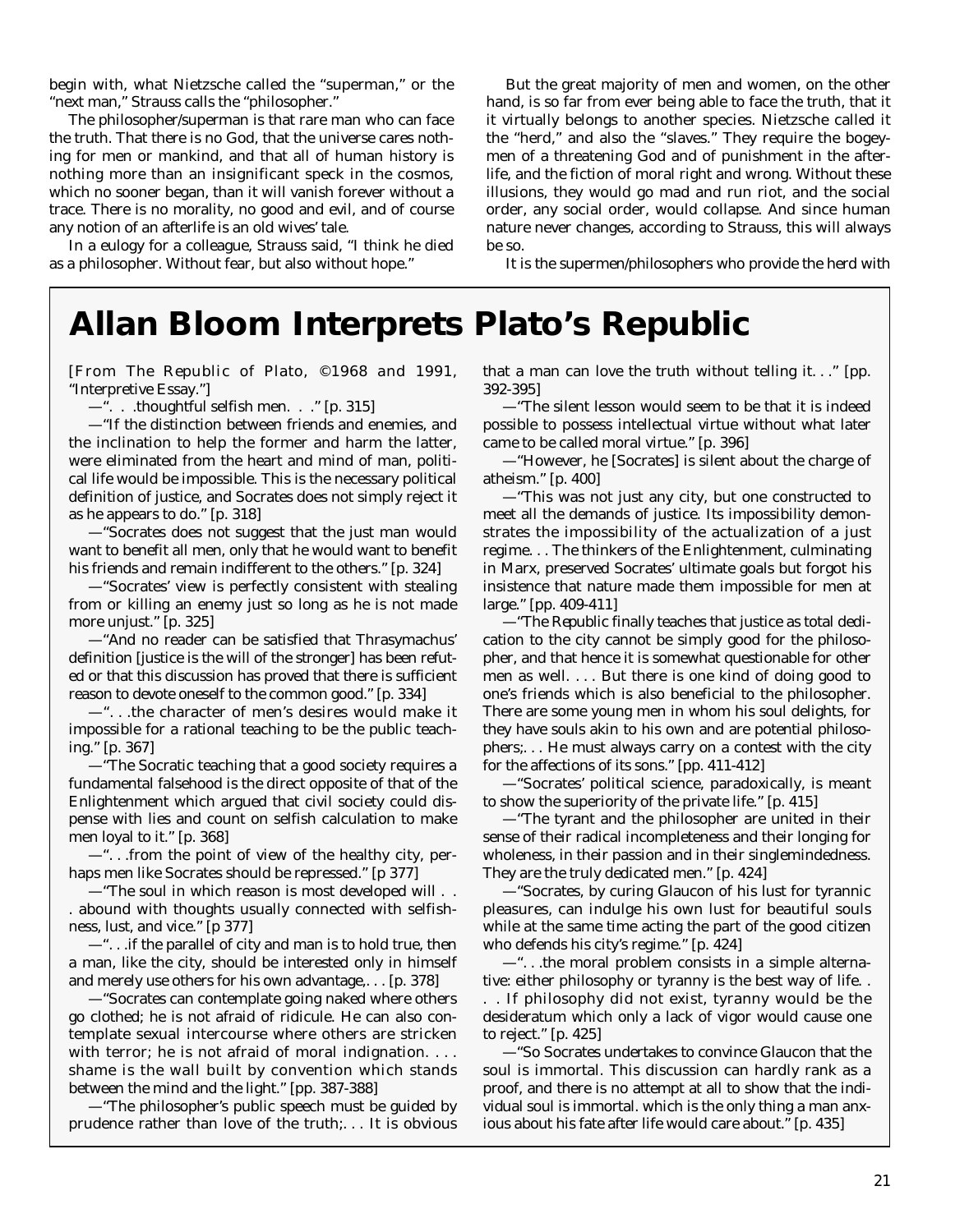begin with, what Nietzsche called the "superman," or the "next man," Strauss calls the "philosopher."

The philosopher/superman is that rare man who can face the truth. That there is no God, that the universe cares nothing for men or mankind, and that all of human history is nothing more than an insignificant speck in the cosmos, which no sooner began, than it will vanish forever without a trace. There is no morality, no good and evil, and of course any notion of an afterlife is an old wives' tale.

In a eulogy for a colleague, Strauss said, "I think he died as a philosopher. Without fear, but also without hope."

But the great majority of men and women, on the other hand, is so far from ever being able to face the truth, that it virtually belongs to another species. Nietzsche called it the "herd," and also the "slaves." They require the bogeymen of a threatening God and of punishment in the afterlife, and the fiction of moral right and wrong. Without these illusions, they would go mad and run riot, and the social order, any social order, would collapse. And since human nature never changes, according to Strauss, this will always be so.

It is the supermen/philosophers who provide the herd with

## Allan Bloom Interprets Plato's Republic

[From The Republic of Plato, ©1968 and 1991, "Interpretive Essay."]

—". . .thoughtful selfish men. . ." [p. 315]

—"If the distinction between friends and enemies, and the inclination to help the former and harm the latter, were eliminated from the heart and mind of man, political life would be impossible. This is the necessary political definition of justice, and Socrates does not simply reject it as he appears to do." [p. 318]

—"Socrates does not suggest that the just man would want to benefit all men, only that he would want to benefit his friends and remain indifferent to the others." [p. 324]

—"Socrates' view is perfectly consistent with stealing from or killing an enemy just so long as he is not made more unjust." [p. 325]

—"And no reader can be satisfied that Thrasymachus' definition [justice is the will of the stronger] has been refuted or that this discussion has proved that there is sufficient reason to devote oneself to the common good." [p. 334]

—". . .the character of men's desires would make it impossible for a rational teaching to be the public teaching." [p. 367]

—"The Socratic teaching that a good society requires a fundamental falsehood is the direct opposite of that of the Enlightenment which argued that civil society could dispense with lies and count on selfish calculation to make men loyal to it." [p. 368]

—". . .from the point of view of the healthy city, perhaps men like Socrates should be repressed." [p 377]

—"The soul in which reason is most developed will . . . abound with thoughts usually connected with selfishness, lust, and vice." [p 377]

—". . .if the parallel of city and man is to hold true, then a man, like the city, should be interested only in himself and merely use others for his own advantage,. . . [p. 378]

—"Socrates can contemplate going naked where others go clothed; he is not afraid of ridicule. He can also contemplate sexual intercourse where others are stricken with terror; he is not afraid of moral indignation. . . . shame is the wall built by convention which stands between the mind and the light." [pp. 387-388]

—"The philosopher's public speech must be guided by prudence rather than love of the truth;. . . It is obvious that a man can love the truth without telling it. . ." [pp. 392-395]

—"The silent lesson would seem to be that it is indeed possible to possess intellectual virtue without what later came to be called moral virtue." [p. 396]

—"However, he [Socrates] is silent about the charge of atheism." [p. 400]

—"This was not just any city, but one constructed to meet all the demands of justice. Its impossibility demonstrates the impossibility of the actualization of a just regime. . . The thinkers of the Enlightenment, culminating in Marx, preserved Socrates' ultimate goals but forgot his insistence that nature made them impossible for men at large." [pp. 409-411]

—"The *Republic* finally teaches that justice as total dedication to the city cannot be simply good for the philosopher, and that hence it is somewhat questionable for other men as well. . . . But there is one kind of doing good to one's friends which is also beneficial to the philosopher. There are some young men in whom his soul delights, for they have souls akin to his own and are potential philosophers;. . . He must always carry on a contest with the city for the affections of its sons." [pp. 411-412]

—"Socrates' political science, paradoxically, is meant to show the superiority of the private life." [p. 415]

—"The tyrant and the philosopher are united in their sense of their radical incompleteness and their longing for wholeness, in their passion and in their singlemindedness. They are the truly dedicated men." [p. 424]

—"Socrates, by curing Glaucon of his lust for tyrannic pleasures, can indulge his own lust for beautiful souls while at the same time acting the part of the good citizen who defends his city's regime." [p. 424]

—". . .the moral problem consists in a simple alternative: either philosophy or tyranny is the best way of life. . . . If philosophy did not exist, tyranny would be the desideratum which only a lack of vigor would cause one to reject." [p. 425]

—"So Socrates undertakes to convince Glaucon that the soul is immortal. This discussion can hardly rank as a proof, and there is no attempt at all to show that the individual soul is immortal. which is the only thing a man anxious about his fate after life would care about." [p. 435]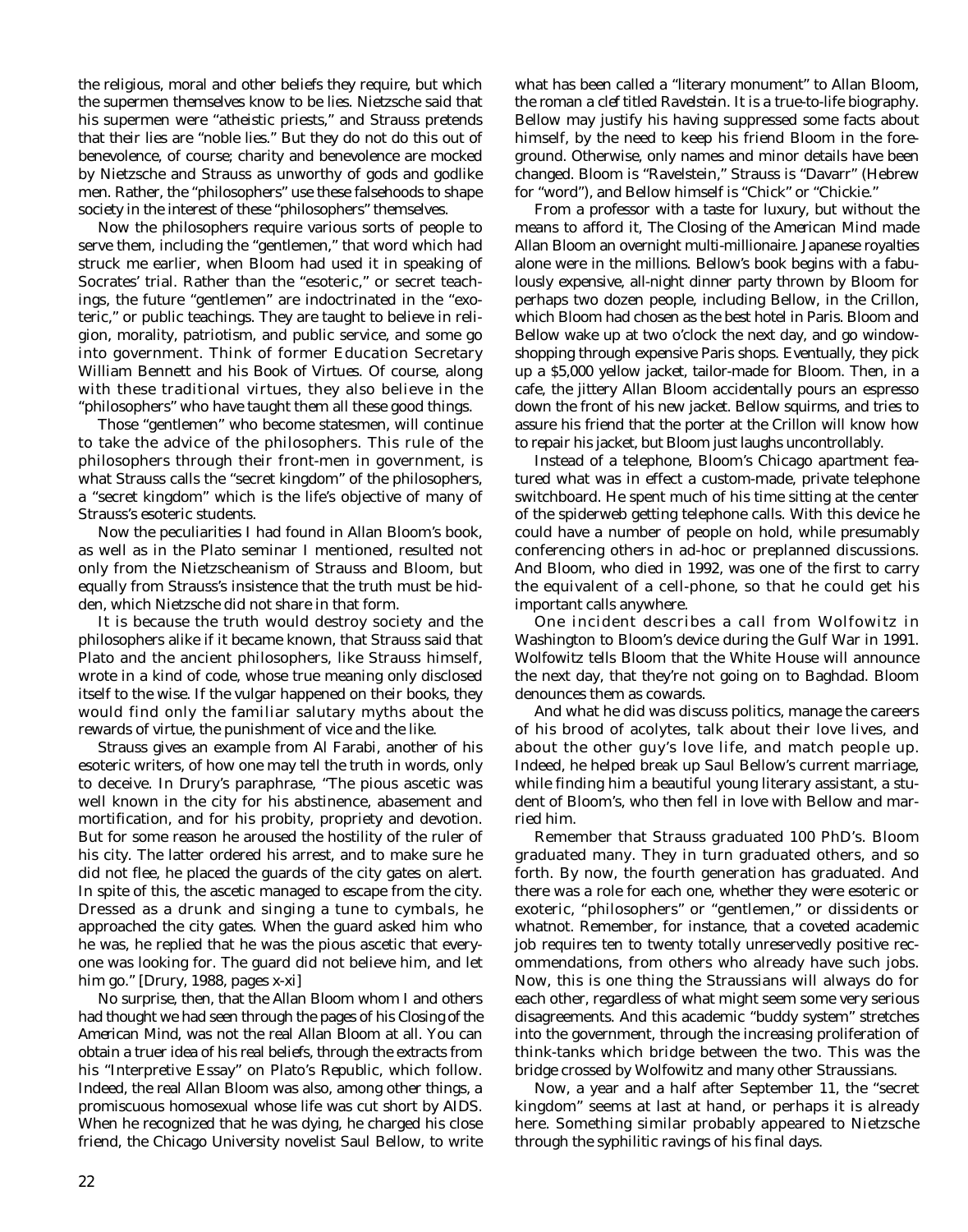the religious, moral and other beliefs they require, but which the supermen themselves know to be lies. Nietzsche said that his supermen were "atheistic priests," and Strauss pretends that their lies are "noble lies." But they do not do this out of benevolence, of course; charity and benevolence are mocked by Nietzsche and Strauss as unworthy of gods and godlike men. Rather, the "philosophers" use these falsehoods to shape society in the interest of these "philosophers" themselves.

Now the philosophers require various sorts of people to serve them, including the "gentlemen," that word which had struck me earlier, when Bloom had used it in speaking of Socrates' trial. Rather than the "esoteric," or secret teachings, the future "gentlemen" are indoctrinated in the "exoteric," or public teachings. They are taught to believe in religion, morality, patriotism, and public service, and some go into government. Think of former Education Secretary William Bennett and his Book of Virtues. Of course, along with these traditional virtues, they also believe in the "philosophers" who have taught them all these good things.

Those "gentlemen" who become statesmen, will continue to take the advice of the philosophers. This rule of the philosophers through their front-men in government, is what Strauss calls the "secret kingdom" of the philosophers, a "secret kingdom" which is the life's objective of many of Strauss's esoteric students.

Now the peculiarities I had found in Allan Bloom's book, as well as in the Plato seminar I mentioned, resulted not only from the Nietzscheanism of Strauss and Bloom, but equally from Strauss's insistence that the truth must be hidden, which Nietzsche did not share in that form.

It is because the truth would destroy society and the philosophers alike if it became known, that Strauss said that Plato and the ancient philosophers, like Strauss himself, wrote in a kind of code, whose true meaning only disclosed itself to the wise. If the vulgar happened on their books, they would find only the familiar salutary myths about the rewards of virtue, the punishment of vice and the like.

Strauss gives an example from Al Farabi, another of his esoteric writers, of how one may tell the truth in words, only to deceive. In Drury's paraphrase, "The pious ascetic was well known in the city for his abstinence, abasement and mortification, and for his probity, propriety and devotion. But for some reason he aroused the hostility of the ruler of his city. The latter ordered his arrest, and to make sure he did not flee, he placed the guards of the city gates on alert. In spite of this, the ascetic managed to escape from the city. Dressed as a drunk and singing a tune to cymbals, he approached the city gates. When the guard asked him who he was, he replied that he was the pious ascetic that everyone was looking for. The guard did not believe him, and let him go." [Drury, 1988, pages x-xi]

No surprise, then, that the Allan Bloom whom I and others had thought we had seen through the pages of his *Closing of the American Mind*, was not the real Allan Bloom at all. You can obtain a truer idea of his real beliefs, through the extracts from his "Interpretive Essay" on Plato's *Republic*, which follow. Indeed, the real Allan Bloom was also, among other things, a promiscuous homosexual whose life was cut short by AIDS. When he recognized that he was dying, he charged his close friend, the Chicago University novelist Saul Bellow, to write what has been called a "literary monument" to Allan Bloom, the roman a clef titled *Ravelstein*. It is a true-to-life biography. Bellow may justify his having suppressed some facts about himself, by the need to keep his friend Bloom in the foreground. Otherwise, only names and minor details have been changed. Bloom is "Ravelstein," Strauss is "Davarr" (Hebrew for "word"), and Bellow himself is "Chick" or "Chickie."

From a professor with a taste for luxury, but without the means to afford it, *The Closing of the American Mind* made Allan Bloom an overnight multi-millionaire. Japanese royalties alone were in the millions. Bellow's book begins with a fabulously expensive, all-night dinner party thrown by Bloom for perhaps two dozen people, including Bellow, in the Crillon, which Bloom had chosen as the best hotel in Paris. Bloom and Bellow wake up at two o'clock the next day, and go window-shopping through expensive Paris shops. Eventually, they pick up a $5,000 yellow jacket, tailor-made for Bloom. Then, in a cafe, the jittery Allan Bloom accidentally pours an espresso down the front of his new jacket. Bellow squirms, and tries to assure his friend that the porter at the Crillon will know how to repair his jacket, but Bloom just laughs uncontrollably.

Instead of a telephone, Bloom's Chicago apartment featured what was in effect a custom-made, private telephone switchboard. He spent much of his time sitting at the center of the spiderweb getting telephone calls. With this device he could have a number of people on hold, while presumably conferencing others in ad-hoc or preplanned discussions. And Bloom, who died in 1992, was one of the first to carry the equivalent of a cell-phone, so that he could get his important calls anywhere.

One incident describes a call from Wolfowitz in Washington to Bloom's device during the Gulf War in 1991. Wolfowitz tells Bloom that the White House will announce the next day, that they're not going on to Baghdad. Bloom denounces them as cowards.

And what he did was discuss politics, manage the careers of his brood of acolytes, talk about their love lives, and about the other guy's love life, and match people up. Indeed, he helped break up Saul Bellow's current marriage, while finding him a beautiful young literary assistant, a student of Bloom's, who then fell in love with Bellow and married him.

Remember that Strauss graduated 100 PhD's. Bloom graduated many. They in turn graduated others, and so forth. By now, the fourth generation has graduated. And there was a role for each one, whether they were esoteric or exoteric, "philosophers" or "gentlemen," or dissidents or whatnot. Remember, for instance, that a coveted academic job requires ten to twenty totally unreservedly positive recommendations, from others who already have such jobs. Now, this is one thing the Straussians will always do for each other, regardless of what might seem some very serious disagreements. And this academic "buddy system" stretches into the government, through the increasing proliferation of think-tanks which bridge between the two. This was the bridge crossed by Wolfowitz and many other Straussians.

Now, a year and a half after September 11, the "secret kingdom" seems at last at hand, or perhaps it is already here. Something similar probably appeared to Nietzsche through the syphilitic ravings of his final days.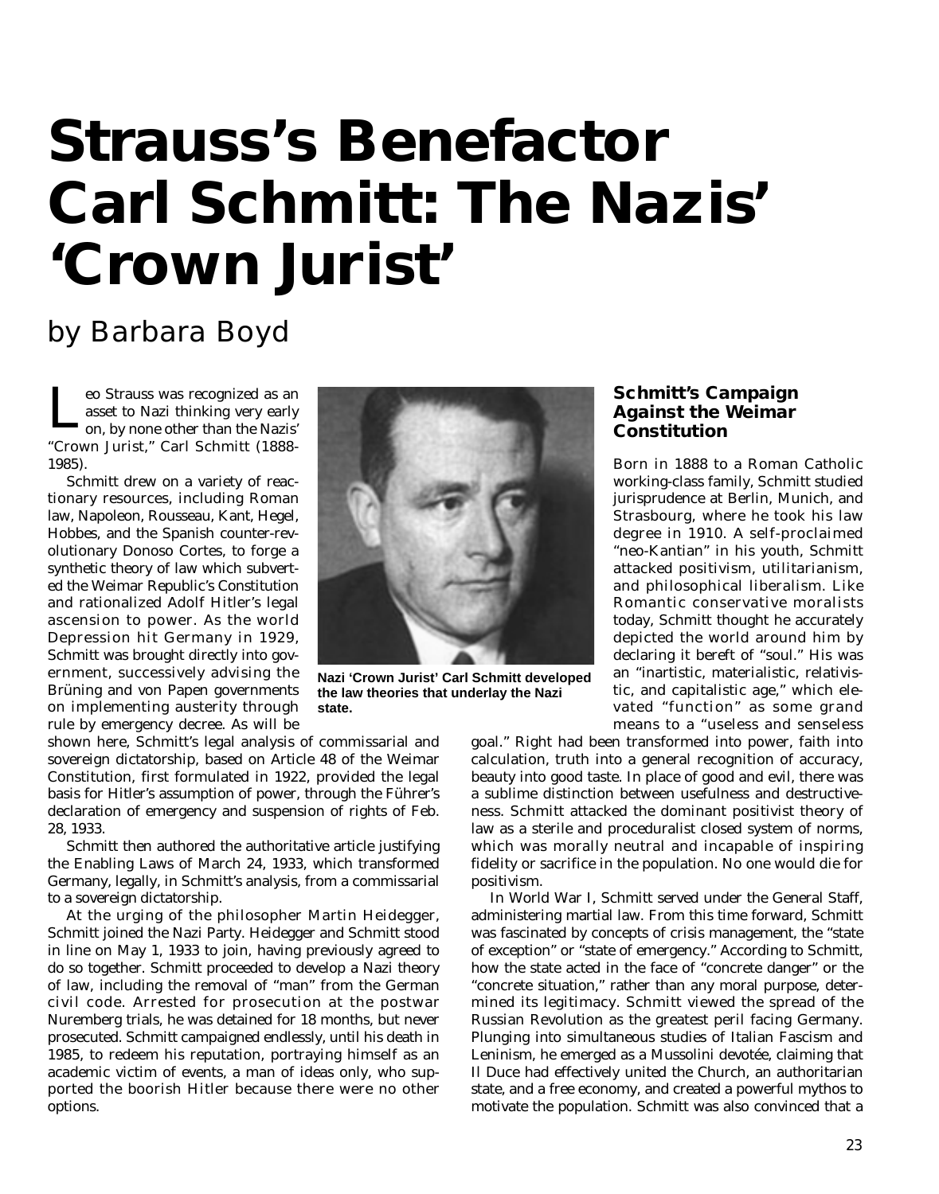# Strauss's Benefactor Carl Schmitt: The Nazis' 'Crown Jurist'

by Barbara Boyd

Leo Strauss was recognized as an asset to Nazi thinking very early on, by none other than the Nazis' "Crown Jurist," Carl Schmitt (1888-1985).

Schmitt drew on a variety of reactionary resources, including Roman law, Napoleon, Rousseau, Kant, Hegel, Hobbes, and the Spanish counter-revolutionary Donoso Cortes, to forge a synthetic theory of law which subverted the Weimar Republic's Constitution and rationalized Adolf Hitler's legal ascension to power. As the world Depression hit Germany in 1929, Schmitt was brought directly into government, successively advising the Brüning and von Papen governments on implementing austerity through rule by emergency decree. As will be shown here, Schmitt's legal analysis of commissarial and sovereign dictatorship, based on Article 48 of the Weimar Constitution, first formulated in 1922, provided the legal basis for Hitler's assumption of power, through the Führer's declaration of emergency and suspension of rights of Feb. 28, 1933.

Nazi 'Crown Jurist' Carl Schmitt developed the law theories that underlay the Nazi state.

Schmitt then authored the authoritative article justifying the Enabling Laws of March 24, 1933, which transformed Germany, legally, in Schmitt's analysis, from a commissarial to a sovereign dictatorship.

At the urging of the philosopher Martin Heidegger, Schmitt joined the Nazi Party. Heidegger and Schmitt stood in line on May 1, 1933 to join, having previously agreed to do so together. Schmitt proceeded to develop a Nazi theory of law, including the removal of "man" from the German civil code. Arrested for prosecution at the postwar Nuremberg trials, he was detained for 18 months, but never prosecuted. Schmitt campaigned endlessly, until his death in 1985, to redeem his reputation, portraying himself as an academic victim of events, a man of ideas only, who supported the boorish Hitler because there were no other options.

## Schmitt's Campaign Against the Weimar Constitution

Born in 1888 to a Roman Catholic working-class family, Schmitt studied jurisprudence at Berlin, Munich, and Strasbourg, where he took his law degree in 1910. A self-proclaimed "neo-Kantian" in his youth, Schmitt attacked positivism, utilitarianism, and philosophical liberalism. Like Romantic conservative moralists today, Schmitt thought he accurately depicted the world around him by declaring it bereft of "soul." His was an "inartistic, materialistic, relativistic, and capitalistic age," which elevated "function" as some grand means to a "useless and senseless goal." Right had been transformed into power, faith into calculation, truth into a general recognition of accuracy, beauty into good taste. In place of good and evil, there was a sublime distinction between usefulness and destructiveness. Schmitt attacked the dominant positivist theory of law as a sterile and proceduralist closed system of norms, which was morally neutral and incapable of inspiring fidelity or sacrifice in the population. No one would die for positivism.

In World War I, Schmitt served under the General Staff, administering martial law. From this time forward, Schmitt was fascinated by concepts of crisis management, the "state of exception" or "state of emergency." According to Schmitt, how the state acted in the face of "concrete danger" or the "concrete situation," rather than any moral purpose, determined its legitimacy. Schmitt viewed the spread of the Russian Revolution as the greatest peril facing Germany. Plunging into simultaneous studies of Italian Fascism and Leninism, he emerged as a Mussolini devotée, claiming that Il Duce had effectively united the Church, an authoritarian state, and a free economy, and created a powerful mythos to motivate the population. Schmitt was also convinced that a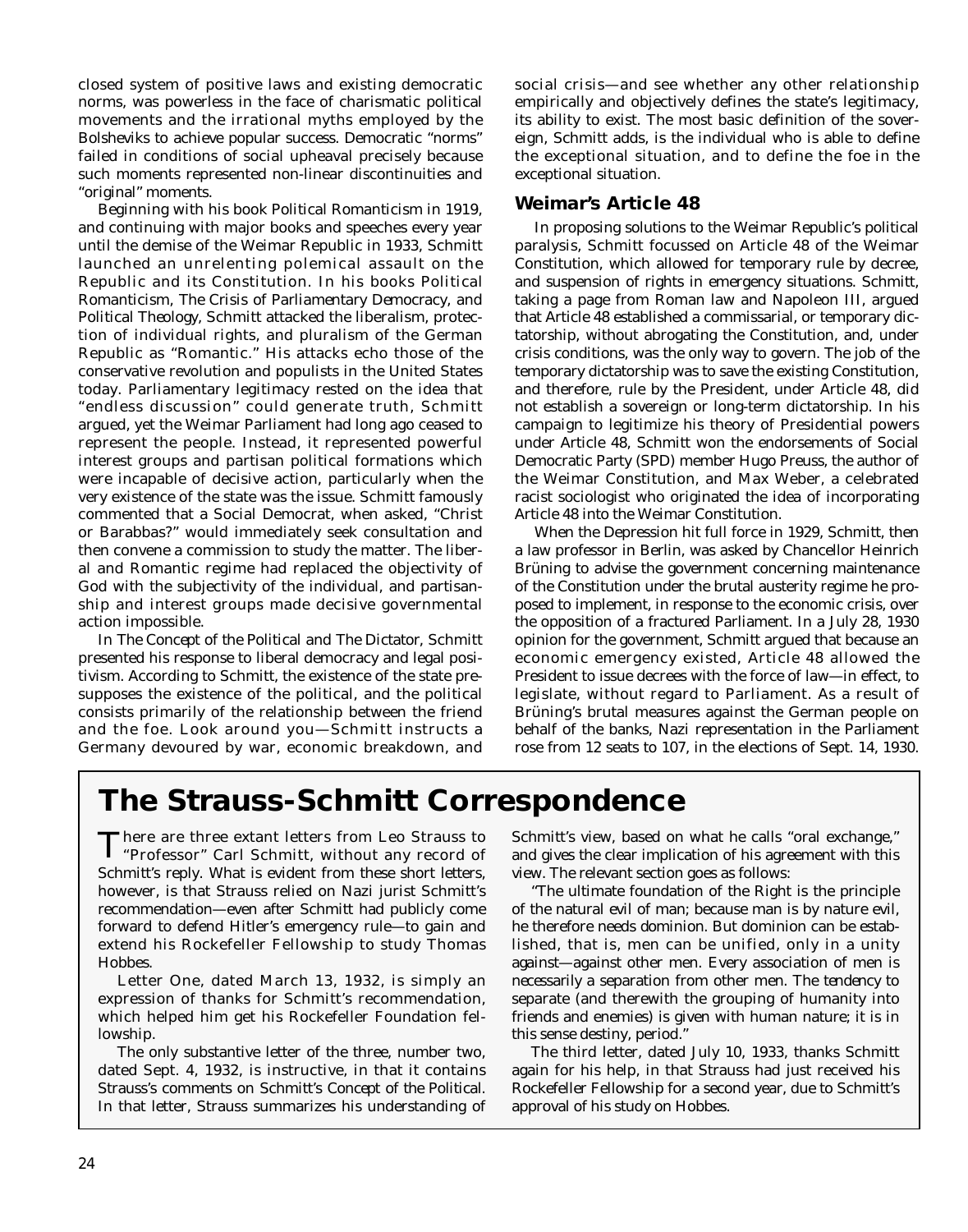closed system of positive laws and existing democratic norms, was powerless in the face of charismatic political movements and the irrational myths employed by the Bolsheviks to achieve popular success. Democratic "norms" failed in conditions of social upheaval precisely because such moments represented non-linear discontinuities and "original" moments.

Beginning with his book *Political Romanticism* in 1919, and continuing with major books and speeches every year until the demise of the Weimar Republic in 1933, Schmitt launched an unrelenting polemical assault on the Republic and its Constitution. In his books *Political Romanticism*, *The Crisis of Parliamentary Democracy*, and *Political Theology*, Schmitt attacked the liberalism, protection of individual rights, and pluralism of the German Republic as "Romantic." His attacks echo those of the conservative revolution and populists in the United States today. Parliamentary legitimacy rested on the idea that "endless discussion" could generate truth, Schmitt argued, yet the Weimar Parliament had long ago ceased to represent the people. Instead, it represented powerful interest groups and partisan political formations which were incapable of decisive action, particularly when the very existence of the state was the issue. Schmitt famously commented that a Social Democrat, when asked, "Christ or Barabbas?" would immediately seek consultation and then convene a commission to study the matter. The liberal and Romantic regime had replaced the objectivity of God with the subjectivity of the individual, and partisanship and interest groups made decisive governmental action impossible.

In *The Concept of the Political* and *The Dictator*, Schmitt presented his response to liberal democracy and legal positivism. According to Schmitt, the existence of the state presupposes the existence of the political, and the political consists primarily of the relationship between the friend and the foe. Look around you—Schmitt instructs a Germany devoured by war, economic breakdown, and social crisis—and see whether any other relationship empirically and objectively defines the state's legitimacy, its ability to exist. The most basic definition of the sovereign, Schmitt adds, is the individual who is able to define the exceptional situation, and to define the foe in the exceptional situation.

### Weimar's Article 48

In proposing solutions to the Weimar Republic's political paralysis, Schmitt focussed on Article 48 of the Weimar Constitution, which allowed for temporary rule by decree, and suspension of rights in emergency situations. Schmitt, taking a page from Roman law and Napoleon III, argued that Article 48 established a commissarial, or temporary dictatorship, without abrogating the Constitution, and, under crisis conditions, was the only way to govern. The job of the temporary dictatorship was to save the existing Constitution, and therefore, rule by the President, under Article 48, did not establish a sovereign or long-term dictatorship. In his campaign to legitimize his theory of Presidential powers under Article 48, Schmitt won the endorsements of Social Democratic Party (SPD) member Hugo Preuss, the author of the Weimar Constitution, and Max Weber, a celebrated racist sociologist who originated the idea of incorporating Article 48 into the Weimar Constitution.

When the Depression hit full force in 1929, Schmitt, then a law professor in Berlin, was asked by Chancellor Heinrich Brüning to advise the government concerning maintenance of the Constitution under the brutal austerity regime he proposed to implement, in response to the economic crisis, over the opposition of a fractured Parliament. In a July 28, 1930 opinion for the government, Schmitt argued that because an economic emergency existed, Article 48 allowed the President to issue decrees with the force of law—in effect, to legislate, without regard to Parliament. As a result of Brüning's brutal measures against the German people on behalf of the banks, Nazi representation in the Parliament rose from 12 seats to 107, in the elections of Sept. 14, 1930.

## The Strauss-Schmitt Correspondence

There are three extant letters from Leo Strauss to "Professor" Carl Schmitt, without any record of Schmitt's reply. What is evident from these short letters, however, is that Strauss relied on Nazi jurist Schmitt's recommendation—even after Schmitt had publicly come forward to defend Hitler's emergency rule—to gain and extend his Rockefeller Fellowship to study Thomas Hobbes.

Letter One, dated March 13, 1932, is simply an expression of thanks for Schmitt's recommendation, which helped him get his Rockefeller Foundation fellowship.

The only substantive letter of the three, number two, dated Sept. 4, 1932, is instructive, in that it contains Strauss's comments on Schmitt's *Concept of the Political*. In that letter, Strauss summarizes his understanding of Schmitt's view, based on what he calls "oral exchange," and gives the clear implication of his agreement with this view. The relevant section goes as follows:

"The ultimate foundation of the Right is the principle of the natural evil of man; because man is by nature evil, he therefore needs dominion. But dominion can be established, that is, men can be unified, only in a unity against—against other men. Every association of men is necessarily a separation from other men. *The tendency to separate* (and therewith the grouping of humanity into friends and enemies) is given with human nature; it is in this sense destiny, period."

The third letter, dated July 10, 1933, thanks Schmitt again for his help, in that Strauss had just received his Rockefeller Fellowship for a second year, due to Schmitt's approval of his study on Hobbes.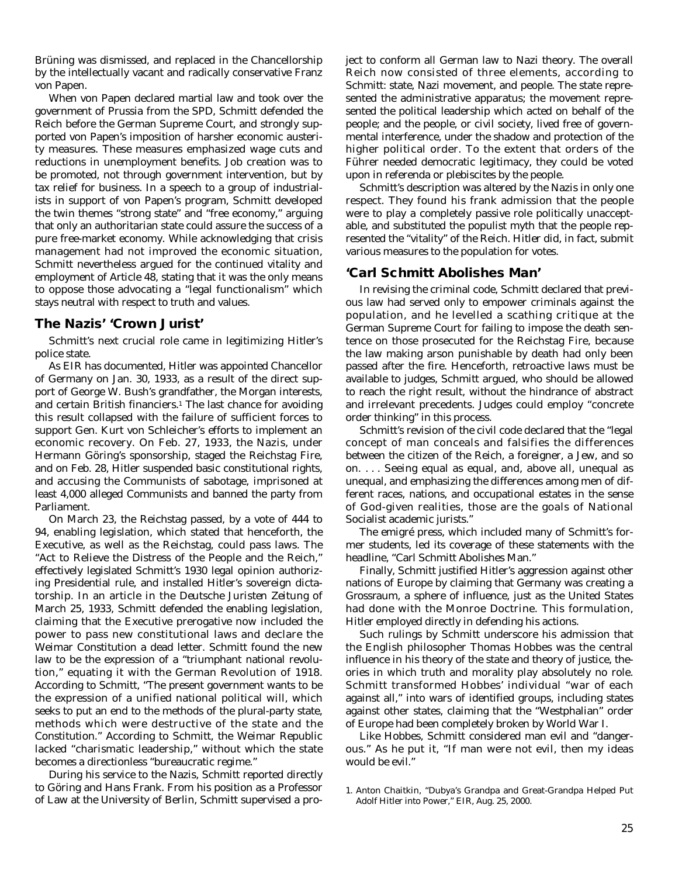Brüning was dismissed, and replaced in the Chancellorship by the intellectually vacant and radically conservative Franz von Papen.

When von Papen declared martial law and took over the government of Prussia from the SPD, Schmitt defended the Reich before the German Supreme Court, and strongly supported von Papen's imposition of harsher economic austerity measures. These measures emphasized wage cuts and reductions in unemployment benefits. Job creation was to be promoted, not through government intervention, but by tax relief for business. In a speech to a group of industrialists in support of von Papen's program, Schmitt developed the twin themes "strong state" and "free economy," arguing that only an authoritarian state could assure the success of a pure free-market economy. While acknowledging that crisis management had not improved the economic situation, Schmitt nevertheless argued for the continued vitality and employment of Article 48, stating that it was the only means to oppose those advocating a "legal functionalism" which stays neutral with respect to truth and values.

## The Nazis' 'Crown Jurist'

Schmitt's next crucial role came in legitimizing Hitler's police state.

As EIR has documented, Hitler was appointed Chancellor of Germany on Jan. 30, 1933, as a result of the direct support of George W. Bush's grandfather, the Morgan interests, and certain British financiers.[1] The last chance for avoiding this result collapsed with the failure of sufficient forces to support Gen. Kurt von Schleicher's efforts to implement an economic recovery. On Feb. 27, 1933, the Nazis, under Hermann Göring's sponsorship, staged the Reichstag Fire, and on Feb. 28, Hitler suspended basic constitutional rights, and accusing the Communists of sabotage, imprisoned at least 4,000 alleged Communists and banned the party from Parliament.

On March 23, the Reichstag passed, by a vote of 444 to 94, enabling legislation, which stated that henceforth, the Executive, as well as the Reichstag, could pass laws. The "Act to Relieve the Distress of the People and the Reich," effectively legislated Schmitt's 1930 legal opinion authorizing Presidential rule, and installed Hitler's sovereign dictatorship. In an article in the *Deutsche Juristen Zeitung* of March 25, 1933, Schmitt defended the enabling legislation, claiming that the Executive prerogative now included the power to pass new constitutional laws and declare the Weimar Constitution a dead letter. Schmitt found the new law to be the expression of a "triumphant national revolution," equating it with the German Revolution of 1918. According to Schmitt, "The present government wants to be the expression of a unified national political will, which seeks to put an end to the methods of the plural-party state, methods which were destructive of the state and the Constitution." According to Schmitt, the Weimar Republic lacked "charismatic leadership," without which the state becomes a directionless "bureaucratic regime."

During his service to the Nazis, Schmitt reported directly to Göring and Hans Frank. From his position as a Professor of Law at the University of Berlin, Schmitt supervised a project to conform all German law to Nazi theory. The overall Reich now consisted of three elements, according to Schmitt: state, Nazi movement, and people. The state represented the administrative apparatus; the movement represented the political leadership which acted on behalf of the people; and the people, or civil society, lived free of governmental interference, under the shadow and protection of the higher political order. To the extent that orders of the Führer needed democratic legitimacy, they could be voted upon in referenda or plebiscites by the people.

Schmitt's description was altered by the Nazis in only one respect. They found his frank admission that the people were to play a completely passive role politically unacceptable, and substituted the populist myth that the people represented the "vitality" of the Reich. Hitler did, in fact, submit various measures to the population for votes.

## 'Carl Schmitt Abolishes Man'

In revising the criminal code, Schmitt declared that previous law had served only to empower criminals against the population, and he levelled a scathing critique at the German Supreme Court for failing to impose the death sentence on those prosecuted for the Reichstag Fire, because the law making arson punishable by death had only been passed after the fire. Henceforth, retroactive laws must be available to judges, Schmitt argued, who should be allowed to reach the right result, without the hindrance of abstract and irrelevant precedents. Judges could employ "concrete order thinking" in this process.

Schmitt's revision of the civil code declared that the "legal concept of man conceals and falsifies the differences between the citizen of the Reich, a foreigner, a Jew, and so on. . . . Seeing equal as equal, and, above all, unequal as unequal, and emphasizing the differences among men of different races, nations, and occupational estates in the sense of God-given realities, those are the goals of National Socialist academic jurists."

The emigré press, which included many of Schmitt's former students, led its coverage of these statements with the headline, "Carl Schmitt Abolishes Man."

Finally, Schmitt justified Hitler's aggression against other nations of Europe by claiming that Germany was creating a Grossraum, a sphere of influence, just as the United States had done with the Monroe Doctrine. This formulation, Hitler employed directly in defending his actions.

Such rulings by Schmitt underscore his admission that the English philosopher Thomas Hobbes was the central influence in his theory of the state and theory of justice, theories in which truth and morality play absolutely no role. Schmitt transformed Hobbes' individual "war of each against all," into wars of identified groups, including states against other states, claiming that the "Westphalian" order of Europe had been completely broken by World War I.

Like Hobbes, Schmitt considered man evil and "dangerous." As he put it, "If man were not evil, then my ideas would be evil."

1. Anton Chaitkin, "Dubya's Grandpa and Great-Grandpa Helped Put Adolf Hitler into Power," EIR, Aug. 25, 2000.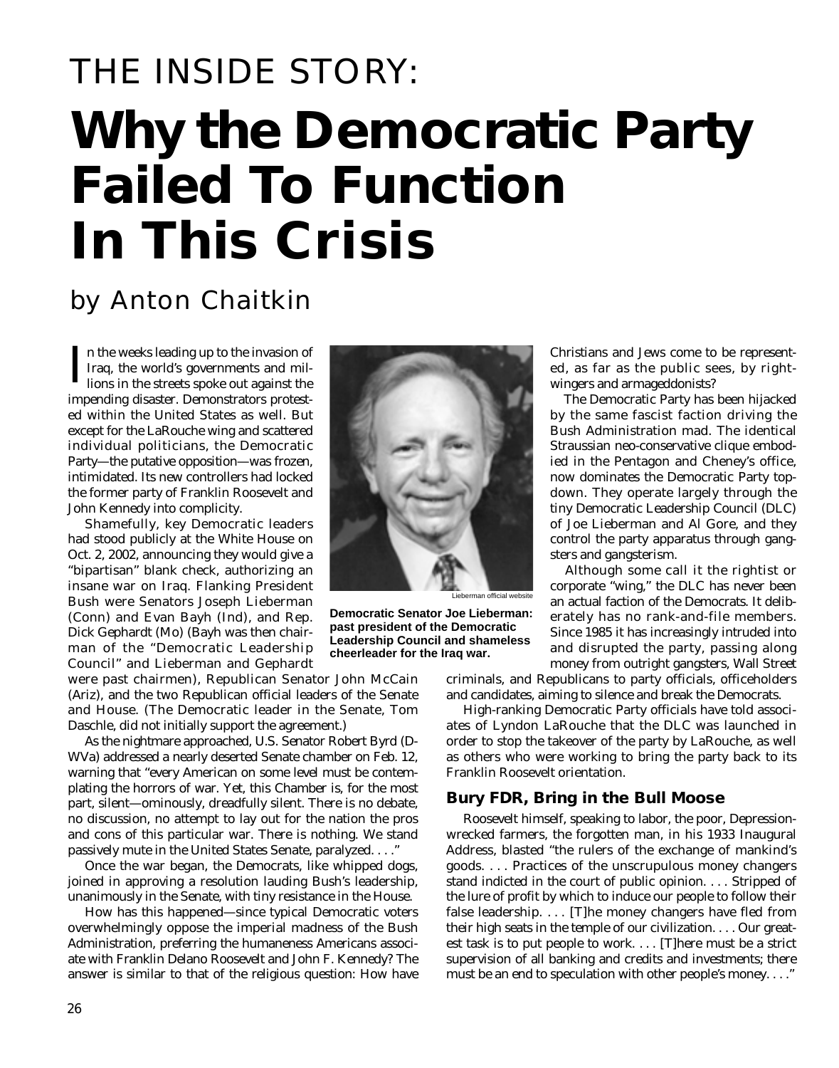# THE INSIDE STORY:

# Why the Democratic Party Failed To Function In This Crisis

by Anton Chaitkin

In the weeks leading up to the invasion of Iraq, the world's governments and millions in the streets spoke out against the impending disaster. Demonstrators protested within the United States as well. But except for the LaRouche wing and scattered individual politicians, the Democratic Party—the putative opposition—was frozen, intimidated. Its new controllers had locked the former party of Franklin Roosevelt and John Kennedy into complicity.

Shamefully, key Democratic leaders had stood publicly at the White House on Oct. 2, 2002, announcing they would give a "bipartisan" blank check, authorizing an insane war on Iraq. Flanking President Bush were Senators Joseph Lieberman (Conn) and Evan Bayh (Ind), and Rep. Dick Gephardt (Mo) (Bayh was then chairman of the "Democratic Leadership Council" and Lieberman and Gephardt were past chairmen), Republican Senator John McCain (Ariz), and the two Republican official leaders of the Senate and House. (The Democratic leader in the Senate, Tom Daschle, did not initially support the agreement.)

As the nightmare approached, U.S. Senator Robert Byrd (D-WVa) addressed a nearly deserted Senate chamber on Feb. 12, warning that "every American on some level must be contemplating the horrors of war. Yet, this Chamber is, for the most part, silent—ominously, dreadfully silent. There is no debate, no discussion, no attempt to lay out for the nation the pros and cons of this particular war. There is nothing. We stand passively mute in the United States Senate, paralyzed. . . ."

Once the war began, the Democrats, like whipped dogs, joined in approving a resolution lauding Bush's leadership, unanimously in the Senate, with tiny resistance in the House.

How has this happened—since typical Democratic voters overwhelmingly oppose the imperial madness of the Bush Administration, preferring the humaneness Americans associate with Franklin Delano Roosevelt and John F. Kennedy? The answer is similar to that of the religious question: How have Christians and Jews come to be represented, as far as the public sees, by right-wingers and armageddonists?

Lieberman official website

**Democratic Senator Joe Lieberman: past president of the Democratic Leadership Council and shameless cheerleader for the Iraq war.**

The Democratic Party has been hijacked by the same fascist faction driving the Bush Administration mad. The identical Straussian neo-conservative clique embodied in the Pentagon and Cheney's office, now dominates the Democratic Party top-down. They operate largely through the tiny Democratic Leadership Council (DLC) of Joe Lieberman and Al Gore, and they control the party apparatus through gangsters and gangsterism.

Although some call it the rightist or corporate "wing," the DLC has never been an actual faction of the Democrats. It deliberately has no rank-and-file members. Since 1985 it has increasingly intruded into and disrupted the party, passing along money from outright gangsters, Wall Street criminals, and Republicans to party officials, officeholders and candidates, aiming to silence and break the Democrats.

High-ranking Democratic Party officials have told associates of Lyndon LaRouche that the DLC was launched in order to stop the takeover of the party by LaRouche, as well as others who were working to bring the party back to its Franklin Roosevelt orientation.

## Bury FDR, Bring in the Bull Moose

Roosevelt himself, speaking to labor, the poor, Depression-wrecked farmers, the forgotten man, in his 1933 Inaugural Address, blasted "the rulers of the exchange of mankind's goods. . . . Practices of the unscrupulous money changers stand indicted in the court of public opinion. . . . Stripped of the lure of profit by which to induce our people to follow their false leadership. . . . [T]he money changers have fled from their high seats in the temple of our civilization. . . . Our greatest task is to put people to work. . . . [T]here must be a strict supervision of all banking and credits and investments; there must be an end to speculation with other people's money. . . ."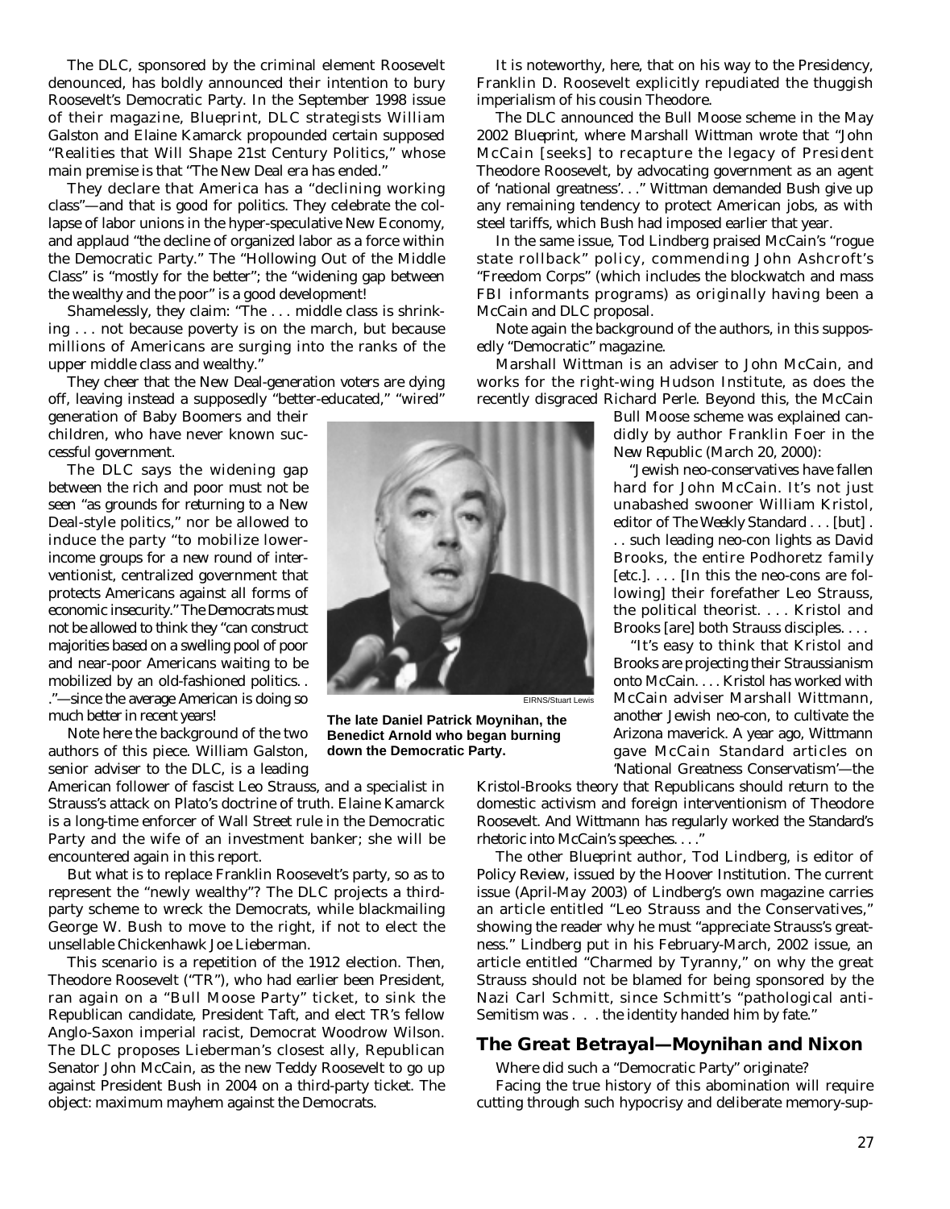The DLC, sponsored by the criminal element Roosevelt denounced, has boldly announced their intention to bury Roosevelt's Democratic Party. In the September 1998 issue of their magazine, *Blueprint*, DLC strategists William Galston and Elaine Kamarck propounded certain supposed "Realities that Will Shape 21st Century Politics," whose main premise is that "The New Deal era has ended."

They declare that America has a "declining working class"—and that is good for politics. They celebrate the collapse of labor unions in the hyper-speculative New Economy, and applaud "the decline of organized labor as a force within the Democratic Party." The "Hollowing Out of the Middle Class" is "mostly for the better"; the "widening gap between the wealthy and the poor" is a good development!

Shamelessly, they claim: "The . . . middle class is shrinking . . . not because poverty is on the march, but because millions of Americans are surging into the ranks of the upper middle class and wealthy."

They cheer that the New Deal-generation voters are dying off, leaving instead a supposedly "better-educated," "wired" generation of Baby Boomers and their children, who have never known successful government.

The DLC says the widening gap between the rich and poor must not be seen "as grounds for returning to a New Deal-style politics," nor be allowed to induce the party "to mobilize lower-income groups for a new round of interventionist, centralized government that protects Americans against all forms of economic insecurity." The Democrats must not be allowed to think they "can construct majorities based on a swelling pool of poor and near-poor Americans waiting to be mobilized by an old-fashioned politics. . ."—since the average American is doing so much better in recent years!

Note here the background of the two authors of this piece. William Galston, senior adviser to the DLC, is a leading American follower of fascist Leo Strauss, and a specialist in Strauss's attack on Plato's doctrine of truth. Elaine Kamarck is a long-time enforcer of Wall Street rule in the Democratic Party and the wife of an investment banker; she will be encountered again in this report.

But what is to replace Franklin Roosevelt's party, so as to represent the "newly wealthy"? The DLC projects a third-party scheme to wreck the Democrats, while blackmailing George W. Bush to move to the right, if not to elect the unsellable Chickenhawk Joe Lieberman.

This scenario is a repetition of the 1912 election. Then, Theodore Roosevelt ("TR"), who had earlier been President, ran again on a "Bull Moose Party" ticket, to sink the Republican candidate, President Taft, and elect TR's fellow Anglo-Saxon imperial racist, Democrat Woodrow Wilson. The DLC proposes Lieberman's closest ally, Republican Senator John McCain, as the new Teddy Roosevelt to go up against President Bush in 2004 on a third-party ticket. The object: maximum mayhem against the Democrats.

EIRNS/Stuart Lewis

**The late Daniel Patrick Moynihan, the Benedict Arnold who began burning down the Democratic Party.**

It is noteworthy, here, that on his way to the Presidency, Franklin D. Roosevelt explicitly repudiated the thuggish imperialism of his cousin Theodore.

The DLC announced the Bull Moose scheme in the May 2002 *Blueprint*, where Marshall Wittman wrote that "John McCain [seeks] to recapture the legacy of President Theodore Roosevelt, by advocating government as an agent of 'national greatness'. . ." Wittman demanded Bush give up any remaining tendency to protect American jobs, as with steel tariffs, which Bush had imposed earlier that year.

In the same issue, Tod Lindberg praised McCain's "rogue state rollback" policy, commending John Ashcroft's "Freedom Corps" (which includes the blockwatch and mass FBI informants programs) as originally having been a McCain and DLC proposal.

Note again the background of the authors, in this supposedly "Democratic" magazine.

Marshall Wittman is an adviser to John McCain, and works for the right-wing Hudson Institute, as does the recently disgraced Richard Perle. Beyond this, the McCain Bull Moose scheme was explained candidly by author Franklin Foer in the *New Republic* (March 20, 2000):

"Jewish neo-conservatives have fallen hard for John McCain. It's not just unabashed swooner William Kristol, editor of *The Weekly Standard* . . . [but] . . . such leading neo-con lights as David Brooks, the entire Podhoretz family [etc.]. . . . [In this the neo-cons are following] their forefather Leo Strauss, the political theorist. . . . Kristol and Brooks [are] both Strauss disciples. . . .

"It's easy to think that Kristol and Brooks are projecting their Straussianism onto McCain. . . . Kristol has worked with McCain adviser Marshall Wittmann, another Jewish neo-con, to cultivate the Arizona maverick. A year ago, Wittmann gave McCain *Standard* articles on 'National Greatness Conservatism'—the Kristol-Brooks theory that Republicans should return to the domestic activism and foreign interventionism of Theodore Roosevelt. And Wittmann has regularly worked the *Standard*'s rhetoric into McCain's speeches. . . ."

The other *Blueprint* author, Tod Lindberg, is editor of *Policy Review*, issued by the Hoover Institution. The current issue (April-May 2003) of Lindberg's own magazine carries an article entitled "Leo Strauss and the Conservatives," showing the reader why he must "appreciate Strauss's greatness." Lindberg put in his February-March, 2002 issue, an article entitled "Charmed by Tyranny," on why the great Strauss should not be blamed for being sponsored by the Nazi Carl Schmitt, since Schmitt's "pathological anti-Semitism was . . . the identity handed him by fate."

## The Great Betrayal—Moynihan and Nixon

Where did such a "Democratic Party" originate?

Facing the true history of this abomination will require cutting through such hypocrisy and deliberate memory-sup-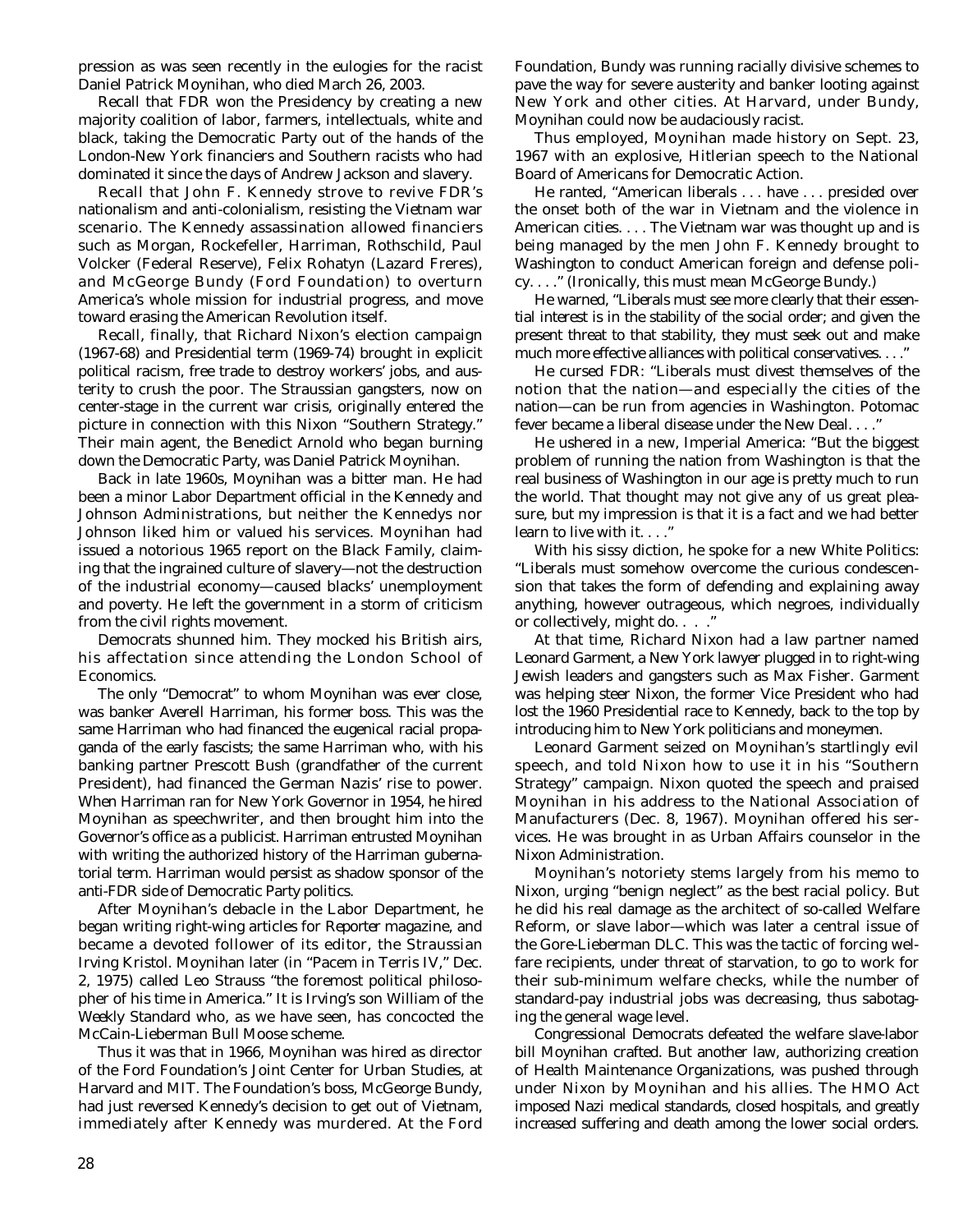pression as was seen recently in the eulogies for the racist Daniel Patrick Moynihan, who died March 26, 2003.

Recall that FDR won the Presidency by creating a new majority coalition of labor, farmers, intellectuals, white and black, taking the Democratic Party out of the hands of the London-New York financiers and Southern racists who had dominated it since the days of Andrew Jackson and slavery.

Recall that John F. Kennedy strove to revive FDR's nationalism and anti-colonialism, resisting the Vietnam war scenario. The Kennedy assassination allowed financiers such as Morgan, Rockefeller, Harriman, Rothschild, Paul Volcker (Federal Reserve), Felix Rohatyn (Lazard Freres), and McGeorge Bundy (Ford Foundation) to overturn America's whole mission for industrial progress, and move toward erasing the American Revolution itself.

Recall, finally, that Richard Nixon's election campaign (1967-68) and Presidential term (1969-74) brought in explicit political racism, free trade to destroy workers' jobs, and austerity to crush the poor. The Straussian gangsters, now on center-stage in the current war crisis, originally entered the picture in connection with this Nixon "Southern Strategy." Their main agent, the Benedict Arnold who began burning down the Democratic Party, was Daniel Patrick Moynihan.

Back in late 1960s, Moynihan was a bitter man. He had been a minor Labor Department official in the Kennedy and Johnson Administrations, but neither the Kennedys nor Johnson liked him or valued his services. Moynihan had issued a notorious 1965 report on the Black Family, claiming that the ingrained culture of slavery—not the destruction of the industrial economy—caused blacks' unemployment and poverty. He left the government in a storm of criticism from the civil rights movement.

Democrats shunned him. They mocked his British airs, his affectation since attending the London School of Economics.

The only "Democrat" to whom Moynihan was ever close, was banker Averell Harriman, his former boss. This was the same Harriman who had financed the eugenical racial propaganda of the early fascists; the same Harriman who, with his banking partner Prescott Bush (grandfather of the current President), had financed the German Nazis' rise to power. When Harriman ran for New York Governor in 1954, he hired Moynihan as speechwriter, and then brought him into the Governor's office as a publicist. Harriman entrusted Moynihan with writing the authorized history of the Harriman gubernatorial term. Harriman would persist as shadow sponsor of the anti-FDR side of Democratic Party politics.

After Moynihan's debacle in the Labor Department, he began writing right-wing articles for *Reporter* magazine, and became a devoted follower of its editor, the Straussian Irving Kristol. Moynihan later (in "Pacem in Terris IV," Dec. 2, 1975) called Leo Strauss "the foremost political philosopher of his time in America." It is Irving's son William of the *Weekly Standard* who, as we have seen, has concocted the McCain-Lieberman Bull Moose scheme.

Thus it was that in 1966, Moynihan was hired as director of the Ford Foundation's Joint Center for Urban Studies, at Harvard and MIT. The Foundation's boss, McGeorge Bundy, had just reversed Kennedy's decision to get out of Vietnam, immediately after Kennedy was murdered. At the Ford Foundation, Bundy was running racially divisive schemes to pave the way for severe austerity and banker looting against New York and other cities. At Harvard, under Bundy, Moynihan could now be audaciously racist.

Thus employed, Moynihan made history on Sept. 23, 1967 with an explosive, Hitlerian speech to the National Board of Americans for Democratic Action.

He ranted, "American liberals . . . have . . . presided over the onset both of the war in Vietnam and the violence in American cities. . . . The Vietnam war was thought up and is being managed by the men John F. Kennedy brought to Washington to conduct American foreign and defense policy. . . ." (Ironically, this must mean McGeorge Bundy.)

He warned, "Liberals must see more clearly that their essential interest is in the stability of the social order; and given the present threat to that stability, they must seek out and make much more effective alliances with political conservatives. . . ."

He cursed FDR: "Liberals must divest themselves of the notion that the nation—and especially the cities of the nation—can be run from agencies in Washington. Potomac fever became a liberal disease under the New Deal. . . ."

He ushered in a new, Imperial America: "But the biggest problem of running the nation from Washington is that the real business of Washington in our age is pretty much to run the world. That thought may not give any of us great pleasure, but my impression is that it is a fact and we had better learn to live with it. . . ."

With his sissy diction, he spoke for a new White Politics: "Liberals must somehow overcome the curious condescension that takes the form of defending and explaining away anything, however outrageous, which negroes, individually or collectively, might do. . . ."

At that time, Richard Nixon had a law partner named Leonard Garment, a New York lawyer plugged in to right-wing Jewish leaders and gangsters such as Max Fisher. Garment was helping steer Nixon, the former Vice President who had lost the 1960 Presidential race to Kennedy, back to the top by introducing him to New York politicians and moneymen.

Leonard Garment seized on Moynihan's startlingly evil speech, and told Nixon how to use it in his "Southern Strategy" campaign. Nixon quoted the speech and praised Moynihan in his address to the National Association of Manufacturers (Dec. 8, 1967). Moynihan offered his services. He was brought in as Urban Affairs counselor in the Nixon Administration.

Moynihan's notoriety stems largely from his memo to Nixon, urging "benign neglect" as the best racial policy. But he did his real damage as the architect of so-called Welfare Reform, or slave labor—which was later a central issue of the Gore-Lieberman DLC. This was the tactic of forcing welfare recipients, under threat of starvation, to go to work for their sub-minimum welfare checks, while the number of standard-pay industrial jobs was decreasing, thus sabotaging the general wage level.

Congressional Democrats defeated the welfare slave-labor bill Moynihan crafted. But another law, authorizing creation of Health Maintenance Organizations, was pushed through under Nixon by Moynihan and his allies. The HMO Act imposed Nazi medical standards, closed hospitals, and greatly increased suffering and death among the lower social orders.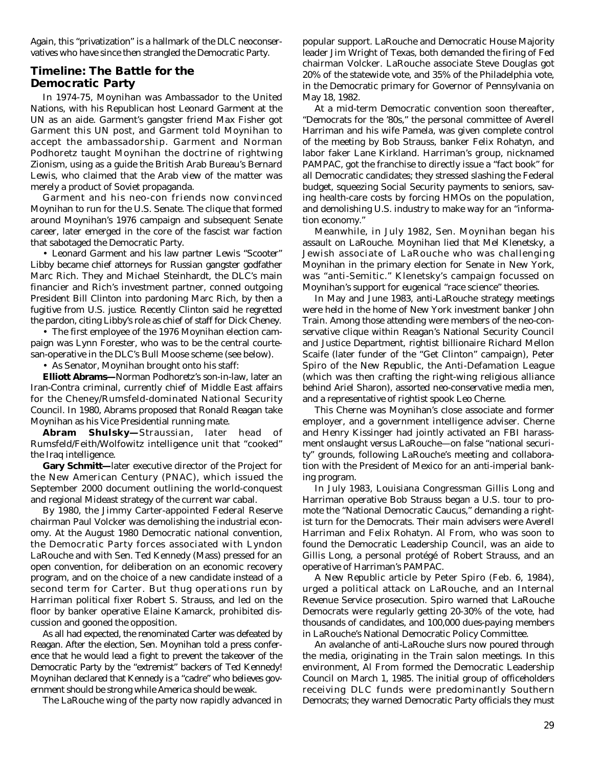Again, this "privatization" is a hallmark of the DLC neoconservatives who have since then strangled the Democratic Party.

## Timeline: The Battle for the Democratic Party

In 1974-75, Moynihan was Ambassador to the United Nations, with his Republican host Leonard Garment at the UN as an aide. Garment's gangster friend Max Fisher got Garment this UN post, and Garment told Moynihan to accept the ambassadorship. Garment and Norman Podhoretz taught Moynihan the doctrine of rightwing Zionism, using as a guide the British Arab Bureau's Bernard Lewis, who claimed that the Arab view of the matter was merely a product of Soviet propaganda.

Garment and his neo-con friends now convinced Moynihan to run for the U.S. Senate. The clique that formed around Moynihan's 1976 campaign and subsequent Senate career, later emerged in the core of the fascist war faction that sabotaged the Democratic Party.

• Leonard Garment and his law partner Lewis "Scooter" Libby became chief attorneys for Russian gangster godfather Marc Rich. They and Michael Steinhardt, the DLC's main financier and Rich's investment partner, conned outgoing President Bill Clinton into pardoning Marc Rich, by then a fugitive from U.S. justice. Recently Clinton said he regretted the pardon, citing Libby's role as chief of staff for Dick Cheney.

• The first employee of the 1976 Moynihan election campaign was Lynn Forester, who was to be the central courtesan-operative in the DLC's Bull Moose scheme (see below).

• As Senator, Moynihan brought onto his staff:

**Elliott Abrams—**Norman Podhoretz's son-in-law, later an Iran-Contra criminal, currently chief of Middle East affairs for the Cheney/Rumsfeld-dominated National Security Council. In 1980, Abrams proposed that Ronald Reagan take Moynihan as his Vice Presidential running mate.

**Abram Shulsky—**Straussian, later head of Rumsfeld/Feith/Wolfowitz intelligence unit that "cooked" the Iraq intelligence.

**Gary Schmitt—**later executive director of the Project for the New American Century (PNAC), which issued the September 2000 document outlining the world-conquest and regional Mideast strategy of the current war cabal.

By 1980, the Jimmy Carter-appointed Federal Reserve chairman Paul Volcker was demolishing the industrial economy. At the August 1980 Democratic national convention, the Democratic Party forces associated with Lyndon LaRouche and with Sen. Ted Kennedy (Mass) pressed for an open convention, for deliberation on an economic recovery program, and on the choice of a new candidate instead of a second term for Carter. But thug operations run by Harriman political fixer Robert S. Strauss, and led on the floor by banker operative Elaine Kamarck, prohibited discussion and gooned the opposition.

As all had expected, the renominated Carter was defeated by Reagan. After the election, Sen. Moynihan told a press conference that he would lead a fight to prevent the takeover of the Democratic Party by the "extremist" backers of Ted Kennedy! Moynihan declared that Kennedy is a "cadre" who believes government should be strong while America should be weak.

The LaRouche wing of the party now rapidly advanced in popular support. LaRouche and Democratic House Majority leader Jim Wright of Texas, both demanded the firing of Fed chairman Volcker. LaRouche associate Steve Douglas got 20% of the statewide vote, and 35% of the Philadelphia vote, in the Democratic primary for Governor of Pennsylvania on May 18, 1982.

At a mid-term Democratic convention soon thereafter, "Democrats for the '80s," the personal committee of Averell Harriman and his wife Pamela, was given complete control of the meeting by Bob Strauss, banker Felix Rohatyn, and labor faker Lane Kirkland. Harriman's group, nicknamed PAMPAC, got the franchise to directly issue a "fact book" for all Democratic candidates; they stressed slashing the Federal budget, squeezing Social Security payments to seniors, saving health-care costs by forcing HMOs on the population, and demolishing U.S. industry to make way for an "information economy."

Meanwhile, in July 1982, Sen. Moynihan began his assault on LaRouche. Moynihan lied that Mel Klenetsky, a Jewish associate of LaRouche who was challenging Moynihan in the primary election for Senate in New York, was "anti-Semitic." Klenetsky's campaign focussed on Moynihan's support for eugenical "race science" theories.

In May and June 1983, anti-LaRouche strategy meetings were held in the home of New York investment banker John Train. Among those attending were members of the neo-conservative clique within Reagan's National Security Council and Justice Department, rightist billionaire Richard Mellon Scaife (later funder of the "Get Clinton" campaign), Peter Spiro of the New Republic, the Anti-Defamation League (which was then crafting the right-wing religious alliance behind Ariel Sharon), assorted neo-conservative media men, and a representative of rightist spook Leo Cherne.

This Cherne was Moynihan's close associate and former employer, and a government intelligence adviser. Cherne and Henry Kissinger had jointly activated an FBI harassment onslaught versus LaRouche—on false "national security" grounds, following LaRouche's meeting and collaboration with the President of Mexico for an anti-imperial banking program.

In July 1983, Louisiana Congressman Gillis Long and Harriman operative Bob Strauss began a U.S. tour to promote the "National Democratic Caucus," demanding a rightist turn for the Democrats. Their main advisers were Averell Harriman and Felix Rohatyn. Al From, who was soon to found the Democratic Leadership Council, was an aide to Gillis Long, a personal protégé of Robert Strauss, and an operative of Harriman's PAMPAC.

A New Republic article by Peter Spiro (Feb. 6, 1984), urged a political attack on LaRouche, and an Internal Revenue Service prosecution. Spiro warned that LaRouche Democrats were regularly getting 20-30% of the vote, had thousands of candidates, and 100,000 dues-paying members in LaRouche's National Democratic Policy Committee.

An avalanche of anti-LaRouche slurs now poured through the media, originating in the Train salon meetings. In this environment, Al From formed the Democratic Leadership Council on March 1, 1985. The initial group of officeholders receiving DLC funds were predominantly Southern Democrats; they warned Democratic Party officials they must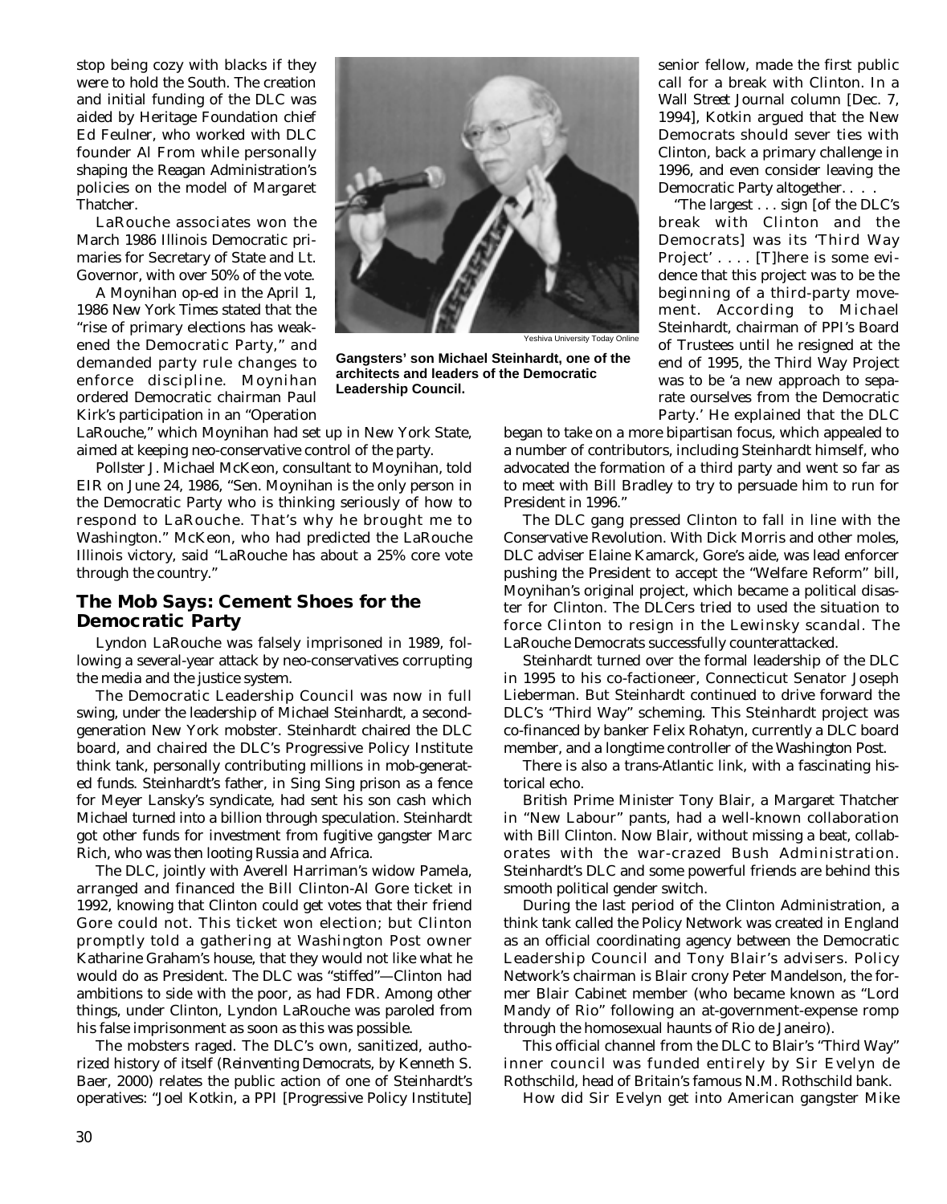stop being cozy with blacks if they were to hold the South. The creation and initial funding of the DLC was aided by Heritage Foundation chief Ed Feulner, who worked with DLC founder Al From while personally shaping the Reagan Administration's policies on the model of Margaret Thatcher.

LaRouche associates won the March 1986 Illinois Democratic primaries for Secretary of State and Lt. Governor, with over 50% of the vote.

A Moynihan op-ed in the April 1, 1986 *New York Times* stated that the "rise of primary elections has weakened the Democratic Party," and demanded party rule changes to enforce discipline. Moynihan ordered Democratic chairman Paul Kirk's participation in an "Operation LaRouche," which Moynihan had set up in New York State, aimed at keeping neo-conservative control of the party.

Pollster J. Michael McKeon, consultant to Moynihan, told EIR on June 24, 1986, "Sen. Moynihan is the only person in the Democratic Party who is thinking seriously of how to respond to LaRouche. That's why he brought me to Washington." McKeon, who had predicted the LaRouche Illinois victory, said "LaRouche has about a 25% core vote through the country."

Yeshiva University Today Online

**Gangsters' son Michael Steinhardt, one of the architects and leaders of the Democratic Leadership Council.**

## The Mob Says: Cement Shoes for the Democratic Party

Lyndon LaRouche was falsely imprisoned in 1989, following a several-year attack by neo-conservatives corrupting the media and the justice system.

The Democratic Leadership Council was now in full swing, under the leadership of Michael Steinhardt, a second-generation New York mobster. Steinhardt chaired the DLC board, and chaired the DLC's Progressive Policy Institute think tank, personally contributing millions in mob-generated funds. Steinhardt's father, in Sing Sing prison as a fence for Meyer Lansky's syndicate, had sent his son cash which Michael turned into a billion through speculation. Steinhardt got other funds for investment from fugitive gangster Marc Rich, who was then looting Russia and Africa.

The DLC, jointly with Averell Harriman's widow Pamela, arranged and financed the Bill Clinton-Al Gore ticket in 1992, knowing that Clinton could get votes that their friend Gore could not. This ticket won election; but Clinton promptly told a gathering at *Washington Post* owner Katharine Graham's house, that they would not like what he would do as President. The DLC was "stiffed"—Clinton had ambitions to side with the poor, as had FDR. Among other things, under Clinton, Lyndon LaRouche was paroled from his false imprisonment as soon as this was possible.

The mobsters raged. The DLC's own, sanitized, authorized history of itself (*Reinventing Democrats*, by Kenneth S. Baer, 2000) relates the public action of one of Steinhardt's operatives: "Joel Kotkin, a PPI [Progressive Policy Institute] senior fellow, made the first public call for a break with Clinton. In a *Wall Street Journal* column [Dec. 7, 1994], Kotkin argued that the New Democrats should sever ties with Clinton, back a primary challenge in 1996, and even consider leaving the Democratic Party altogether. . . .

"The largest . . . sign [of the DLC's break with Clinton and the Democrats] was its 'Third Way Project' . . . . [T]here is some evidence that this project was to be the beginning of a third-party movement. According to Michael Steinhardt, chairman of PPI's Board of Trustees until he resigned at the end of 1995, the Third Way Project was to be 'a new approach to separate ourselves from the Democratic Party.' He explained that the DLC began to take on a more bipartisan focus, which appealed to a number of contributors, including Steinhardt himself, who advocated the formation of a third party and went so far as to meet with Bill Bradley to try to persuade him to run for President in 1996."

The DLC gang pressed Clinton to fall in line with the Conservative Revolution. With Dick Morris and other moles, DLC adviser Elaine Kamarck, Gore's aide, was lead enforcer pushing the President to accept the "Welfare Reform" bill, Moynihan's original project, which became a political disaster for Clinton. The DLCers tried to used the situation to force Clinton to resign in the Lewinsky scandal. The LaRouche Democrats successfully counterattacked.

Steinhardt turned over the formal leadership of the DLC in 1995 to his co-factioneer, Connecticut Senator Joseph Lieberman. But Steinhardt continued to drive forward the DLC's "Third Way" scheming. This Steinhardt project was co-financed by banker Felix Rohatyn, currently a DLC board member, and a longtime controller of the *Washington Post*.

There is also a trans-Atlantic link, with a fascinating historical echo.

British Prime Minister Tony Blair, a Margaret Thatcher in "New Labour" pants, had a well-known collaboration with Bill Clinton. Now Blair, without missing a beat, collaborates with the war-crazed Bush Administration. Steinhardt's DLC and some powerful friends are behind this smooth political gender switch.

During the last period of the Clinton Administration, a think tank called the Policy Network was created in England as an official coordinating agency between the Democratic Leadership Council and Tony Blair's advisers. Policy Network's chairman is Blair crony Peter Mandelson, the former Blair Cabinet member (who became known as "Lord Mandy of Rio" following an at-government-expense romp through the homosexual haunts of Rio de Janeiro).

This official channel from the DLC to Blair's "Third Way" inner council was funded entirely by Sir Evelyn de Rothschild, head of Britain's famous N.M. Rothschild bank.

How did Sir Evelyn get into American gangster Mike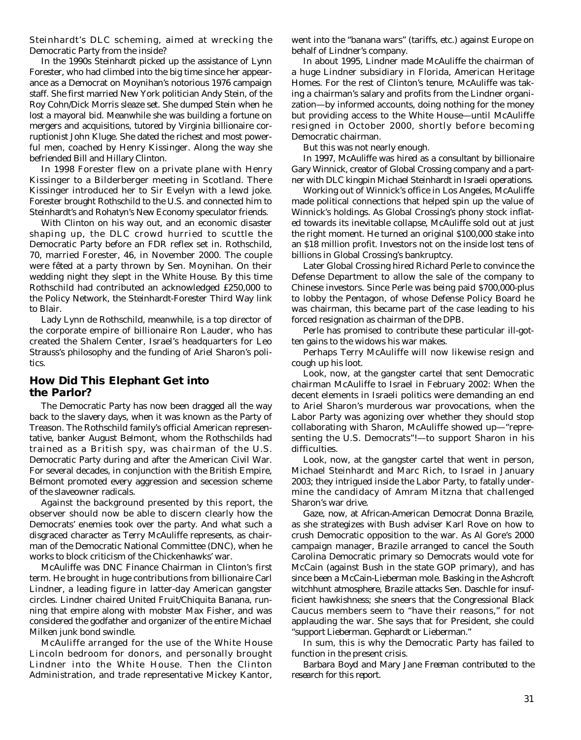Steinhardt's DLC scheming, aimed at wrecking the Democratic Party from the inside?

In the 1990s Steinhardt picked up the assistance of Lynn Forester, who had climbed into the big time since her appearance as a Democrat on Moynihan's notorious 1976 campaign staff. She first married New York politician Andy Stein, of the Roy Cohn/Dick Morris sleaze set. She dumped Stein when he lost a mayoral bid. Meanwhile she was building a fortune on mergers and acquisitions, tutored by Virginia billionaire corruptionist John Kluge. She dated the richest and most powerful men, coached by Henry Kissinger. Along the way she befriended Bill and Hillary Clinton.

In 1998 Forester flew on a private plane with Henry Kissinger to a Bilderberger meeting in Scotland. There Kissinger introduced her to Sir Evelyn with a lewd joke. Forester brought Rothschild to the U.S. and connected him to Steinhardt's and Rohatyn's New Economy speculator friends.

With Clinton on his way out, and an economic disaster shaping up, the DLC crowd hurried to scuttle the Democratic Party before an FDR reflex set in. Rothschild, 70, married Forester, 46, in November 2000. The couple were fêted at a party thrown by Sen. Moynihan. On their wedding night they slept in the White House. By this time Rothschild had contributed an acknowledged £250,000 to the Policy Network, the Steinhardt-Forester Third Way link to Blair.

Lady Lynn de Rothschild, meanwhile, is a top director of the corporate empire of billionaire Ron Lauder, who has created the Shalem Center, Israel's headquarters for Leo Strauss's philosophy and the funding of Ariel Sharon's politics.

## How Did This Elephant Get into the Parlor?

The Democratic Party has now been dragged all the way back to the slavery days, when it was known as the Party of Treason. The Rothschild family's official American representative, banker August Belmont, whom the Rothschilds had trained as a British spy, was chairman of the U.S. Democratic Party during and after the American Civil War. For several decades, in conjunction with the British Empire, Belmont promoted every aggression and secession scheme of the slaveowner radicals.

Against the background presented by this report, the observer should now be able to discern clearly how the Democrats' enemies took over the party. And what such a disgraced character as Terry McAuliffe represents, as chairman of the Democratic National Committee (DNC), when he works to block criticism of the Chickenhawks' war.

McAuliffe was DNC Finance Chairman in Clinton's first term. He brought in huge contributions from billionaire Carl Lindner, a leading figure in latter-day American gangster circles. Lindner chaired United Fruit/Chiquita Banana, running that empire along with mobster Max Fisher, and was considered the godfather and organizer of the entire Michael Milken junk bond swindle.

McAuliffe arranged for the use of the White House Lincoln bedroom for donors, and personally brought Lindner into the White House. Then the Clinton Administration, and trade representative Mickey Kantor, went into the "banana wars" (tariffs, etc.) against Europe on behalf of Lindner's company.

In about 1995, Lindner made McAuliffe the chairman of a huge Lindner subsidiary in Florida, American Heritage Homes. For the rest of Clinton's tenure, McAuliffe was taking a chairman's salary and profits from the Lindner organization—by informed accounts, doing nothing for the money but providing access to the White House—until McAuliffe resigned in October 2000, shortly before becoming Democratic chairman.

But this was not nearly enough.

In 1997, McAuliffe was hired as a consultant by billionaire Gary Winnick, creator of Global Crossing company and a partner with DLC kingpin Michael Steinhardt in Israeli operations.

Working out of Winnick's office in Los Angeles, McAuliffe made political connections that helped spin up the value of Winnick's holdings. As Global Crossing's phony stock inflated towards its inevitable collapse, McAuliffe sold out at just the right moment. He turned an original $100,000 stake into an $18 million profit. Investors not on the inside lost tens of billions in Global Crossing's bankruptcy.

Later Global Crossing hired Richard Perle to convince the Defense Department to allow the sale of the company to Chinese investors. Since Perle was being paid $700,000-plus to lobby the Pentagon, of whose Defense Policy Board he was chairman, this became part of the case leading to his forced resignation as chairman of the DPB.

Perle has promised to contribute these particular ill-gotten gains to the widows his war makes.

Perhaps Terry McAuliffe will now likewise resign and cough up his loot.

Look, now, at the gangster cartel that sent Democratic chairman McAuliffe to Israel in February 2002: When the decent elements in Israeli politics were demanding an end to Ariel Sharon's murderous war provocations, when the Labor Party was agonizing over whether they should stop collaborating with Sharon, McAuliffe showed up—"representing the U.S. Democrats"!—to support Sharon in his difficulties.

Look, now, at the gangster cartel that went in person, Michael Steinhardt and Marc Rich, to Israel in January 2003; they intrigued inside the Labor Party, to fatally undermine the candidacy of Amram Mitzna that challenged Sharon's war drive.

Gaze, now, at African-American Democrat Donna Brazile, as she strategizes with Bush adviser Karl Rove on how to crush Democratic opposition to the war. As Al Gore's 2000 campaign manager, Brazile arranged to cancel the South Carolina Democratic primary so Democrats would vote for McCain (against Bush in the state GOP primary), and has since been a McCain-Lieberman mole. Basking in the Ashcroft witchhunt atmosphere, Brazile attacks Sen. Daschle for insufficient hawkishness; she sneers that the Congressional Black Caucus members seem to "have their reasons," for not applauding the war. She says that for President, she could "support Lieberman. Gephardt or Lieberman."

In sum, this is why the Democratic Party has failed to function in the present crisis.

*Barbara Boyd and Mary Jane Freeman contributed to the research for this report.*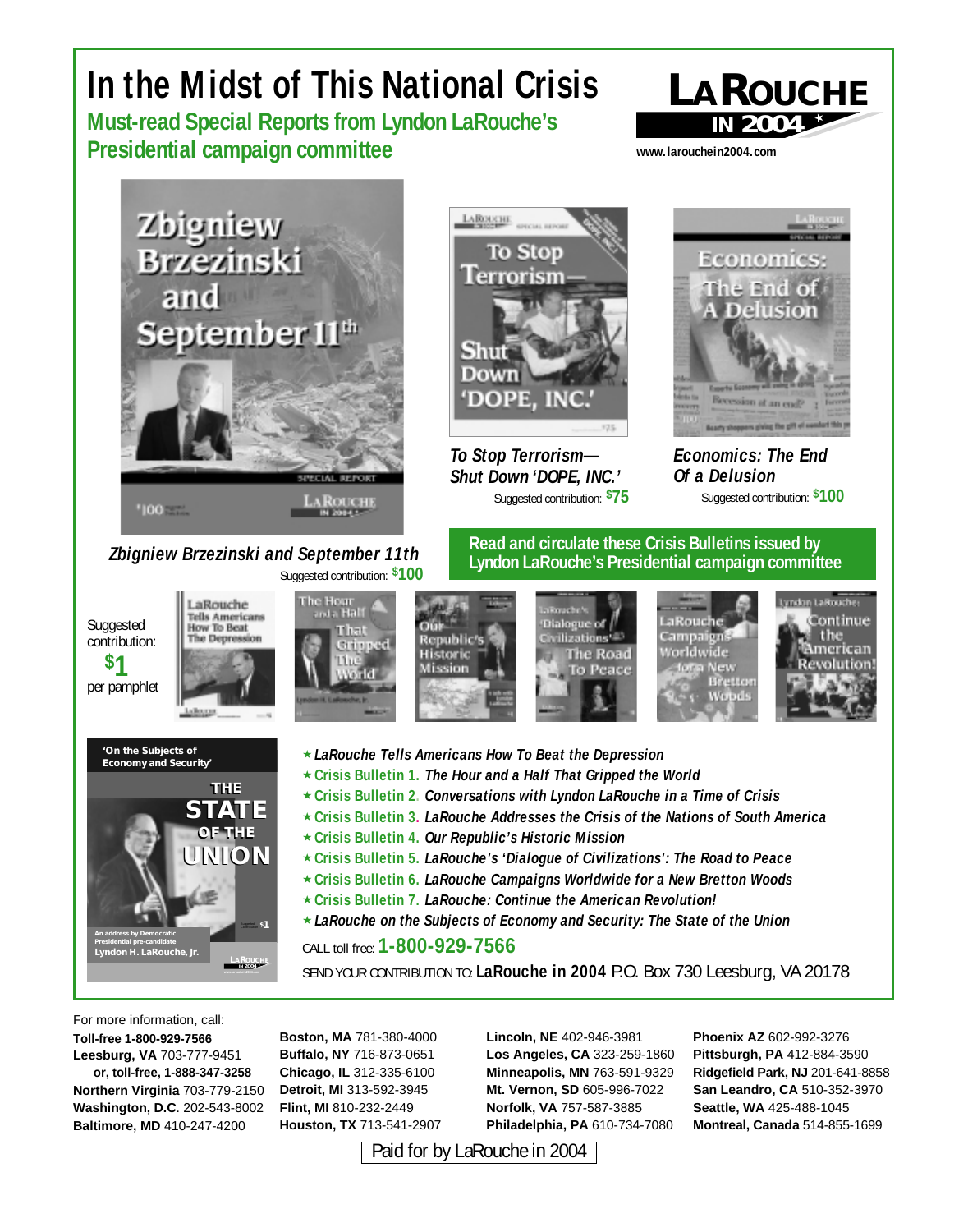# In the Midst of This National Crisis

**Must-read Special Reports from Lyndon LaRouche's Presidential campaign committee**

LAROUCHE IN 2004

www.larouchein2004.com

*Zbigniew Brzezinski and September 11th*
Suggested contribution: $100

*To Stop Terrorism— Shut Down 'DOPE, INC.'*
Suggested contribution: $75

*Economics: The End Of a Delusion*
Suggested contribution: $100

**Read and circulate these Crisis Bulletins issued by Lyndon LaRouche's Presidential campaign committee**

Suggested contribution: $1 per pamphlet

- *LaRouche Tells Americans How To Beat the Depression*
- Crisis Bulletin 1. *The Hour and a Half That Gripped the World*
- Crisis Bulletin 2. *Conversations with Lyndon LaRouche in a Time of Crisis*
- Crisis Bulletin 3. *LaRouche Addresses the Crisis of the Nations of South America*
- Crisis Bulletin 4. *Our Republic's Historic Mission*
- Crisis Bulletin 5. *LaRouche's 'Dialogue of Civilizations': The Road to Peace*
- Crisis Bulletin 6. *LaRouche Campaigns Worldwide for a New Bretton Woods*
- Crisis Bulletin 7. *LaRouche: Continue the American Revolution!*
- *LaRouche on the Subjects of Economy and Security: The State of the Union*

CALL toll free: **1-800-929-7566**

SEND YOUR CONTRIBUTION TO: **LaRouche in 2004** P.O. Box 730 Leesburg, VA 20178

For more information, call:

**Toll-free 1-800-929-7566**
**Leesburg, VA** 703-777-9451
**or, toll-free, 1-888-347-3258**
**Northern Virginia** 703-779-2150
**Washington, D.C**. 202-543-8002
**Baltimore, MD** 410-247-4200
**Boston, MA** 781-380-4000
**Buffalo, NY** 716-873-0651
**Chicago, IL** 312-335-6100
**Detroit, MI** 313-592-3945
**Flint, MI** 810-232-2449
**Houston, TX** 713-541-2907
**Lincoln, NE** 402-946-3981
**Los Angeles, CA** 323-259-1860
**Minneapolis, MN** 763-591-9329
**Mt. Vernon, SD** 605-996-7022
**Norfolk, VA** 757-587-3885
**Philadelphia, PA** 610-734-7080
**Phoenix AZ** 602-992-3276
**Pittsburgh, PA** 412-884-3590
**Ridgefield Park, NJ** 201-641-8858
**San Leandro, CA** 510-352-3970
**Seattle, WA** 425-488-1045
**Montreal, Canada** 514-855-1699

Paid for by LaRouche in 2004